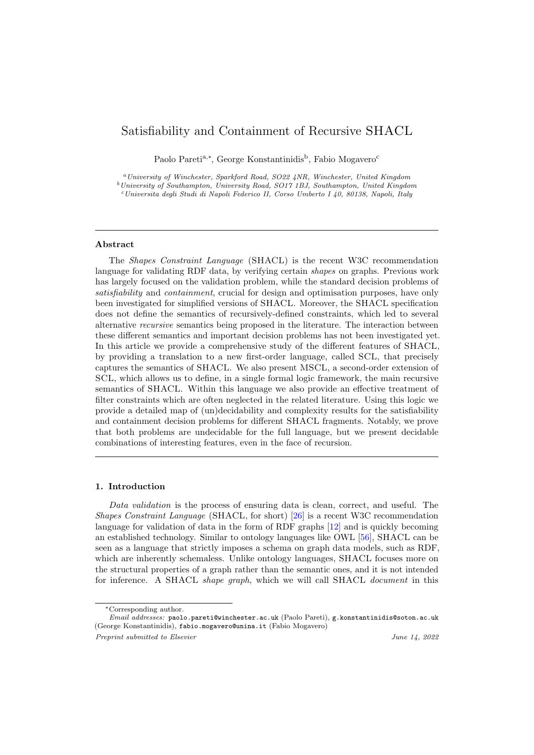# Satisfiability and Containment of Recursive SHACL

Paolo Pareti[a,*], George Konstantinidis[b], Fabio Mogavero[c]

[a] *University of Winchester, Sparkford Road, SO22 4NR, Winchester, United Kingdom*
[b] *University of Southampton, University Road, SO17 1BJ, Southampton, United Kingdom*
[c] *Universita degli Studi di Napoli Federico II, Corso Umberto I 40, 80138, Napoli, Italy*

---

## Abstract

The *Shapes Constraint Language* (SHACL) is the recent W3C recommendation language for validating RDF data, by verifying certain *shapes* on graphs. Previous work has largely focused on the validation problem, while the standard decision problems of *satisfiability* and *containment*, crucial for design and optimisation purposes, have only been investigated for simplified versions of SHACL. Moreover, the SHACL specification does not define the semantics of recursively-defined constraints, which led to several alternative *recursive* semantics being proposed in the literature. The interaction between these different semantics and important decision problems has not been investigated yet. In this article we provide a comprehensive study of the different features of SHACL, by providing a translation to a new first-order language, called SCL, that precisely captures the semantics of SHACL. We also present MSCL, a second-order extension of SCL, which allows us to define, in a single formal logic framework, the main recursive semantics of SHACL. Within this language we also provide an effective treatment of filter constraints which are often neglected in the related literature. Using this logic we provide a detailed map of (un)decidability and complexity results for the satisfiability and containment decision problems for different SHACL fragments. Notably, we prove that both problems are undecidable for the full language, but we present decidable combinations of interesting features, even in the face of recursion.

---

## 1. Introduction

*Data validation* is the process of ensuring data is clean, correct, and useful. The *Shapes Constraint Language* (SHACL, for short) [26] is a recent W3C recommendation language for validation of data in the form of RDF graphs [12] and is quickly becoming an established technology. Similar to ontology languages like OWL [56], SHACL can be seen as a language that strictly imposes a schema on graph data models, such as RDF, which are inherently schemaless. Unlike ontology languages, SHACL focuses more on the structural properties of a graph rather than the semantic ones, and it is not intended for inference. A SHACL *shape graph*, which we will call SHACL *document* in this

---

*Corresponding author.
*Email addresses:* paolo.pareti@winchester.ac.uk (Paolo Pareti), g.konstantinidis@soton.ac.uk (George Konstantinidis), fabio.mogavero@unina.it (Fabio Mogavero)

*Preprint submitted to Elsevier* — *June 14, 2022*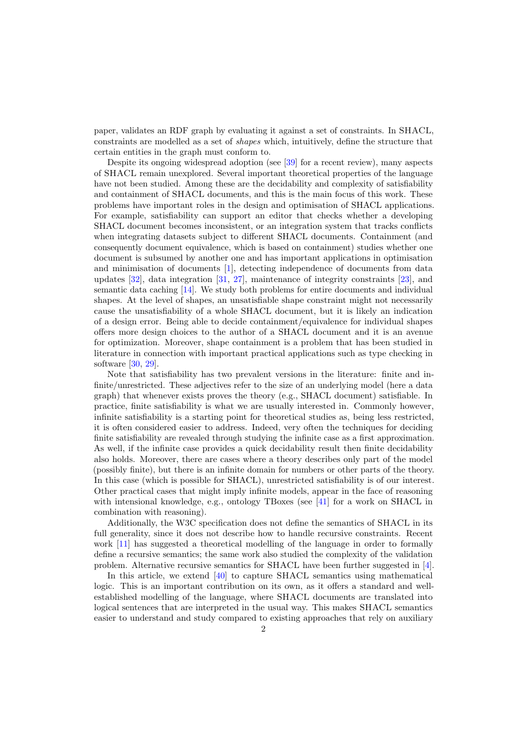paper, validates an RDF graph by evaluating it against a set of constraints. In SHACL, constraints are modelled as a set of *shapes* which, intuitively, define the structure that certain entities in the graph must conform to.

Despite its ongoing widespread adoption (see [39] for a recent review), many aspects of SHACL remain unexplored. Several important theoretical properties of the language have not been studied. Among these are the decidability and complexity of satisfiability and containment of SHACL documents, and this is the main focus of this work. These problems have important roles in the design and optimisation of SHACL applications. For example, satisfiability can support an editor that checks whether a developing SHACL document becomes inconsistent, or an integration system that tracks conflicts when integrating datasets subject to different SHACL documents. Containment (and consequently document equivalence, which is based on containment) studies whether one document is subsumed by another one and has important applications in optimisation and minimisation of documents [1], detecting independence of documents from data updates [32], data integration [31, 27], maintenance of integrity constraints [23], and semantic data caching [14]. We study both problems for entire documents and individual shapes. At the level of shapes, an unsatisfiable shape constraint might not necessarily cause the unsatisfiability of a whole SHACL document, but it is likely an indication of a design error. Being able to decide containment/equivalence for individual shapes offers more design choices to the author of a SHACL document and it is an avenue for optimization. Moreover, shape containment is a problem that has been studied in literature in connection with important practical applications such as type checking in software [30, 29].

Note that satisfiability has two prevalent versions in the literature: finite and infinite/unrestricted. These adjectives refer to the size of an underlying model (here a data graph) that whenever exists proves the theory (e.g., SHACL document) satisfiable. In practice, finite satisfiability is what we are usually interested in. Commonly however, infinite satisfiability is a starting point for theoretical studies as, being less restricted, it is often considered easier to address. Indeed, very often the techniques for deciding finite satisfiability are revealed through studying the infinite case as a first approximation. As well, if the infinite case provides a quick decidability result then finite decidability also holds. Moreover, there are cases where a theory describes only part of the model (possibly finite), but there is an infinite domain for numbers or other parts of the theory. In this case (which is possible for SHACL), unrestricted satisfiability is of our interest. Other practical cases that might imply infinite models, appear in the face of reasoning with intensional knowledge, e.g., ontology TBoxes (see [41] for a work on SHACL in combination with reasoning).

Additionally, the W3C specification does not define the semantics of SHACL in its full generality, since it does not describe how to handle recursive constraints. Recent work [11] has suggested a theoretical modelling of the language in order to formally define a recursive semantics; the same work also studied the complexity of the validation problem. Alternative recursive semantics for SHACL have been further suggested in [4].

In this article, we extend [40] to capture SHACL semantics using mathematical logic. This is an important contribution on its own, as it offers a standard and well-established modelling of the language, where SHACL documents are translated into logical sentences that are interpreted in the usual way. This makes SHACL semantics easier to understand and study compared to existing approaches that rely on auxiliary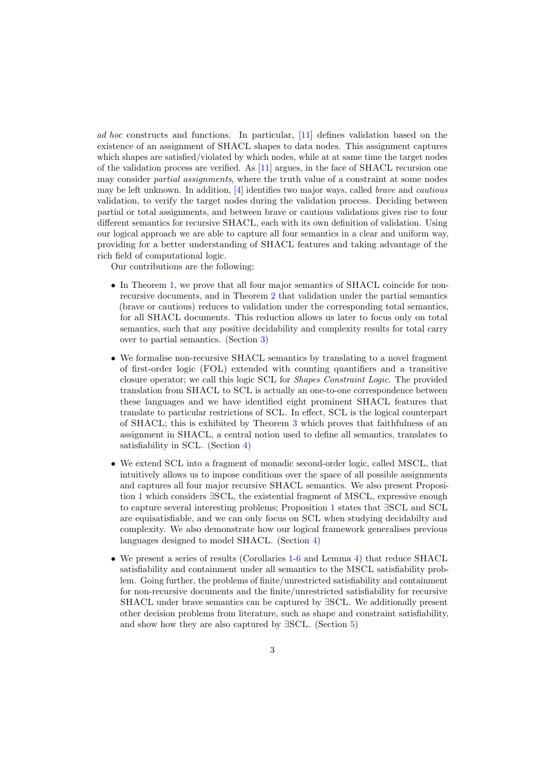*ad hoc* constructs and functions. In particular, [11] defines validation based on the existence of an assignment of SHACL shapes to data nodes. This assignment captures which shapes are satisfied/violated by which nodes, while at at same time the target nodes of the validation process are verified. As [11] argues, in the face of SHACL recursion one may consider *partial assignments*, where the truth value of a constraint at some nodes may be left unknown. In addition, [4] identifies two major ways, called *brave* and *cautious* validation, to verify the target nodes during the validation process. Deciding between partial or total assignments, and between brave or cautious validations gives rise to four different semantics for recursive SHACL, each with its own definition of validation. Using our logical approach we are able to capture all four semantics in a clear and uniform way, providing for a better understanding of SHACL features and taking advantage of the rich field of computational logic.

Our contributions are the following:

- In Theorem 1, we prove that all four major semantics of SHACL coincide for non-recursive documents, and in Theorem 2 that validation under the partial semantics (brave or cautious) reduces to validation under the corresponding total semantics, for all SHACL documents. This reduction allows us later to focus only on total semantics, such that any positive decidability and complexity results for total carry over to partial semantics. (Section 3)
- We formalise non-recursive SHACL semantics by translating to a novel fragment of first-order logic (FOL) extended with counting quantifiers and a transitive closure operator; we call this logic SCL for *Shapes Constraint Logic*. The provided translation from SHACL to SCL is actually an one-to-one correspondence between these languages and we have identified eight prominent SHACL features that translate to particular restrictions of SCL. In effect, SCL is the logical counterpart of SHACL; this is exhibited by Theorem 3 which proves that faithfulness of an assignment in SHACL, a central notion used to define all semantics, translates to satisfiability in SCL. (Section 4)
- We extend SCL into a fragment of monadic second-order logic, called MSCL, that intuitively allows us to impose conditions over the space of all possible assignments and captures all four major recursive SHACL semantics. We also present Proposition 1 which considers ∃SCL, the existential fragment of MSCL, expressive enough to capture several interesting problems; Proposition 1 states that ∃SCL and SCL are equisatisfiable, and we can only focus on SCL when studying decidabilty and complexity. We also demonstrate how our logical framework generalises previous languages designed to model SHACL. (Section 4)
- We present a series of results (Corollaries 1-6 and Lemma 4) that reduce SHACL satisfiability and containment under all semantics to the MSCL satisfiability problem. Going further, the problems of finite/unrestricted satisfiability and containment for non-recursive documents and the finite/unrestricted satisfiability for recursive SHACL under brave semantics can be captured by ∃SCL. We additionally present other decision problems from literature, such as shape and constraint satisfiability, and show how they are also captured by ∃SCL. (Section 5)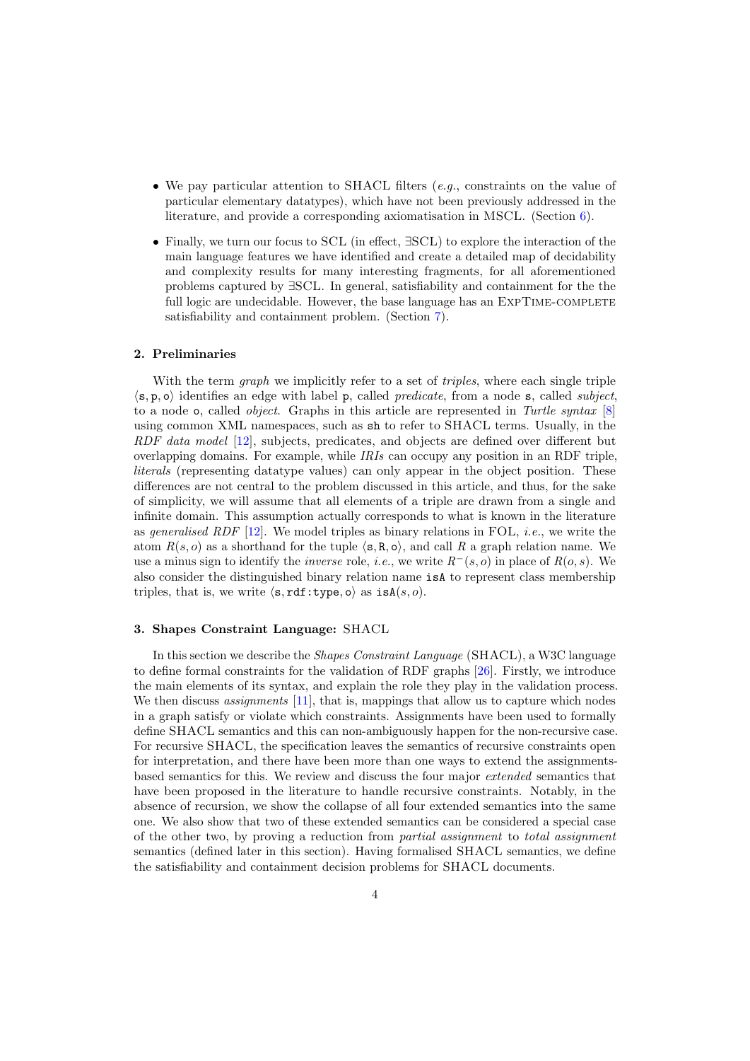- We pay particular attention to SHACL filters (*e.g.*, constraints on the value of particular elementary datatypes), which have not been previously addressed in the literature, and provide a corresponding axiomatisation in MSCL. (Section 6).
- Finally, we turn our focus to SCL (in effect, ∃SCL) to explore the interaction of the main language features we have identified and create a detailed map of decidability and complexity results for many interesting fragments, for all aforementioned problems captured by ∃SCL. In general, satisfiability and containment for the the full logic are undecidable. However, the base language has an ExpTime-complete satisfiability and containment problem. (Section 7).

## 2. Preliminaries

With the term *graph* we implicitly refer to a set of *triples*, where each single triple $\langle \mathtt{s}, \mathtt{p}, \mathtt{o} \rangle$ identifies an edge with label `p`, called *predicate*, from a node `s`, called *subject*, to a node `o`, called *object*. Graphs in this article are represented in *Turtle syntax* [8] using common XML namespaces, such as `sh` to refer to SHACL terms. Usually, in the *RDF data model* [12], subjects, predicates, and objects are defined over different but overlapping domains. For example, while *IRIs* can occupy any position in an RDF triple, *literals* (representing datatype values) can only appear in the object position. These differences are not central to the problem discussed in this article, and thus, for the sake of simplicity, we will assume that all elements of a triple are drawn from a single and infinite domain. This assumption actually corresponds to what is known in the literature as *generalised RDF* [12]. We model triples as binary relations in FOL, *i.e.*, we write the atom $R(s, o)$ as a shorthand for the tuple $\langle \mathtt{s}, \mathtt{R}, \mathtt{o} \rangle$, and call $R$ a graph relation name. We use a minus sign to identify the *inverse* role, *i.e.*, we write $R^{-}(s, o)$ in place of $R(o, s)$. We also consider the distinguished binary relation name `isA` to represent class membership triples, that is, we write $\langle \mathtt{s}, \mathtt{rdf{:}type}, \mathtt{o} \rangle$ as $\mathtt{isA}(s, o)$.

## 3. Shapes Constraint Language: SHACL

In this section we describe the *Shapes Constraint Language* (SHACL), a W3C language to define formal constraints for the validation of RDF graphs [26]. Firstly, we introduce the main elements of its syntax, and explain the role they play in the validation process. We then discuss *assignments* [11], that is, mappings that allow us to capture which nodes in a graph satisfy or violate which constraints. Assignments have been used to formally define SHACL semantics and this can non-ambiguously happen for the non-recursive case. For recursive SHACL, the specification leaves the semantics of recursive constraints open for interpretation, and there have been more than one ways to extend the assignments-based semantics for this. We review and discuss the four major *extended* semantics that have been proposed in the literature to handle recursive constraints. Notably, in the absence of recursion, we show the collapse of all four extended semantics into the same one. We also show that two of these extended semantics can be considered a special case of the other two, by proving a reduction from *partial assignment* to *total assignment* semantics (defined later in this section). Having formalised SHACL semantics, we define the satisfiability and containment decision problems for SHACL documents.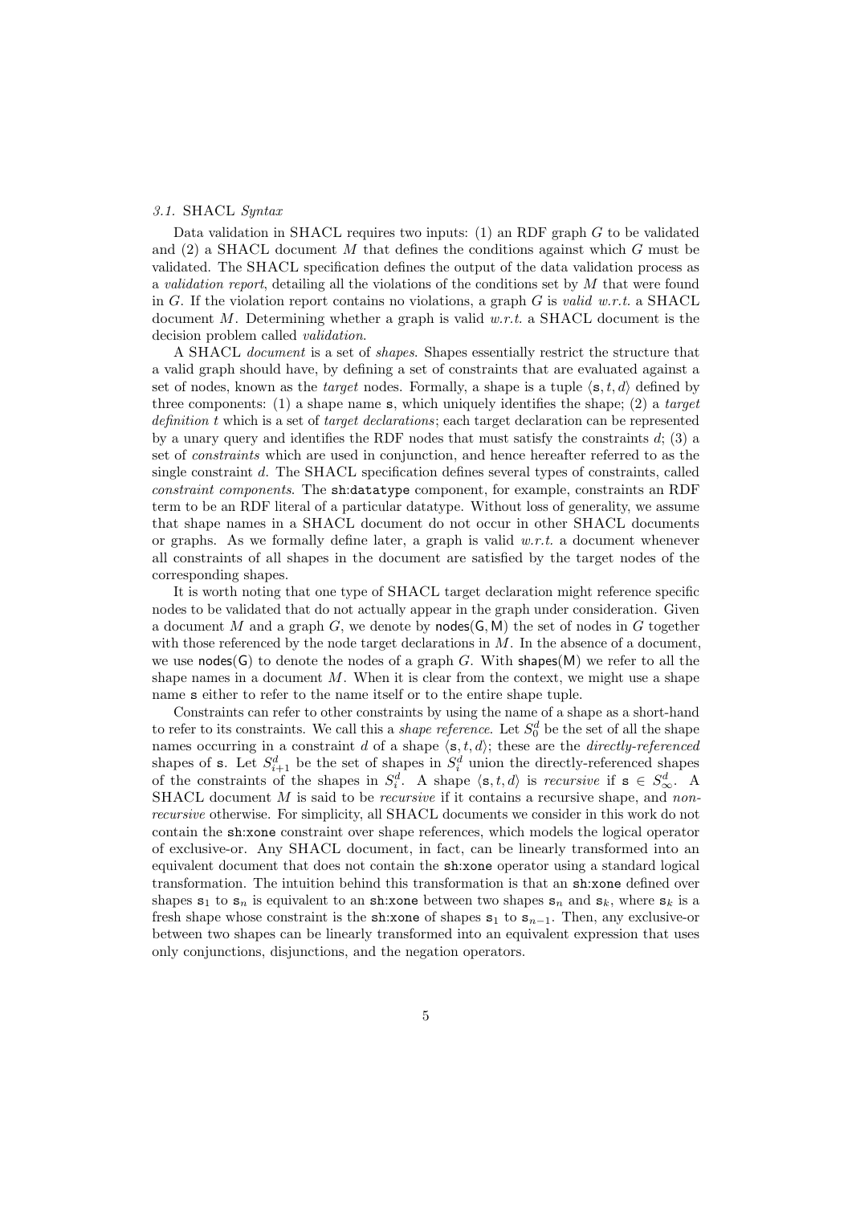### *3.1.* SHACL *Syntax*

Data validation in SHACL requires two inputs: (1) an RDF graph $G$ to be validated and (2) a SHACL document $M$ that defines the conditions against which $G$ must be validated. The SHACL specification defines the output of the data validation process as a *validation report*, detailing all the violations of the conditions set by $M$ that were found in $G$. If the violation report contains no violations, a graph $G$ is *valid w.r.t.* a SHACL document $M$. Determining whether a graph is valid *w.r.t.* a SHACL document is the decision problem called *validation*.

A SHACL *document* is a set of *shapes*. Shapes essentially restrict the structure that a valid graph should have, by defining a set of constraints that are evaluated against a set of nodes, known as the *target* nodes. Formally, a shape is a tuple $\langle \mathtt{s}, t, d \rangle$ defined by three components: (1) a shape name $\mathtt{s}$, which uniquely identifies the shape; (2) a *target definition* $t$ which is a set of *target declarations*; each target declaration can be represented by a unary query and identifies the RDF nodes that must satisfy the constraints $d$; (3) a set of *constraints* which are used in conjunction, and hence hereafter referred to as the single constraint $d$. The SHACL specification defines several types of constraints, called *constraint components*. The `sh:datatype` component, for example, constraints an RDF term to be an RDF literal of a particular datatype. Without loss of generality, we assume that shape names in a SHACL document do not occur in other SHACL documents or graphs. As we formally define later, a graph is valid *w.r.t.* a document whenever all constraints of all shapes in the document are satisfied by the target nodes of the corresponding shapes.

It is worth noting that one type of SHACL target declaration might reference specific nodes to be validated that do not actually appear in the graph under consideration. Given a document $M$ and a graph $G$, we denote by $\mathsf{nodes}(\mathsf{G}, \mathsf{M})$ the set of nodes in $G$ together with those referenced by the node target declarations in $M$. In the absence of a document, we use $\mathsf{nodes}(\mathsf{G})$ to denote the nodes of a graph $G$. With $\mathsf{shapes}(\mathsf{M})$ we refer to all the shape names in a document $M$. When it is clear from the context, we might use a shape name $\mathtt{s}$ either to refer to the name itself or to the entire shape tuple.

Constraints can refer to other constraints by using the name of a shape as a short-hand to refer to its constraints. We call this a *shape reference*. Let $S_0^d$ be the set of all the shape names occurring in a constraint $d$ of a shape $\langle \mathtt{s}, t, d \rangle$; these are the *directly-referenced* shapes of $\mathtt{s}$. Let $S_{i+1}^d$ be the set of shapes in $S_i^d$ union the directly-referenced shapes of the constraints of the shapes in $S_i^d$. A shape $\langle \mathtt{s}, t, d \rangle$ is *recursive* if $\mathtt{s} \in S_\infty^d$. A SHACL document $M$ is said to be *recursive* if it contains a recursive shape, and *non-recursive* otherwise. For simplicity, all SHACL documents we consider in this work do not contain the `sh:xone` constraint over shape references, which models the logical operator of exclusive-or. Any SHACL document, in fact, can be linearly transformed into an equivalent document that does not contain the `sh:xone` operator using a standard logical transformation. The intuition behind this transformation is that an `sh:xone` defined over shapes $\mathtt{s}_1$ to $\mathtt{s}_n$ is equivalent to an `sh:xone` between two shapes $\mathtt{s}_n$ and $\mathtt{s}_k$, where $\mathtt{s}_k$ is a fresh shape whose constraint is the `sh:xone` of shapes $\mathtt{s}_1$ to $\mathtt{s}_{n-1}$. Then, any exclusive-or between two shapes can be linearly transformed into an equivalent expression that uses only conjunctions, disjunctions, and the negation operators.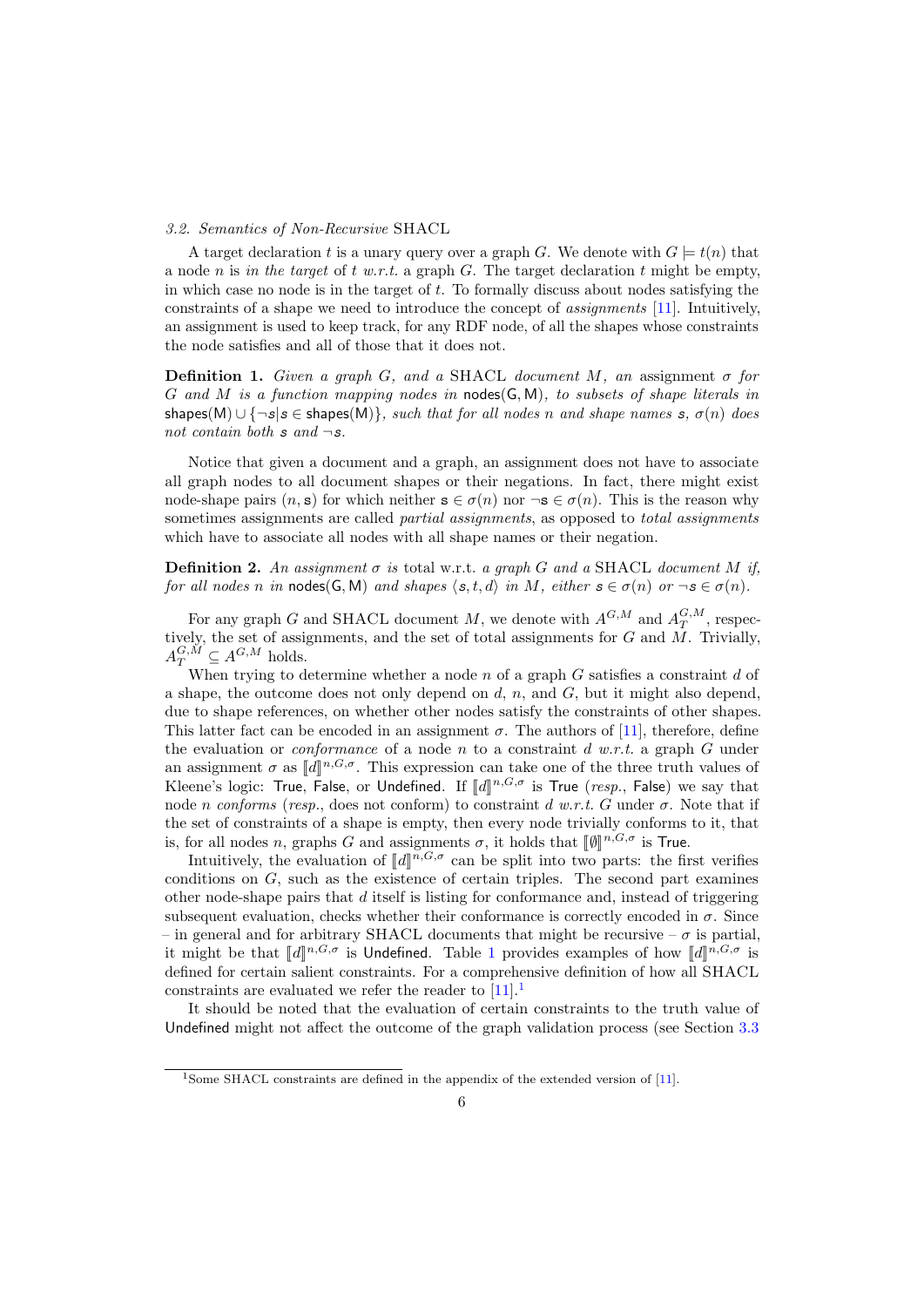### 3.2. Semantics of Non-Recursive SHACL

A target declaration $t$ is a unary query over a graph $G$. We denote with $G \models t(n)$ that a node $n$ is *in the target* of $t$ *w.r.t.* a graph $G$. The target declaration $t$ might be empty, in which case no node is in the target of $t$. To formally discuss about nodes satisfying the constraints of a shape we need to introduce the concept of *assignments* [11]. Intuitively, an assignment is used to keep track, for any RDF node, of all the shapes whose constraints the node satisfies and all of those that it does not.

**Definition 1.** *Given a graph $G$, and a* SHACL *document $M$, an* assignment *$\sigma$ for $G$ and $M$ is a function mapping nodes in $\mathsf{nodes(G, M)}$, to subsets of shape literals in $\mathsf{shapes(M)} \cup \{\neg \mathsf{s} | \mathsf{s} \in \mathsf{shapes(M)}\}$, such that for all nodes $n$ and shape names $\mathsf{s}$, $\sigma(n)$ does not contain both $\mathsf{s}$ and $\neg \mathsf{s}$.*

Notice that given a document and a graph, an assignment does not have to associate all graph nodes to all document shapes or their negations. In fact, there might exist node-shape pairs $(n, \mathsf{s})$ for which neither $\mathsf{s} \in \sigma(n)$ nor $\neg \mathsf{s} \in \sigma(n)$. This is the reason why sometimes assignments are called *partial assignments*, as opposed to *total assignments* which have to associate all nodes with all shape names or their negation.

**Definition 2.** *An assignment $\sigma$ is* total w.r.t. *a graph $G$ and a* SHACL *document $M$ if, for all nodes $n$ in $\mathsf{nodes(G, M)}$ and shapes $\langle \mathsf{s}, t, d\rangle$ in $M$, either $\mathsf{s} \in \sigma(n)$ or $\neg \mathsf{s} \in \sigma(n)$.*

For any graph $G$ and SHACL document $M$, we denote with $A^{G,M}$ and $A_T^{G,M}$, respectively, the set of assignments, and the set of total assignments for $G$ and $M$. Trivially, $A_T^{G,M} \subseteq A^{G,M}$ holds.

When trying to determine whether a node $n$ of a graph $G$ satisfies a constraint $d$ of a shape, the outcome does not only depend on $d$, $n$, and $G$, but it might also depend, due to shape references, on whether other nodes satisfy the constraints of other shapes. This latter fact can be encoded in an assignment $\sigma$. The authors of [11], therefore, define the evaluation or *conformance* of a node $n$ to a constraint $d$ *w.r.t.* a graph $G$ under an assignment $\sigma$ as $[\![d]\!]^{n,G,\sigma}$. This expression can take one of the three truth values of Kleene's logic: $\mathsf{True}$, $\mathsf{False}$, or $\mathsf{Undefined}$. If $[\![d]\!]^{n,G,\sigma}$ is $\mathsf{True}$ (*resp.*, $\mathsf{False}$) we say that node $n$ *conforms* (*resp.*, does not conform) to constraint $d$ *w.r.t.* $G$ under $\sigma$. Note that if the set of constraints of a shape is empty, then every node trivially conforms to it, that is, for all nodes $n$, graphs $G$ and assignments $\sigma$, it holds that $[\![\emptyset]\!]^{n,G,\sigma}$ is $\mathsf{True}$.

Intuitively, the evaluation of $[\![d]\!]^{n,G,\sigma}$ can be split into two parts: the first verifies conditions on $G$, such as the existence of certain triples. The second part examines other node-shape pairs that $d$ itself is listing for conformance and, instead of triggering subsequent evaluation, checks whether their conformance is correctly encoded in $\sigma$. Since – in general and for arbitrary SHACL documents that might be recursive – $\sigma$ is partial, it might be that $[\![d]\!]^{n,G,\sigma}$ is $\mathsf{Undefined}$. Table 1 provides examples of how $[\![d]\!]^{n,G,\sigma}$ is defined for certain salient constraints. For a comprehensive definition of how all SHACL constraints are evaluated we refer the reader to [11].[1]

It should be noted that the evaluation of certain constraints to the truth value of $\mathsf{Undefined}$ might not affect the outcome of the graph validation process (see Section 3.3

[1] Some SHACL constraints are defined in the appendix of the extended version of [11].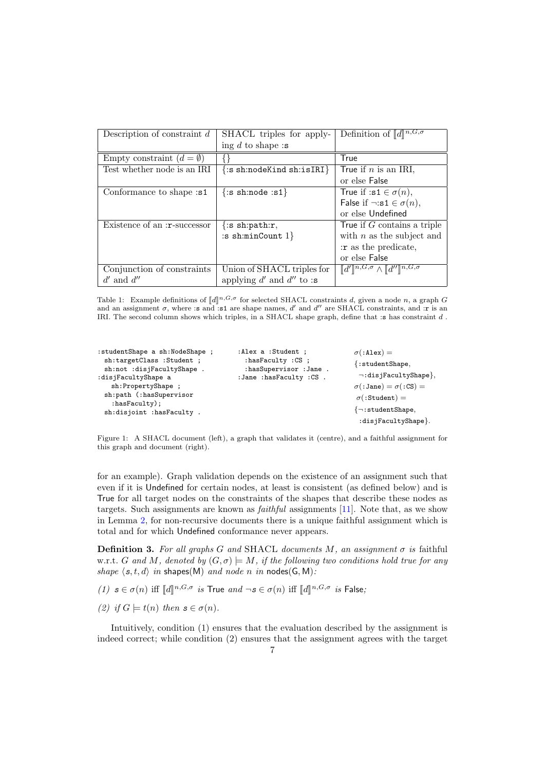| Description of constraint $d$ | SHACL triples for applying $d$ to shape :s | Definition of $[\![d]\!]^{n,G,\sigma}$ |
|---|---|---|
| Empty constraint ($d = \emptyset$) | {} | True |
| Test whether node is an IRI | {:s sh:nodeKind sh:isIRI} | True if $n$ is an IRI, or else False |
| Conformance to shape :s1 | {:s sh:node :s1} | True if :s1 $\in \sigma(n)$, False if $\neg$:s1 $\in \sigma(n)$, or else Undefined |
| Existence of an :r-successor | {:s sh:path:r, :s sh:minCount 1} | True if $G$ contains a triple with $n$ as the subject and :r as the predicate, or else False |
| Conjunction of constraints $d'$ and $d''$ | Union of SHACL triples for applying $d'$ and $d''$ to :s | $[\![d']\!]^{n,G,\sigma} \wedge [\![d'']\!]^{n,G,\sigma}$ |

Table 1: Example definitions of $[\![d]\!]^{n,G,\sigma}$ for selected SHACL constraints $d$, given a node $n$, a graph $G$ and an assignment $\sigma$, where :s and :s1 are shape names, $d'$ and $d''$ are SHACL constraints, and :r is an IRI. The second column shows which triples, in a SHACL shape graph, define that :s has constraint $d$ .

```
:studentShape a sh:NodeShape ;
  sh:targetClass :Student ;
  sh:not :disjFacultyShape .
:disjFacultyShape a
    sh:PropertyShape ;
  sh:path (:hasSupervisor
    :hasFaculty);
  sh:disjoint :hasFaculty .
```

```
:Alex a :Student ;
  :hasFaculty :CS ;
  :hasSupervisor :Jane .
:Jane :hasFaculty :CS .
```

$\sigma$(:Alex) = {:studentShape, $\neg$:disjFacultyShape},
$\sigma$(:Jane) = $\sigma$(:CS) = $\sigma$(:Student) = {$\neg$:studentShape, :disjFacultyShape}.

Figure 1: A SHACL document (left), a graph that validates it (centre), and a faithful assignment for this graph and document (right).

for an example). Graph validation depends on the existence of an assignment such that even if it is Undefined for certain nodes, at least is consistent (as defined below) and is True for all target nodes on the constraints of the shapes that describe these nodes as targets. Such assignments are known as *faithful* assignments [11]. Note that, as we show in Lemma 2, for non-recursive documents there is a unique faithful assignment which is total and for which Undefined conformance never appears.

**Definition 3.** *For all graphs $G$ and* SHACL *documents $M$, an assignment $\sigma$ is* faithful *w.r.t. $G$ and $M$, denoted by $(G, \sigma) \models M$, if the following two conditions hold true for any shape $\langle s, t, d\rangle$ in* shapes(M) *and node $n$ in* nodes(G, M)*:*

*(1) $s \in \sigma(n)$ iff $[\![d]\!]^{n,G,\sigma}$ is* True *and $\neg s \in \sigma(n)$ iff $[\![d]\!]^{n,G,\sigma}$ is* False*;*

*(2) if $G \models t(n)$ then $s \in \sigma(n)$.*

Intuitively, condition (1) ensures that the evaluation described by the assignment is indeed correct; while condition (2) ensures that the assignment agrees with the target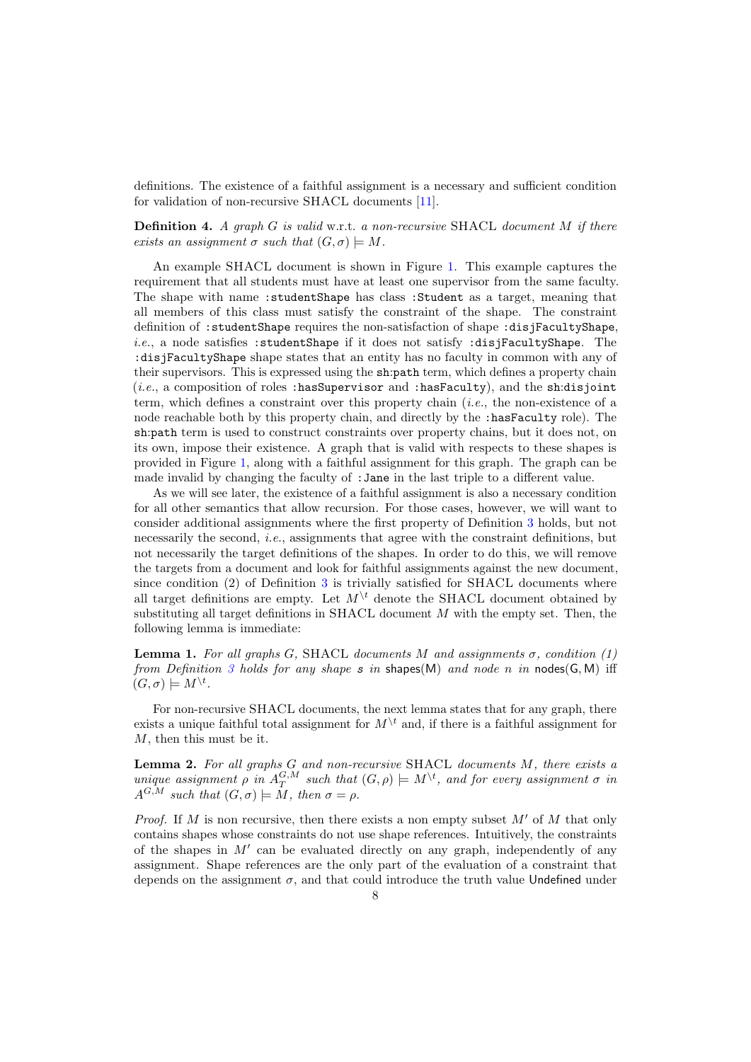definitions. The existence of a faithful assignment is a necessary and sufficient condition for validation of non-recursive SHACL documents [11].

**Definition 4.** *A graph $G$ is valid* w.r.t. *a non-recursive* SHACL *document $M$ if there exists an assignment $\sigma$ such that $(G, \sigma) \models M$.*

An example SHACL document is shown in Figure 1. This example captures the requirement that all students must have at least one supervisor from the same faculty. The shape with name `:studentShape` has class `:Student` as a target, meaning that all members of this class must satisfy the constraint of the shape. The constraint definition of `:studentShape` requires the non-satisfaction of shape `:disjFacultyShape`, *i.e.*, a node satisfies `:studentShape` if it does not satisfy `:disjFacultyShape`. The `:disjFacultyShape` shape states that an entity has no faculty in common with any of their supervisors. This is expressed using the `sh:path` term, which defines a property chain (*i.e.*, a composition of roles `:hasSupervisor` and `:hasFaculty`), and the `sh:disjoint` term, which defines a constraint over this property chain (*i.e.*, the non-existence of a node reachable both by this property chain, and directly by the `:hasFaculty` role). The `sh:path` term is used to construct constraints over property chains, but it does not, on its own, impose their existence. A graph that is valid with respects to these shapes is provided in Figure 1, along with a faithful assignment for this graph. The graph can be made invalid by changing the faculty of `:Jane` in the last triple to a different value.

As we will see later, the existence of a faithful assignment is also a necessary condition for all other semantics that allow recursion. For those cases, however, we will want to consider additional assignments where the first property of Definition 3 holds, but not necessarily the second, *i.e.*, assignments that agree with the constraint definitions, but not necessarily the target definitions of the shapes. In order to do this, we will remove the targets from a document and look for faithful assignments against the new document, since condition (2) of Definition 3 is trivially satisfied for SHACL documents where all target definitions are empty. Let $M^{\setminus t}$ denote the SHACL document obtained by substituting all target definitions in SHACL document $M$ with the empty set. Then, the following lemma is immediate:

**Lemma 1.** *For all graphs $G$,* SHACL *documents $M$ and assignments $\sigma$, condition (1) from Definition 3 holds for any shape $s$ in $\mathsf{shapes(M)}$ and node $n$ in $\mathsf{nodes(G, M)}$ iff $(G, \sigma) \models M^{\setminus t}$.*

For non-recursive SHACL documents, the next lemma states that for any graph, there exists a unique faithful total assignment for $M^{\setminus t}$ and, if there is a faithful assignment for $M$, then this must be it.

**Lemma 2.** *For all graphs $G$ and non-recursive* SHACL *documents $M$, there exists a unique assignment $\rho$ in $A_T^{G,M}$ such that $(G, \rho) \models M^{\setminus t}$, and for every assignment $\sigma$ in $A^{G,M}$ such that $(G, \sigma) \models M$, then $\sigma = \rho$.*

*Proof.* If $M$ is non recursive, then there exists a non empty subset $M'$ of $M$ that only contains shapes whose constraints do not use shape references. Intuitively, the constraints of the shapes in $M'$ can be evaluated directly on any graph, independently of any assignment. Shape references are the only part of the evaluation of a constraint that depends on the assignment $\sigma$, and that could introduce the truth value $\mathsf{Undefined}$ under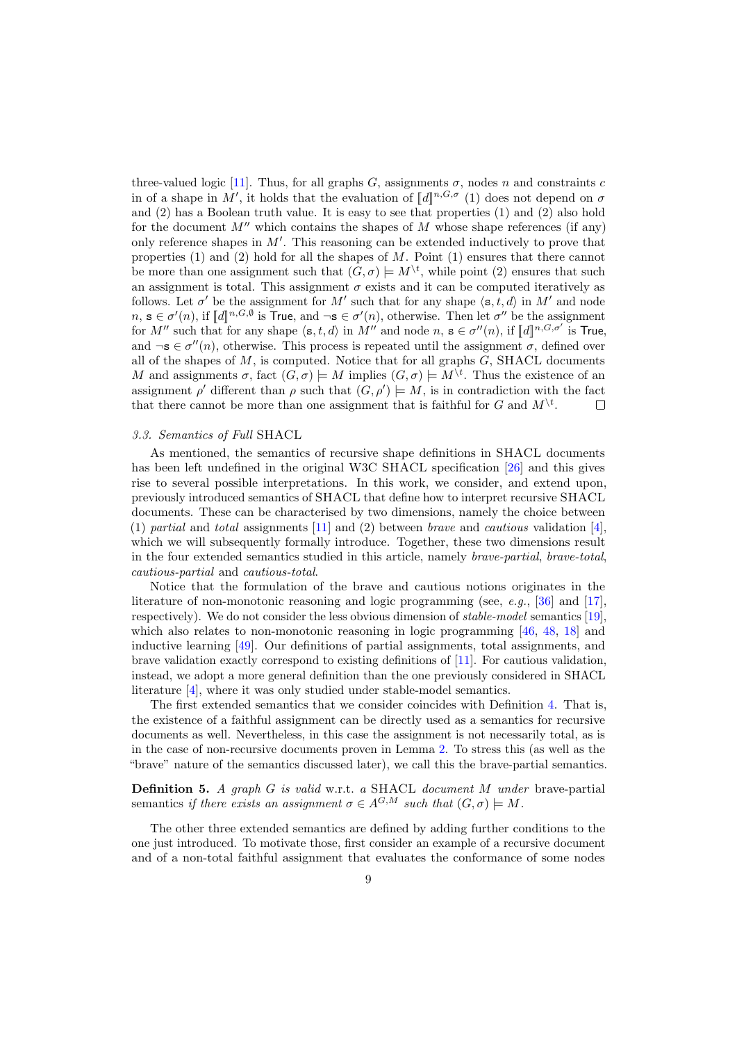three-valued logic [11]. Thus, for all graphs $G$, assignments $\sigma$, nodes $n$ and constraints $c$ in of a shape in $M'$, it holds that the evaluation of $[\![d]\!]^{n,G,\sigma}$ (1) does not depend on $\sigma$ and (2) has a Boolean truth value. It is easy to see that properties (1) and (2) also hold for the document $M''$ which contains the shapes of $M$ whose shape references (if any) only reference shapes in $M'$. This reasoning can be extended inductively to prove that properties (1) and (2) hold for all the shapes of $M$. Point (1) ensures that there cannot be more than one assignment such that $(G, \sigma) \models M^{\setminus t}$, while point (2) ensures that such an assignment is total. This assignment $\sigma$ exists and it can be computed iteratively as follows. Let $\sigma'$ be the assignment for $M'$ such that for any shape $\langle \mathsf{s}, t, d\rangle$ in $M'$ and node $n$, $\mathsf{s} \in \sigma'(n)$, if $[\![d]\!]^{n,G,\emptyset}$ is $\mathsf{True}$, and $\neg\mathsf{s} \in \sigma'(n)$, otherwise. Then let $\sigma''$ be the assignment for $M''$ such that for any shape $\langle \mathsf{s}, t, d\rangle$ in $M''$ and node $n$, $\mathsf{s} \in \sigma''(n)$, if $[\![d]\!]^{n,G,\sigma'}$ is $\mathsf{True}$, and $\neg\mathsf{s} \in \sigma''(n)$, otherwise. This process is repeated until the assignment $\sigma$, defined over all of the shapes of $M$, is computed. Notice that for all graphs $G$, SHACL documents $M$ and assignments $\sigma$, fact $(G, \sigma) \models M$ implies $(G, \sigma) \models M^{\setminus t}$. Thus the existence of an assignment $\rho'$ different than $\rho$ such that $(G, \rho') \models M$, is in contradiction with the fact that there cannot be more than one assignment that is faithful for $G$ and $M^{\setminus t}$. □

### 3.3. Semantics of *Full* SHACL

As mentioned, the semantics of recursive shape definitions in SHACL documents has been left undefined in the original W3C SHACL specification [26] and this gives rise to several possible interpretations. In this work, we consider, and extend upon, previously introduced semantics of SHACL that define how to interpret recursive SHACL documents. These can be characterised by two dimensions, namely the choice between (1) *partial* and *total* assignments [11] and (2) between *brave* and *cautious* validation [4], which we will subsequently formally introduce. Together, these two dimensions result in the four extended semantics studied in this article, namely *brave-partial*, *brave-total*, *cautious-partial* and *cautious-total*.

Notice that the formulation of the brave and cautious notions originates in the literature of non-monotonic reasoning and logic programming (see, *e.g.*, [36] and [17], respectively). We do not consider the less obvious dimension of *stable-model* semantics [19], which also relates to non-monotonic reasoning in logic programming [46, 48, 18] and inductive learning [49]. Our definitions of partial assignments, total assignments, and brave validation exactly correspond to existing definitions of [11]. For cautious validation, instead, we adopt a more general definition than the one previously considered in SHACL literature [4], where it was only studied under stable-model semantics.

The first extended semantics that we consider coincides with Definition 4. That is, the existence of a faithful assignment can be directly used as a semantics for recursive documents as well. Nevertheless, in this case the assignment is not necessarily total, as is in the case of non-recursive documents proven in Lemma 2. To stress this (as well as the "brave" nature of the semantics discussed later), we call this the brave-partial semantics.

**Definition 5.** *A graph $G$ is valid* w.r.t. *a* SHACL *document $M$ under* brave-partial semantics *if there exists an assignment $\sigma \in A^{G,M}$ such that $(G, \sigma) \models M$.*

The other three extended semantics are defined by adding further conditions to the one just introduced. To motivate those, first consider an example of a recursive document and of a non-total faithful assignment that evaluates the conformance of some nodes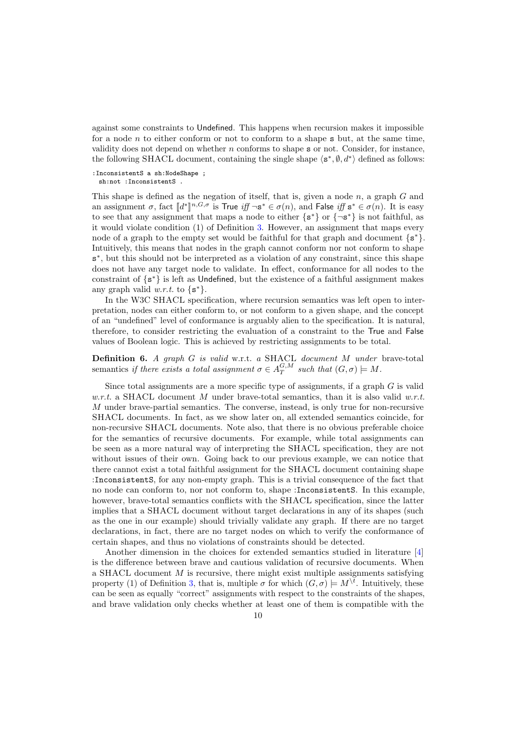against some constraints to Undefined. This happens when recursion makes it impossible for a node $n$ to either conform or not to conform to a shape s but, at the same time, validity does not depend on whether $n$ conforms to shape s or not. Consider, for instance, the following SHACL document, containing the single shape $\langle \mathtt{s}^*, \emptyset, d^* \rangle$ defined as follows:

```
:InconsistentS a sh:NodeShape ;
  sh:not :InconsistentS .
```

This shape is defined as the negation of itself, that is, given a node $n$, a graph $G$ and an assignment $\sigma$, fact $[\![d^*]\!]^{n,G,\sigma}$ is True *iff* $\neg \mathtt{s}^* \in \sigma(n)$, and False *iff* $\mathtt{s}^* \in \sigma(n)$. It is easy to see that any assignment that maps a node to either $\{\mathtt{s}^*\}$ or $\{\neg\mathtt{s}^*\}$ is not faithful, as it would violate condition (1) of Definition 3. However, an assignment that maps every node of a graph to the empty set would be faithful for that graph and document $\{\mathtt{s}^*\}$. Intuitively, this means that nodes in the graph cannot conform nor not conform to shape $\mathtt{s}^*$, but this should not be interpreted as a violation of any constraint, since this shape does not have any target node to validate. In effect, conformance for all nodes to the constraint of $\{\mathtt{s}^*\}$ is left as Undefined, but the existence of a faithful assignment makes any graph valid *w.r.t.* to $\{\mathtt{s}^*\}$.

In the W3C SHACL specification, where recursion semantics was left open to interpretation, nodes can either conform to, or not conform to a given shape, and the concept of an "undefined" level of conformance is arguably alien to the specification. It is natural, therefore, to consider restricting the evaluation of a constraint to the True and False values of Boolean logic. This is achieved by restricting assignments to be total.

**Definition 6.** *A graph $G$ is valid* w.r.t. *a* SHACL *document $M$ under* brave-total semantics *if there exists a total assignment $\sigma \in A_T^{G,M}$ such that $(G, \sigma) \models M$.*

Since total assignments are a more specific type of assignments, if a graph $G$ is valid *w.r.t.* a SHACL document $M$ under brave-total semantics, than it is also valid *w.r.t.* $M$ under brave-partial semantics. The converse, instead, is only true for non-recursive SHACL documents. In fact, as we show later on, all extended semantics coincide, for non-recursive SHACL documents. Note also, that there is no obvious preferable choice for the semantics of recursive documents. For example, while total assignments can be seen as a more natural way of interpreting the SHACL specification, they are not without issues of their own. Going back to our previous example, we can notice that there cannot exist a total faithful assignment for the SHACL document containing shape :InconsistentS, for any non-empty graph. This is a trivial consequence of the fact that no node can conform to, nor not conform to, shape :InconsistentS. In this example, however, brave-total semantics conflicts with the SHACL specification, since the latter implies that a SHACL document without target declarations in any of its shapes (such as the one in our example) should trivially validate any graph. If there are no target declarations, in fact, there are no target nodes on which to verify the conformance of certain shapes, and thus no violations of constraints should be detected.

Another dimension in the choices for extended semantics studied in literature [4] is the difference between brave and cautious validation of recursive documents. When a SHACL document $M$ is recursive, there might exist multiple assignments satisfying property (1) of Definition 3, that is, multiple $\sigma$ for which $(G, \sigma) \models M^{\setminus t}$. Intuitively, these can be seen as equally "correct" assignments with respect to the constraints of the shapes, and brave validation only checks whether at least one of them is compatible with the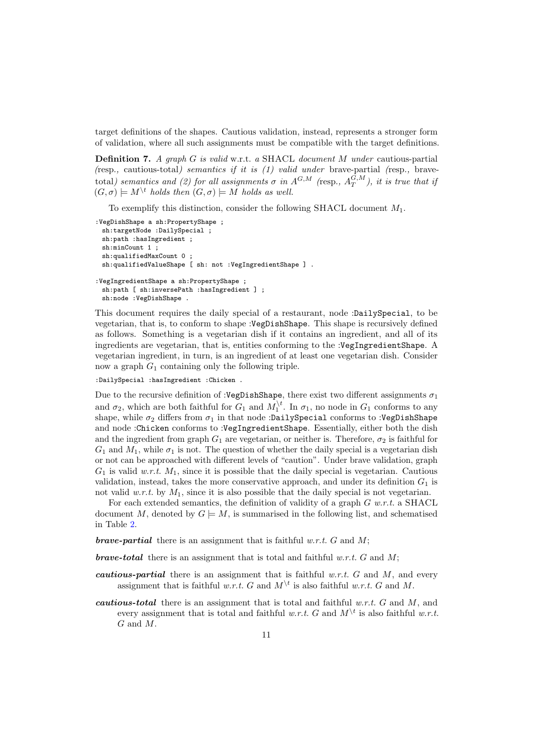target definitions of the shapes. Cautious validation, instead, represents a stronger form of validation, where all such assignments must be compatible with the target definitions.

**Definition 7.** *A graph $G$ is valid* w.r.t. *a* SHACL *document $M$ under* cautious-partial *(*resp.*,* cautious-total*) semantics if it is (1) valid under* brave-partial *(*resp.*,* brave-total*) semantics and (2) for all assignments $\sigma$ in $A^{G,M}$ (*resp.*, $A_T^{G,M}$), it is true that if $(G, \sigma) \models M^{\setminus t}$ holds then $(G, \sigma) \models M$ holds as well.*

To exemplify this distinction, consider the following SHACL document $M_1$.

```
:VegDishShape a sh:PropertyShape ;
  sh:targetNode :DailySpecial ;
  sh:path :hasIngredient ;
  sh:minCount 1 ;
  sh:qualifiedMaxCount 0 ;
  sh:qualifiedValueShape [ sh: not :VegIngredientShape ] .

:VegIngredientShape a sh:PropertyShape ;
  sh:path [ sh:inversePath :hasIngredient ] ;
  sh:node :VegDishShape .
```

This document requires the daily special of a restaurant, node `:DailySpecial`, to be vegetarian, that is, to conform to shape `:VegDishShape`. This shape is recursively defined as follows. Something is a vegetarian dish if it contains an ingredient, and all of its ingredients are vegetarian, that is, entities conforming to the `:VegIngredientShape`. A vegetarian ingredient, in turn, is an ingredient of at least one vegetarian dish. Consider now a graph $G_1$ containing only the following triple.

```
:DailySpecial :hasIngredient :Chicken .
```

Due to the recursive definition of `:VegDishShape`, there exist two different assignments $\sigma_1$ and $\sigma_2$, which are both faithful for $G_1$ and $M_1^{\setminus t}$. In $\sigma_1$, no node in $G_1$ conforms to any shape, while $\sigma_2$ differs from $\sigma_1$ in that node `:DailySpecial` conforms to `:VegDishShape` and node `:Chicken` conforms to `:VegIngredientShape`. Essentially, either both the dish and the ingredient from graph $G_1$ are vegetarian, or neither is. Therefore, $\sigma_2$ is faithful for $G_1$ and $M_1$, while $\sigma_1$ is not. The question of whether the daily special is a vegetarian dish or not can be approached with different levels of "caution". Under brave validation, graph $G_1$ is valid *w.r.t.* $M_1$, since it is possible that the daily special is vegetarian. Cautious validation, instead, takes the more conservative approach, and under its definition $G_1$ is not valid *w.r.t.* by $M_1$, since it is also possible that the daily special is not vegetarian.

For each extended semantics, the definition of validity of a graph $G$ *w.r.t.* a SHACL document $M$, denoted by $G \models M$, is summarised in the following list, and schematised in Table 2.

- ***brave-partial*** there is an assignment that is faithful *w.r.t.* $G$ and $M$;
- ***brave-total*** there is an assignment that is total and faithful *w.r.t.* $G$ and $M$;
- ***cautious-partial*** there is an assignment that is faithful *w.r.t.* $G$ and $M$, and every assignment that is faithful *w.r.t.* $G$ and $M^{\setminus t}$ is also faithful *w.r.t.* $G$ and $M$.
- ***cautious-total*** there is an assignment that is total and faithful *w.r.t.* $G$ and $M$, and every assignment that is total and faithful *w.r.t.* $G$ and $M^{\setminus t}$ is also faithful *w.r.t.* $G$ and $M$.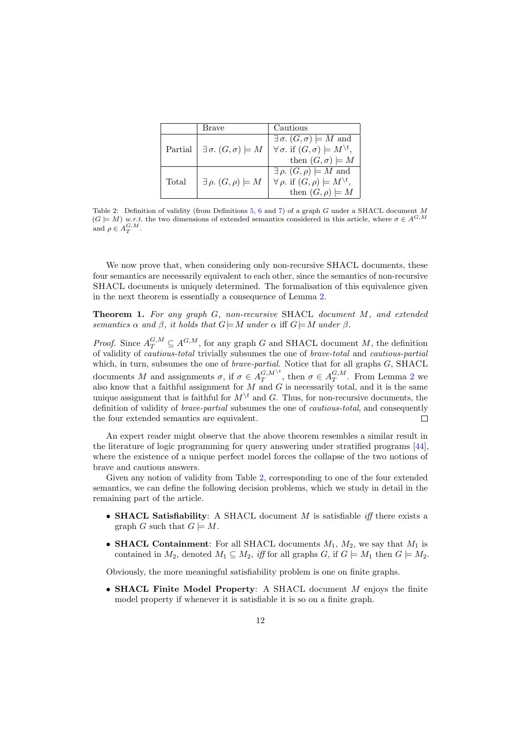| | Brave | Cautious |
|---|---|---|
| Partial | $\exists\,\sigma.\ (G,\sigma) \models M$ | $\exists\,\sigma.\ (G,\sigma) \models M$ and $\forall\,\sigma.$ if $(G,\sigma) \models M^{\setminus t}$, then $(G,\sigma) \models M$ |
| Total | $\exists\,\rho.\ (G,\rho) \models M$ | $\exists\,\rho.\ (G,\rho) \models M$ and $\forall\,\rho.$ if $(G,\rho) \models M^{\setminus t}$, then $(G,\rho) \models M$ |

Table 2: Definition of validity (from Definitions 5, 6 and 7) of a graph $G$ under a SHACL document $M$ ($G \models M$) *w.r.t.* the two dimensions of extended semantics considered in this article, where $\sigma \in A^{G,M}$ and $\rho \in A_T^{G,M}$.

We now prove that, when considering only non-recursive SHACL documents, these four semantics are necessarily equivalent to each other, since the semantics of non-recursive SHACL documents is uniquely determined. The formalisation of this equivalence given in the next theorem is essentially a consequence of Lemma 2.

**Theorem 1.** *For any graph $G$, non-recursive* SHACL *document $M$, and extended semantics $\alpha$ and $\beta$, it holds that $G \models M$ under $\alpha$* iff *$G \models M$ under $\beta$.*

*Proof.* Since $A_T^{G,M} \subseteq A^{G,M}$, for any graph $G$ and SHACL document $M$, the definition of validity of *cautious-total* trivially subsumes the one of *brave-total* and *cautious-partial* which, in turn, subsumes the one of *brave-partial*. Notice that for all graphs $G$, SHACL documents $M$ and assignments $\sigma$, if $\sigma \in A_T^{G,M^{\setminus t}}$, then $\sigma \in A_T^{G,M}$. From Lemma 2 we also know that a faithful assignment for $M$ and $G$ is necessarily total, and it is the same unique assignment that is faithful for $M^{\setminus t}$ and $G$. Thus, for non-recursive documents, the definition of validity of *brave-partial* subsumes the one of *cautious-total*, and consequently the four extended semantics are equivalent. □

An expert reader might observe that the above theorem resembles a similar result in the literature of logic programming for query answering under stratified programs [44], where the existence of a unique perfect model forces the collapse of the two notions of brave and cautious answers.

Given any notion of validity from Table 2, corresponding to one of the four extended semantics, we can define the following decision problems, which we study in detail in the remaining part of the article.

- **SHACL Satisfiability**: A SHACL document $M$ is satisfiable *iff* there exists a graph $G$ such that $G \models M$.
- **SHACL Containment**: For all SHACL documents $M_1$, $M_2$, we say that $M_1$ is contained in $M_2$, denoted $M_1 \subseteq M_2$, *iff* for all graphs $G$, if $G \models M_1$ then $G \models M_2$.

Obviously, the more meaningful satisfiability problem is one on finite graphs.

- **SHACL Finite Model Property**: A SHACL document $M$ enjoys the finite model property if whenever it is satisfiable it is so on a finite graph.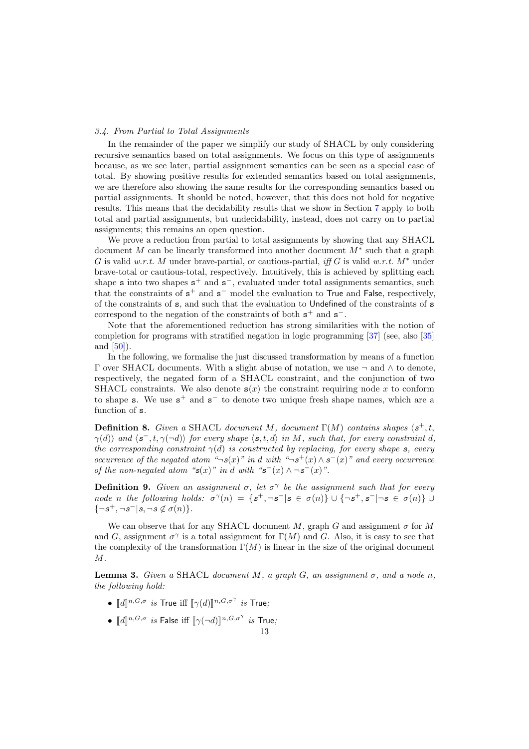### 3.4. From Partial to Total Assignments

In the remainder of the paper we simplify our study of SHACL by only considering recursive semantics based on total assignments. We focus on this type of assignments because, as we see later, partial assignment semantics can be seen as a special case of total. By showing positive results for extended semantics based on total assignments, we are therefore also showing the same results for the corresponding semantics based on partial assignments. It should be noted, however, that this does not hold for negative results. This means that the decidability results that we show in Section 7 apply to both total and partial assignments, but undecidability, instead, does not carry on to partial assignments; this remains an open question.

We prove a reduction from partial to total assignments by showing that any SHACL document $M$ can be linearly transformed into another document $M^*$ such that a graph $G$ is valid *w.r.t.* $M$ under brave-partial, or cautious-partial, *iff* $G$ is valid *w.r.t.* $M^*$ under brave-total or cautious-total, respectively. Intuitively, this is achieved by splitting each shape $\mathsf{s}$ into two shapes $\mathsf{s}^+$ and $\mathsf{s}^-$, evaluated under total assignments semantics, such that the constraints of $\mathsf{s}^+$ and $\mathsf{s}^-$ model the evaluation to True and False, respectively, of the constraints of $\mathsf{s}$, and such that the evaluation to Undefined of the constraints of $\mathsf{s}$ correspond to the negation of the constraints of both $\mathsf{s}^+$ and $\mathsf{s}^-$.

Note that the aforementioned reduction has strong similarities with the notion of completion for programs with stratified negation in logic programming [37] (see, also [35] and [50]).

In the following, we formalise the just discussed transformation by means of a function $\Gamma$ over SHACL documents. With a slight abuse of notation, we use $\neg$ and $\wedge$ to denote, respectively, the negated form of a SHACL constraint, and the conjunction of two SHACL constraints. We also denote $\mathsf{s}(x)$ the constraint requiring node $x$ to conform to shape $\mathsf{s}$. We use $\mathsf{s}^+$ and $\mathsf{s}^-$ to denote two unique fresh shape names, which are a function of $\mathsf{s}$.

**Definition 8.** *Given a* SHACL *document $M$, document $\Gamma(M)$ contains shapes $\langle \mathsf{s}^+, t, \gamma(d)\rangle$ and $\langle \mathsf{s}^-, t, \gamma(\neg d)\rangle$ for every shape $\langle \mathsf{s}, t, d\rangle$ in $M$, such that, for every constraint $d$, the corresponding constraint $\gamma(d)$ is constructed by replacing, for every shape $\mathsf{s}$, every occurrence of the negated atom "$\neg\mathsf{s}(x)$" in $d$ with "$\neg\mathsf{s}^+(x) \wedge \mathsf{s}^-(x)$" and every occurrence of the non-negated atom "$\mathsf{s}(x)$" in $d$ with "$\mathsf{s}^+(x) \wedge \neg\mathsf{s}^-(x)$".*

**Definition 9.** *Given an assignment $\sigma$, let $\sigma^\gamma$ be the assignment such that for every node $n$ the following holds: $\sigma^\gamma(n) = \{\mathsf{s}^+, \neg\mathsf{s}^- | \mathsf{s} \in \sigma(n)\} \cup \{\neg\mathsf{s}^+, \mathsf{s}^- | \neg\mathsf{s} \in \sigma(n)\} \cup \{\neg\mathsf{s}^+, \neg\mathsf{s}^- | \mathsf{s}, \neg\mathsf{s} \notin \sigma(n)\}$.*

We can observe that for any SHACL document $M$, graph $G$ and assignment $\sigma$ for $M$ and $G$, assignment $\sigma^\gamma$ is a total assignment for $\Gamma(M)$ and $G$. Also, it is easy to see that the complexity of the transformation $\Gamma(M)$ is linear in the size of the original document $M$.

**Lemma 3.** *Given a* SHACL *document $M$, a graph $G$, an assignment $\sigma$, and a node $n$, the following hold:*

- $[\![d]\!]^{n,G,\sigma}$ *is* True *iff* $[\![\gamma(d)]\!]^{n,G,\sigma^\gamma}$ *is* True*;*
- $[\![d]\!]^{n,G,\sigma}$ *is* False *iff* $[\![\gamma(\neg d)]\!]^{n,G,\sigma^\gamma}$ *is* True*;*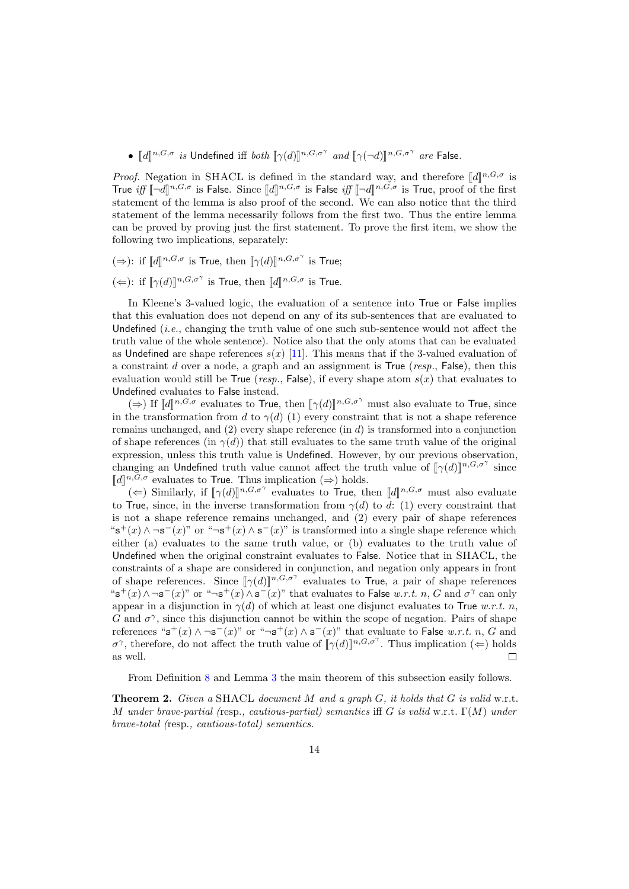- $[\![d]\!]^{n,G,\sigma}$ *is* Undefined *iff both* $[\![\gamma(d)]\!]^{n,G,\sigma^\gamma}$ *and* $[\![\gamma(\neg d)]\!]^{n,G,\sigma^\gamma}$ *are* False.

*Proof.* Negation in SHACL is defined in the standard way, and therefore $[\![d]\!]^{n,G,\sigma}$ is True *iff* $[\![\neg d]\!]^{n,G,\sigma}$ is False. Since $[\![d]\!]^{n,G,\sigma}$ is False *iff* $[\![\neg d]\!]^{n,G,\sigma}$ is True, proof of the first statement of the lemma is also proof of the second. We can also notice that the third statement of the lemma necessarily follows from the first two. Thus the entire lemma can be proved by proving just the first statement. To prove the first item, we show the following two implications, separately:

($\Rightarrow$): if $[\![d]\!]^{n,G,\sigma}$ is True, then $[\![\gamma(d)]\!]^{n,G,\sigma^\gamma}$ is True;

($\Leftarrow$): if $[\![\gamma(d)]\!]^{n,G,\sigma^\gamma}$ is True, then $[\![d]\!]^{n,G,\sigma}$ is True.

In Kleene's 3-valued logic, the evaluation of a sentence into True or False implies that this evaluation does not depend on any of its sub-sentences that are evaluated to Undefined (*i.e.*, changing the truth value of one such sub-sentence would not affect the truth value of the whole sentence). Notice also that the only atoms that can be evaluated as Undefined are shape references $s(x)$ [11]. This means that if the 3-valued evaluation of a constraint $d$ over a node, a graph and an assignment is True (*resp.*, False), then this evaluation would still be True (*resp.*, False), if every shape atom $s(x)$ that evaluates to Undefined evaluates to False instead.

($\Rightarrow$) If $[\![d]\!]^{n,G,\sigma}$ evaluates to True, then $[\![\gamma(d)]\!]^{n,G,\sigma^\gamma}$ must also evaluate to True, since in the transformation from $d$ to $\gamma(d)$ (1) every constraint that is not a shape reference remains unchanged, and (2) every shape reference (in $d$) is transformed into a conjunction of shape references (in $\gamma(d)$) that still evaluates to the same truth value of the original expression, unless this truth value is Undefined. However, by our previous observation, changing an Undefined truth value cannot affect the truth value of $[\![\gamma(d)]\!]^{n,G,\sigma^\gamma}$ since $[\![d]\!]^{n,G,\sigma}$ evaluates to True. Thus implication ($\Rightarrow$) holds.

($\Leftarrow$) Similarly, if $[\![\gamma(d)]\!]^{n,G,\sigma^\gamma}$ evaluates to True, then $[\![d]\!]^{n,G,\sigma}$ must also evaluate to True, since, in the inverse transformation from $\gamma(d)$ to $d$: (1) every constraint that is not a shape reference remains unchanged, and (2) every pair of shape references "$\mathsf{s}^+(x) \wedge \neg \mathsf{s}^-(x)$" or "$\neg \mathsf{s}^+(x) \wedge \mathsf{s}^-(x)$" is transformed into a single shape reference which either (a) evaluates to the same truth value, or (b) evaluates to the truth value of Undefined when the original constraint evaluates to False. Notice that in SHACL, the constraints of a shape are considered in conjunction, and negation only appears in front of shape references. Since $[\![\gamma(d)]\!]^{n,G,\sigma^\gamma}$ evaluates to True, a pair of shape references "$\mathsf{s}^+(x) \wedge \neg \mathsf{s}^-(x)$" or "$\neg \mathsf{s}^+(x) \wedge \mathsf{s}^-(x)$" that evaluates to False *w.r.t.* $n$, $G$ and $\sigma^\gamma$ can only appear in a disjunction in $\gamma(d)$ of which at least one disjunct evaluates to True *w.r.t.* $n$, $G$ and $\sigma^\gamma$, since this disjunction cannot be within the scope of negation. Pairs of shape references "$\mathsf{s}^+(x) \wedge \neg \mathsf{s}^-(x)$" or "$\neg \mathsf{s}^+(x) \wedge \mathsf{s}^-(x)$" that evaluate to False *w.r.t.* $n$, $G$ and $\sigma^\gamma$, therefore, do not affect the truth value of $[\![\gamma(d)]\!]^{n,G,\sigma^\gamma}$. Thus implication ($\Leftarrow$) holds as well. $\square$

From Definition 8 and Lemma 3 the main theorem of this subsection easily follows.

**Theorem 2.** *Given a* SHACL *document* $M$ *and a graph* $G$*, it holds that* $G$ *is valid* w.r.t. $M$ *under brave-partial (*resp.*, cautious-partial) semantics* iff $G$ *is valid* w.r.t. $\Gamma(M)$ *under brave-total (*resp.*, cautious-total) semantics.*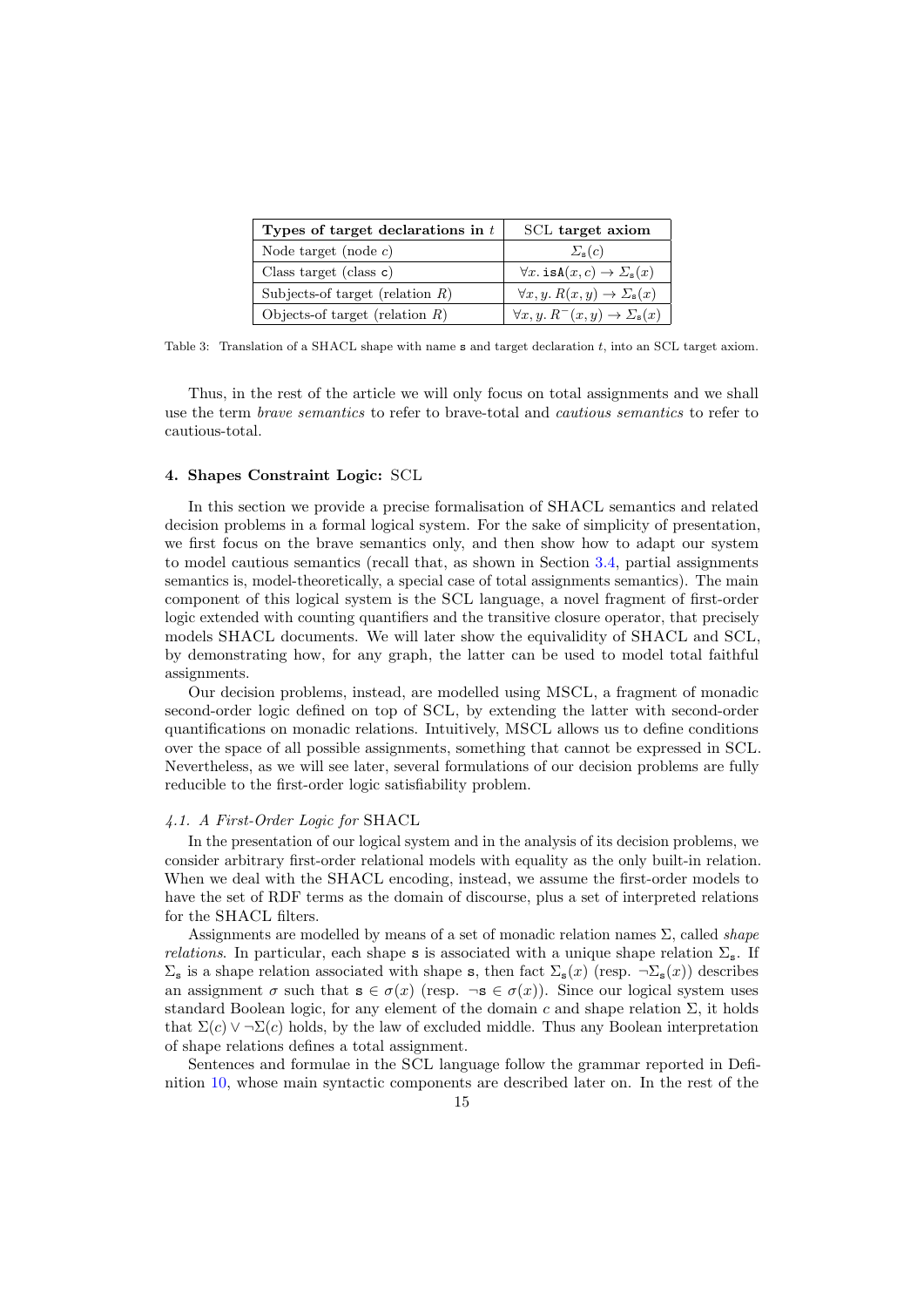| Types of target declarations in $t$ | SCL target axiom |
| --- | --- |
| Node target (node $c$) | $\Sigma_{\mathtt{s}}(c)$ |
| Class target (class $\mathtt{c}$) | $\forall x.\, \mathtt{isA}(x, c) \to \Sigma_{\mathtt{s}}(x)$ |
| Subjects-of target (relation $R$) | $\forall x, y.\, R(x, y) \to \Sigma_{\mathtt{s}}(x)$ |
| Objects-of target (relation $R$) | $\forall x, y.\, R^{-}(x, y) \to \Sigma_{\mathtt{s}}(x)$ |

Table 3: Translation of a SHACL shape with name $\mathtt{s}$ and target declaration $t$, into an SCL target axiom.

Thus, in the rest of the article we will only focus on total assignments and we shall use the term *brave semantics* to refer to brave-total and *cautious semantics* to refer to cautious-total.

## 4. Shapes Constraint Logic: SCL

In this section we provide a precise formalisation of SHACL semantics and related decision problems in a formal logical system. For the sake of simplicity of presentation, we first focus on the brave semantics only, and then show how to adapt our system to model cautious semantics (recall that, as shown in Section 3.4, partial assignments semantics is, model-theoretically, a special case of total assignments semantics). The main component of this logical system is the SCL language, a novel fragment of first-order logic extended with counting quantifiers and the transitive closure operator, that precisely models SHACL documents. We will later show the equivalidity of SHACL and SCL, by demonstrating how, for any graph, the latter can be used to model total faithful assignments.

Our decision problems, instead, are modelled using MSCL, a fragment of monadic second-order logic defined on top of SCL, by extending the latter with second-order quantifications on monadic relations. Intuitively, MSCL allows us to define conditions over the space of all possible assignments, something that cannot be expressed in SCL. Nevertheless, as we will see later, several formulations of our decision problems are fully reducible to the first-order logic satisfiability problem.

### 4.1. A First-Order Logic for SHACL

In the presentation of our logical system and in the analysis of its decision problems, we consider arbitrary first-order relational models with equality as the only built-in relation. When we deal with the SHACL encoding, instead, we assume the first-order models to have the set of RDF terms as the domain of discourse, plus a set of interpreted relations for the SHACL filters.

Assignments are modelled by means of a set of monadic relation names $\Sigma$, called *shape relations*. In particular, each shape $\mathtt{s}$ is associated with a unique shape relation $\Sigma_{\mathtt{s}}$. If $\Sigma_{\mathtt{s}}$ is a shape relation associated with shape $\mathtt{s}$, then fact $\Sigma_{\mathtt{s}}(x)$ (resp. $\neg\Sigma_{\mathtt{s}}(x)$) describes an assignment $\sigma$ such that $\mathtt{s} \in \sigma(x)$ (resp. $\neg\mathtt{s} \in \sigma(x)$). Since our logical system uses standard Boolean logic, for any element of the domain $c$ and shape relation $\Sigma$, it holds that $\Sigma(c) \vee \neg\Sigma(c)$ holds, by the law of excluded middle. Thus any Boolean interpretation of shape relations defines a total assignment.

Sentences and formulae in the SCL language follow the grammar reported in Definition 10, whose main syntactic components are described later on. In the rest of the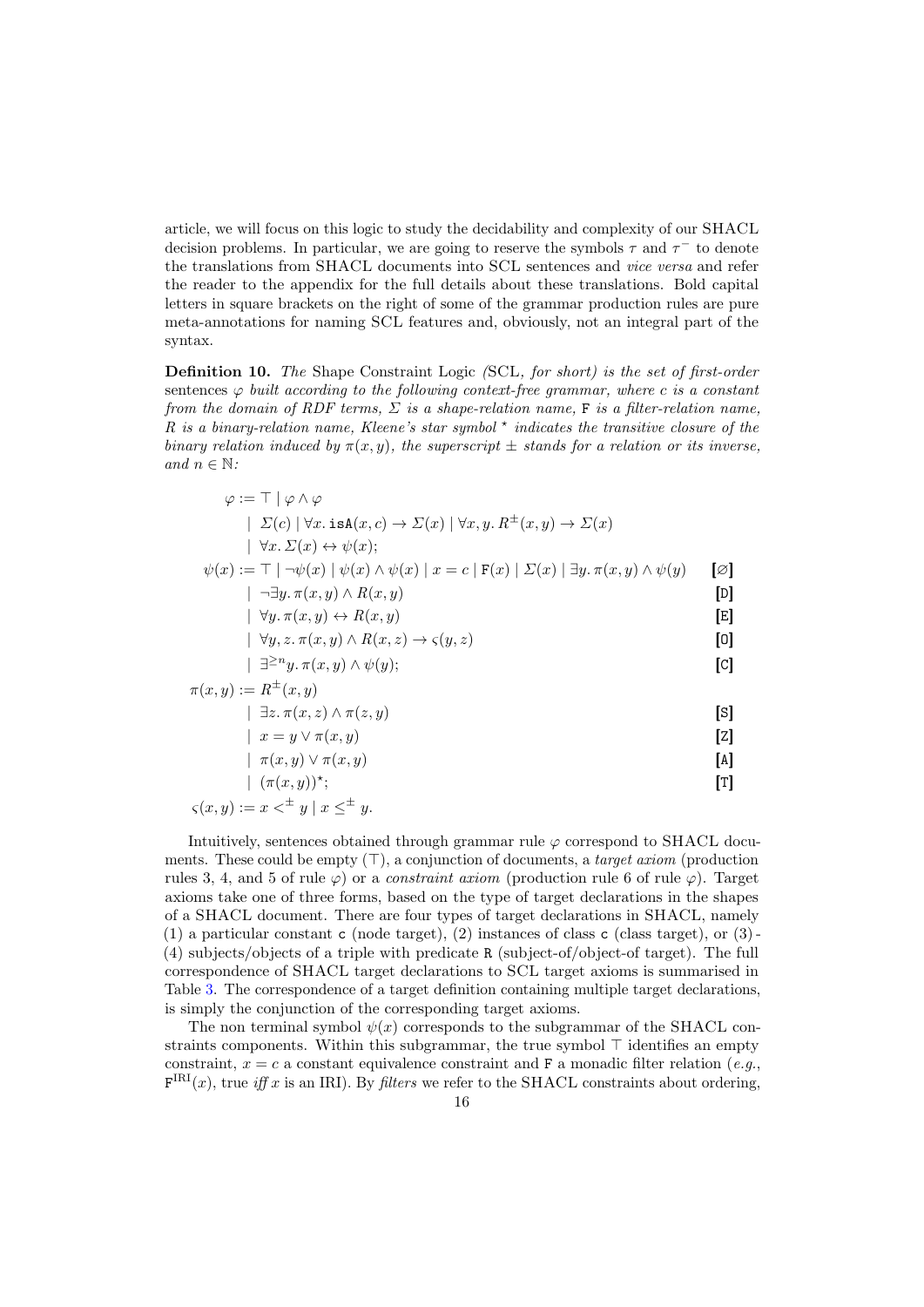article, we will focus on this logic to study the decidability and complexity of our SHACL decision problems. In particular, we are going to reserve the symbols $\tau$ and $\tau^-$ to denote the translations from SHACL documents into SCL sentences and *vice versa* and refer the reader to the appendix for the full details about these translations. Bold capital letters in square brackets on the right of some of the grammar production rules are pure meta-annotations for naming SCL features and, obviously, not an integral part of the syntax.

**Definition 10.** *The* Shape Constraint Logic *(*SCL*, for short) is the set of first-order sentences $\varphi$ built according to the following context-free grammar, where $c$ is a constant from the domain of RDF terms, $\Sigma$ is a shape-relation name, $\mathtt{F}$ is a filter-relation name, $R$ is a binary-relation name, Kleene's star symbol $^\star$ indicates the transitive closure of the binary relation induced by $\pi(x,y)$, the superscript $\pm$ stands for a relation or its inverse, and $n \in \mathbb{N}$:*

$$
\begin{aligned}
\varphi &:= \top \mid \varphi \wedge \varphi \\
&\quad \mid \Sigma(c) \mid \forall x.\, \mathtt{isA}(x,c) \rightarrow \Sigma(x) \mid \forall x,y.\, R^{\pm}(x,y) \rightarrow \Sigma(x) \\
&\quad \mid \forall x.\, \Sigma(x) \leftrightarrow \psi(x); \\
\psi(x) &:= \top \mid \neg\psi(x) \mid \psi(x) \wedge \psi(x) \mid x = c \mid \mathtt{F}(x) \mid \Sigma(x) \mid \exists y.\, \pi(x,y) \wedge \psi(y) && [\varnothing] \\
&\quad \mid \neg\exists y.\, \pi(x,y) \wedge R(x,y) && [\mathtt{D}] \\
&\quad \mid \forall y.\, \pi(x,y) \leftrightarrow R(x,y) && [\mathtt{E}] \\
&\quad \mid \forall y,z.\, \pi(x,y) \wedge R(x,z) \rightarrow \varsigma(y,z) && [\mathtt{O}] \\
&\quad \mid \exists^{\geq n} y.\, \pi(x,y) \wedge \psi(y); && [\mathtt{C}] \\
\pi(x,y) &:= R^{\pm}(x,y) \\
&\quad \mid \exists z.\, \pi(x,z) \wedge \pi(z,y) && [\mathtt{S}] \\
&\quad \mid x = y \vee \pi(x,y) && [\mathtt{Z}] \\
&\quad \mid \pi(x,y) \vee \pi(x,y) && [\mathtt{A}] \\
&\quad \mid (\pi(x,y))^{\star}; && [\mathtt{T}] \\
\varsigma(x,y) &:= x <^{\pm} y \mid x \leq^{\pm} y.
\end{aligned}
$$

Intuitively, sentences obtained through grammar rule $\varphi$ correspond to SHACL documents. These could be empty ($\top$), a conjunction of documents, a *target axiom* (production rules 3, 4, and 5 of rule $\varphi$) or a *constraint axiom* (production rule 6 of rule $\varphi$). Target axioms take one of three forms, based on the type of target declarations in the shapes of a SHACL document. There are four types of target declarations in SHACL, namely (1) a particular constant `c` (node target), (2) instances of class `c` (class target), or (3)-(4) subjects/objects of a triple with predicate `R` (subject-of/object-of target). The full correspondence of SHACL target declarations to SCL target axioms is summarised in Table 3. The correspondence of a target definition containing multiple target declarations, is simply the conjunction of the corresponding target axioms.

The non terminal symbol $\psi(x)$ corresponds to the subgrammar of the SHACL constraints components. Within this subgrammar, the true symbol $\top$ identifies an empty constraint, $x = c$ a constant equivalence constraint and $\mathtt{F}$ a monadic filter relation (*e.g.*, $\mathtt{F}^{\text{IRI}}(x)$, true *iff* $x$ is an IRI). By *filters* we refer to the SHACL constraints about ordering,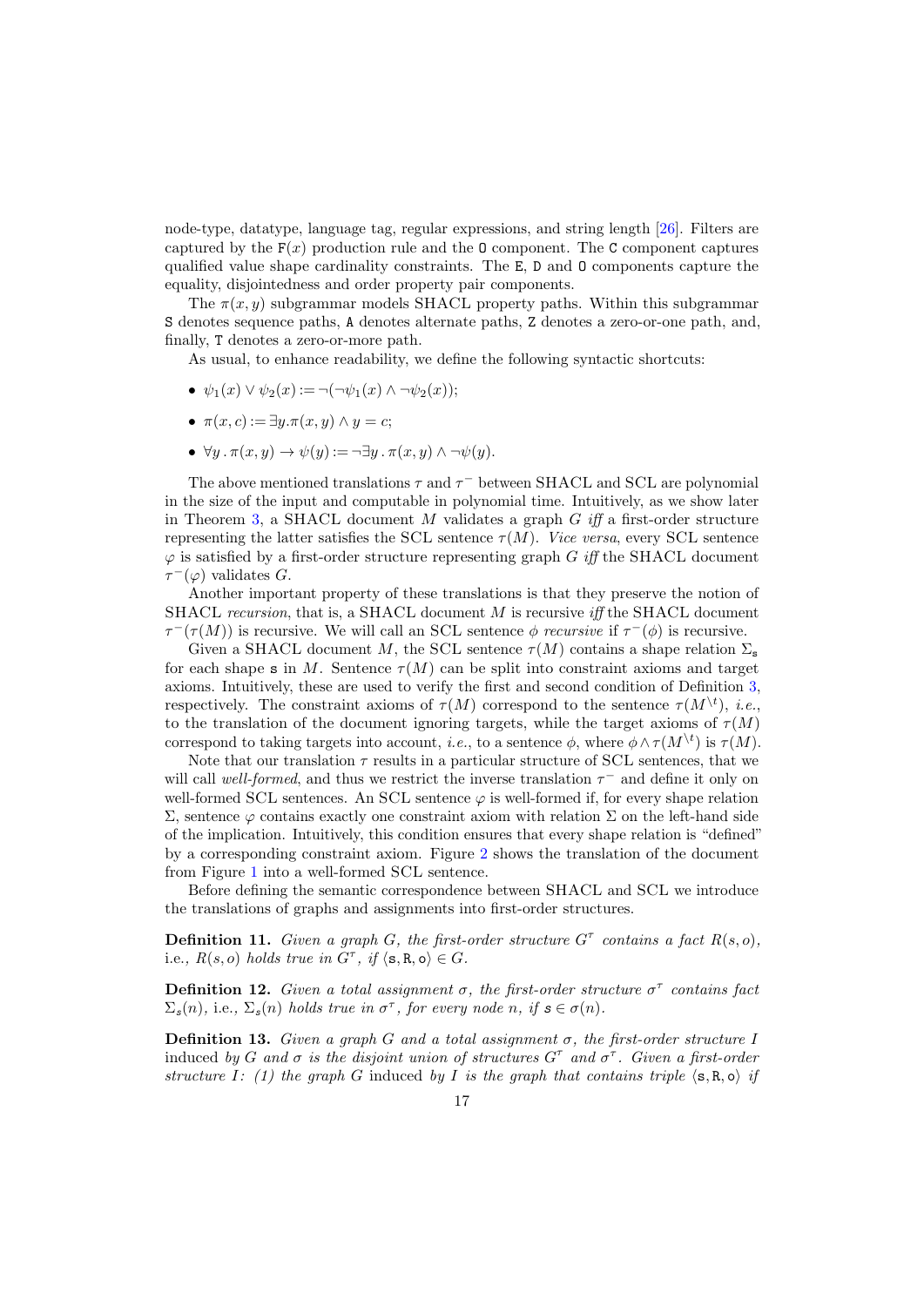node-type, datatype, language tag, regular expressions, and string length [26]. Filters are captured by the F$(x)$ production rule and the O component. The C component captures qualified value shape cardinality constraints. The E, D and O components capture the equality, disjointedness and order property pair components.

The $\pi(x, y)$ subgrammar models SHACL property paths. Within this subgrammar S denotes sequence paths, A denotes alternate paths, Z denotes a zero-or-one path, and, finally, T denotes a zero-or-more path.

As usual, to enhance readability, we define the following syntactic shortcuts:

- $\psi_1(x) \vee \psi_2(x) := \neg(\neg\psi_1(x) \wedge \neg\psi_2(x))$;
- $\pi(x, c) := \exists y . \pi(x, y) \wedge y = c$;
- $\forall y \,.\, \pi(x, y) \rightarrow \psi(y) := \neg\exists y \,.\, \pi(x, y) \wedge \neg\psi(y)$.

The above mentioned translations $\tau$ and $\tau^{-}$ between SHACL and SCL are polynomial in the size of the input and computable in polynomial time. Intuitively, as we show later in Theorem 3, a SHACL document $M$ validates a graph $G$ *iff* a first-order structure representing the latter satisfies the SCL sentence $\tau(M)$. *Vice versa*, every SCL sentence $\varphi$ is satisfied by a first-order structure representing graph $G$ *iff* the SHACL document $\tau^{-}(\varphi)$ validates $G$.

Another important property of these translations is that they preserve the notion of SHACL *recursion*, that is, a SHACL document $M$ is recursive *iff* the SHACL document $\tau^{-}(\tau(M))$ is recursive. We will call an SCL sentence $\phi$ *recursive* if $\tau^{-}(\phi)$ is recursive.

Given a SHACL document $M$, the SCL sentence $\tau(M)$ contains a shape relation $\Sigma_{\mathtt{s}}$ for each shape s in $M$. Sentence $\tau(M)$ can be split into constraint axioms and target axioms. Intuitively, these are used to verify the first and second condition of Definition 3, respectively. The constraint axioms of $\tau(M)$ correspond to the sentence $\tau(M^{\setminus t})$, *i.e.*, to the translation of the document ignoring targets, while the target axioms of $\tau(M)$ correspond to taking targets into account, *i.e.*, to a sentence $\phi$, where $\phi \wedge \tau(M^{\setminus t})$ is $\tau(M)$.

Note that our translation $\tau$ results in a particular structure of SCL sentences, that we will call *well-formed*, and thus we restrict the inverse translation $\tau^{-}$ and define it only on well-formed SCL sentences. An SCL sentence $\varphi$ is well-formed if, for every shape relation $\Sigma$, sentence $\varphi$ contains exactly one constraint axiom with relation $\Sigma$ on the left-hand side of the implication. Intuitively, this condition ensures that every shape relation is "defined" by a corresponding constraint axiom. Figure 2 shows the translation of the document from Figure 1 into a well-formed SCL sentence.

Before defining the semantic correspondence between SHACL and SCL we introduce the translations of graphs and assignments into first-order structures.

**Definition 11.** *Given a graph $G$, the first-order structure $G^{\tau}$ contains a fact $R(s, o)$,* i.e., *$R(s, o)$ holds true in $G^{\tau}$, if $\langle \mathtt{s}, \mathtt{R}, \mathtt{o} \rangle \in G$.*

**Definition 12.** *Given a total assignment $\sigma$, the first-order structure $\sigma^{\tau}$ contains fact $\Sigma_s(n)$,* i.e., *$\Sigma_s(n)$ holds true in $\sigma^{\tau}$, for every node $n$, if $\mathtt{s} \in \sigma(n)$.*

**Definition 13.** *Given a graph $G$ and a total assignment $\sigma$, the first-order structure $I$* induced *by $G$ and $\sigma$ is the disjoint union of structures $G^{\tau}$ and $\sigma^{\tau}$. Given a first-order structure $I$: (1) the graph $G$* induced *by $I$ is the graph that contains triple $\langle \mathtt{s}, \mathtt{R}, \mathtt{o} \rangle$ if*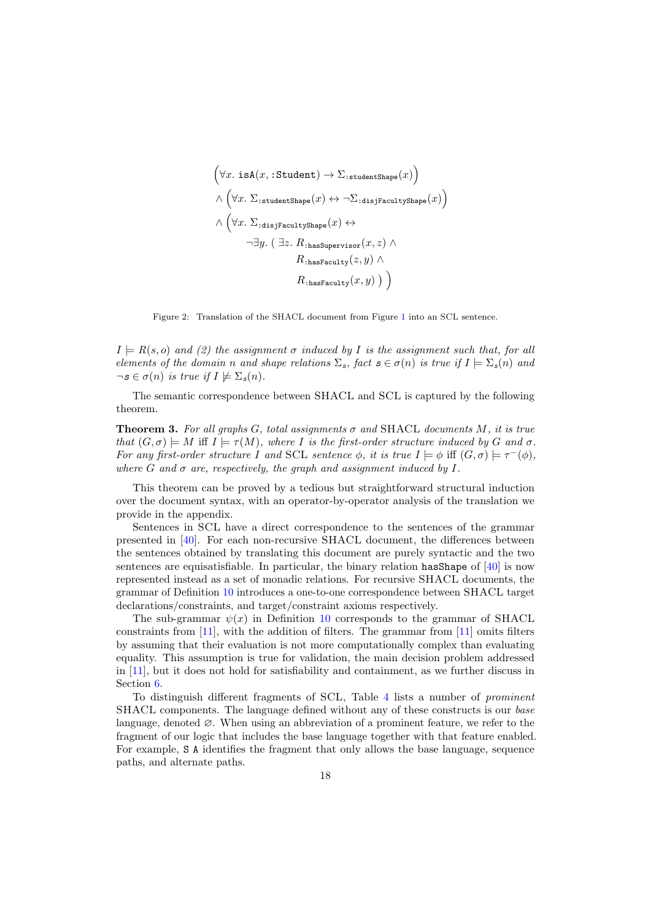$$
\begin{aligned}
&\Big(\forall x.\ \texttt{isA}(x, \texttt{:Student}) \rightarrow \Sigma_{\texttt{:studentShape}}(x)\Big)\\
&\wedge \Big(\forall x.\ \Sigma_{\texttt{:studentShape}}(x) \leftrightarrow \neg\Sigma_{\texttt{:disjFacultyShape}}(x)\Big)\\
&\wedge \Big(\forall x.\ \Sigma_{\texttt{:disjFacultyShape}}(x) \leftrightarrow\\
&\qquad \neg\exists y.\ (\ \exists z.\ R_{\texttt{:hasSupervisor}}(x,z) \wedge\\
&\qquad\qquad R_{\texttt{:hasFaculty}}(z,y) \wedge\\
&\qquad\qquad R_{\texttt{:hasFaculty}}(x,y)\ )\ \Big)
\end{aligned}
$$

Figure 2: Translation of the SHACL document from Figure 1 into an SCL sentence.

*$I \models R(s, o)$ and (2) the assignment $\sigma$ induced by $I$ is the assignment such that, for all elements of the domain $n$ and shape relations $\Sigma_s$, fact $\mathsf{s} \in \sigma(n)$ is true if $I \models \Sigma_s(n)$ and $\neg\mathsf{s} \in \sigma(n)$ is true if $I \not\models \Sigma_s(n)$.*

The semantic correspondence between SHACL and SCL is captured by the following theorem.

**Theorem 3.** *For all graphs $G$, total assignments $\sigma$ and* SHACL *documents $M$, it is true that $(G, \sigma) \models M$ iff $I \models \tau(M)$, where $I$ is the first-order structure induced by $G$ and $\sigma$. For any first-order structure $I$ and* SCL *sentence $\phi$, it is true $I \models \phi$ iff $(G, \sigma) \models \tau^{-}(\phi)$, where $G$ and $\sigma$ are, respectively, the graph and assignment induced by $I$.*

This theorem can be proved by a tedious but straightforward structural induction over the document syntax, with an operator-by-operator analysis of the translation we provide in the appendix.

Sentences in SCL have a direct correspondence to the sentences of the grammar presented in [40]. For each non-recursive SHACL document, the differences between the sentences obtained by translating this document are purely syntactic and the two sentences are equisatisfiable. In particular, the binary relation `hasShape` of [40] is now represented instead as a set of monadic relations. For recursive SHACL documents, the grammar of Definition 10 introduces a one-to-one correspondence between SHACL target declarations/constraints, and target/constraint axioms respectively.

The sub-grammar $\psi(x)$ in Definition 10 corresponds to the grammar of SHACL constraints from [11], with the addition of filters. The grammar from [11] omits filters by assuming that their evaluation is not more computationally complex than evaluating equality. This assumption is true for validation, the main decision problem addressed in [11], but it does not hold for satisfiability and containment, as we further discuss in Section 6.

To distinguish different fragments of SCL, Table 4 lists a number of *prominent* SHACL components. The language defined without any of these constructs is our *base* language, denoted $\varnothing$. When using an abbreviation of a prominent feature, we refer to the fragment of our logic that includes the base language together with that feature enabled. For example, `S A` identifies the fragment that only allows the base language, sequence paths, and alternate paths.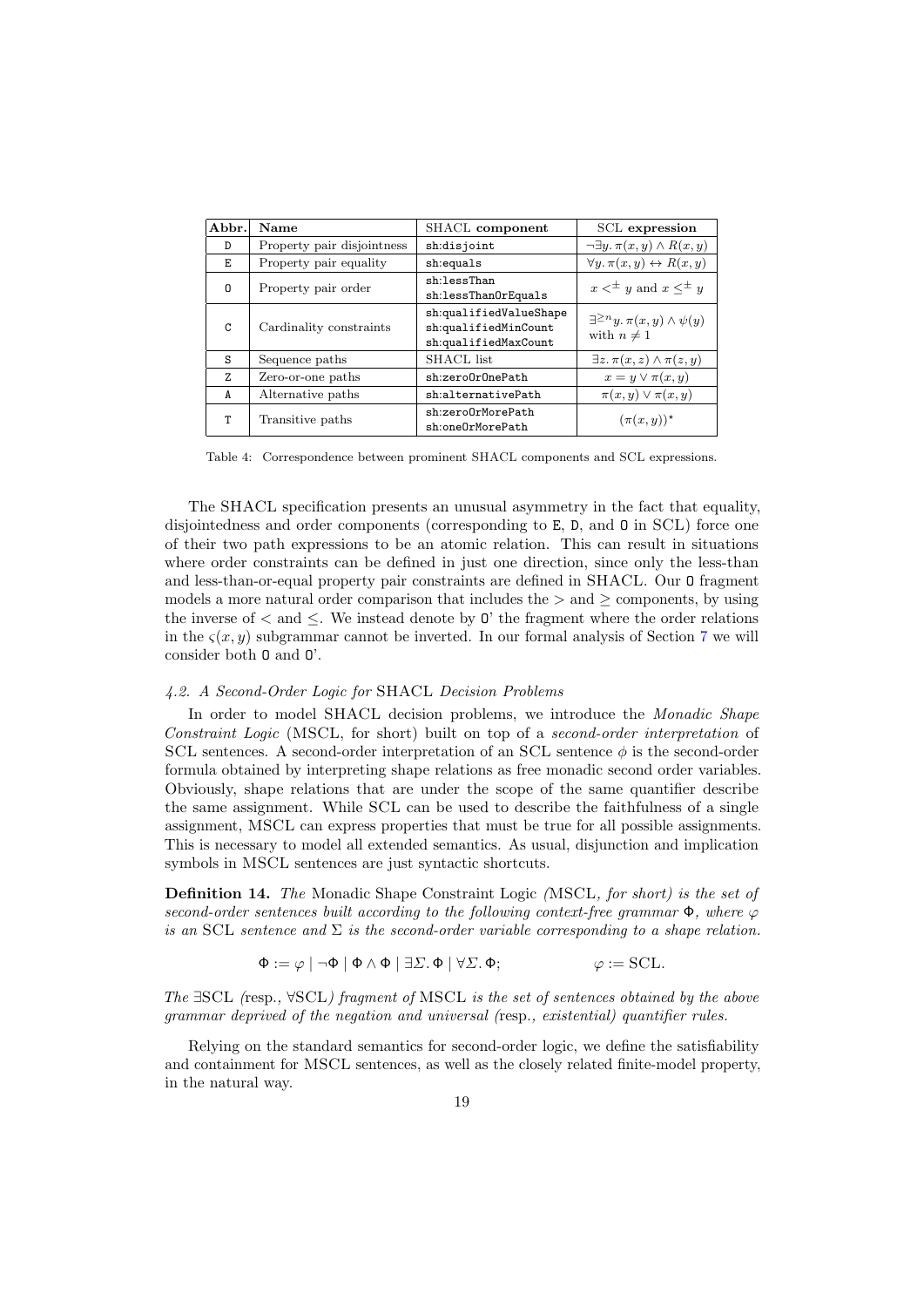| Abbr. | Name | SHACL component | SCL expression |
|---|---|---|---|
| D | Property pair disjointness | `sh:disjoint` | $\neg\exists y.\, \pi(x,y) \wedge R(x,y)$ |
| E | Property pair equality | `sh:equals` | $\forall y.\, \pi(x,y) \leftrightarrow R(x,y)$ |
| O | Property pair order | `sh:lessThan` `sh:lessThanOrEquals` | $x <^{\pm} y$ and $x \leq^{\pm} y$ |
| C | Cardinality constraints | `sh:qualifiedValueShape` `sh:qualifiedMinCount` `sh:qualifiedMaxCount` | $\exists^{\geq n} y.\, \pi(x,y) \wedge \psi(y)$ with $n \neq 1$ |
| S | Sequence paths | SHACL list | $\exists z.\, \pi(x,z) \wedge \pi(z,y)$ |
| Z | Zero-or-one paths | `sh:zeroOrOnePath` | $x = y \vee \pi(x,y)$ |
| A | Alternative paths | `sh:alternativePath` | $\pi(x,y) \vee \pi(x,y)$ |
| T | Transitive paths | `sh:zeroOrMorePath` `sh:oneOrMorePath` | $(\pi(x,y))^{\star}$ |

Table 4: Correspondence between prominent SHACL components and SCL expressions.

The SHACL specification presents an unusual asymmetry in the fact that equality, disjointedness and order components (corresponding to E, D, and O in SCL) force one of their two path expressions to be an atomic relation. This can result in situations where order constraints can be defined in just one direction, since only the less-than and less-than-or-equal property pair constraints are defined in SHACL. Our O fragment models a more natural order comparison that includes the $>$ and $\geq$ components, by using the inverse of $<$ and $\leq$. We instead denote by O' the fragment where the order relations in the $\varsigma(x,y)$ subgrammar cannot be inverted. In our formal analysis of Section 7 we will consider both O and O'.

### 4.2. A Second-Order Logic for SHACL Decision Problems

In order to model SHACL decision problems, we introduce the *Monadic Shape Constraint Logic* (MSCL, for short) built on top of a *second-order interpretation* of SCL sentences. A second-order interpretation of an SCL sentence $\phi$ is the second-order formula obtained by interpreting shape relations as free monadic second order variables. Obviously, shape relations that are under the scope of the same quantifier describe the same assignment. While SCL can be used to describe the faithfulness of a single assignment, MSCL can express properties that must be true for all possible assignments. This is necessary to model all extended semantics. As usual, disjunction and implication symbols in MSCL sentences are just syntactic shortcuts.

**Definition 14.** *The* Monadic Shape Constraint Logic *(*MSCL*, for short) is the set of second-order sentences built according to the following context-free grammar* $\Phi$*, where* $\varphi$ *is an* SCL *sentence and* $\Sigma$ *is the second-order variable corresponding to a shape relation.*

$$\Phi := \varphi \mid \neg\Phi \mid \Phi \wedge \Phi \mid \exists\Sigma.\, \Phi \mid \forall\Sigma.\, \Phi; \qquad\qquad \varphi := \text{SCL}.$$

*The* $\exists$SCL *(*resp.*,* $\forall$SCL*) fragment of* MSCL *is the set of sentences obtained by the above grammar deprived of the negation and universal (*resp.*, existential) quantifier rules.*

Relying on the standard semantics for second-order logic, we define the satisfiability and containment for MSCL sentences, as well as the closely related finite-model property, in the natural way.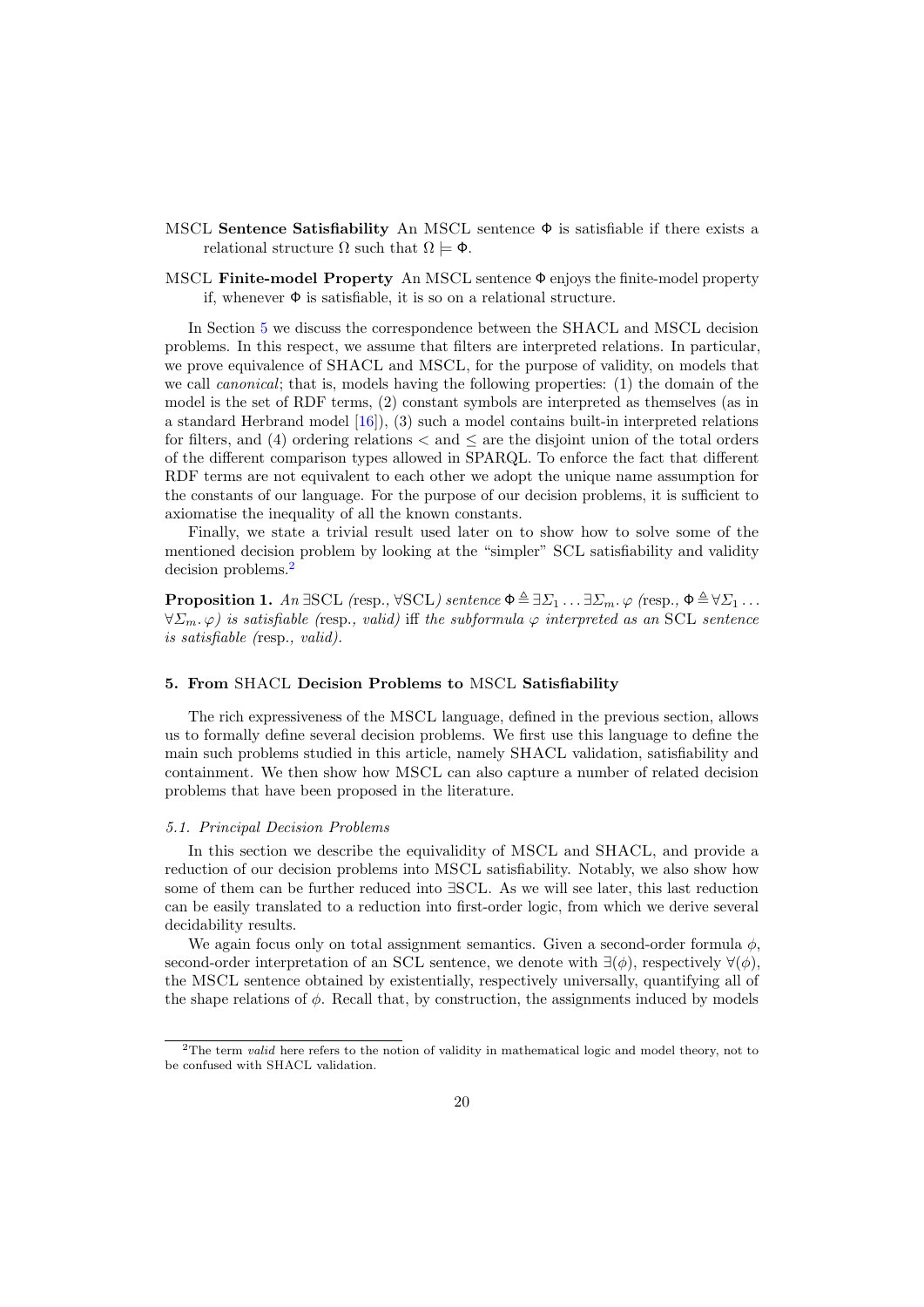MSCL **Sentence Satisfiability** An MSCL sentence $\Phi$ is satisfiable if there exists a relational structure $\Omega$ such that $\Omega \models \Phi$.

MSCL **Finite-model Property** An MSCL sentence $\Phi$ enjoys the finite-model property if, whenever $\Phi$ is satisfiable, it is so on a relational structure.

In Section 5 we discuss the correspondence between the SHACL and MSCL decision problems. In this respect, we assume that filters are interpreted relations. In particular, we prove equivalence of SHACL and MSCL, for the purpose of validity, on models that we call *canonical*; that is, models having the following properties: (1) the domain of the model is the set of RDF terms, (2) constant symbols are interpreted as themselves (as in a standard Herbrand model [16]), (3) such a model contains built-in interpreted relations for filters, and (4) ordering relations $<$ and $\leq$ are the disjoint union of the total orders of the different comparison types allowed in SPARQL. To enforce the fact that different RDF terms are not equivalent to each other we adopt the unique name assumption for the constants of our language. For the purpose of our decision problems, it is sufficient to axiomatise the inequality of all the known constants.

Finally, we state a trivial result used later on to show how to solve some of the mentioned decision problem by looking at the "simpler" SCL satisfiability and validity decision problems.[2]

**Proposition 1.** *An* $\exists$SCL *(*resp.*,* $\forall$SCL*) sentence* $\Phi \triangleq \exists \Sigma_1 \ldots \exists \Sigma_m . \varphi$ *(*resp.*,* $\Phi \triangleq \forall \Sigma_1 \ldots \forall \Sigma_m . \varphi$*) is satisfiable (*resp.*, valid)* iff *the subformula* $\varphi$ *interpreted as an* SCL *sentence is satisfiable (*resp.*, valid).*

## 5. From SHACL Decision Problems to MSCL Satisfiability

The rich expressiveness of the MSCL language, defined in the previous section, allows us to formally define several decision problems. We first use this language to define the main such problems studied in this article, namely SHACL validation, satisfiability and containment. We then show how MSCL can also capture a number of related decision problems that have been proposed in the literature.

### *5.1. Principal Decision Problems*

In this section we describe the equivalidity of MSCL and SHACL, and provide a reduction of our decision problems into MSCL satisfiability. Notably, we also show how some of them can be further reduced into $\exists$SCL. As we will see later, this last reduction can be easily translated to a reduction into first-order logic, from which we derive several decidability results.

We again focus only on total assignment semantics. Given a second-order formula $\phi$, second-order interpretation of an SCL sentence, we denote with $\exists(\phi)$, respectively $\forall(\phi)$, the MSCL sentence obtained by existentially, respectively universally, quantifying all of the shape relations of $\phi$. Recall that, by construction, the assignments induced by models

[2] The term *valid* here refers to the notion of validity in mathematical logic and model theory, not to be confused with SHACL validation.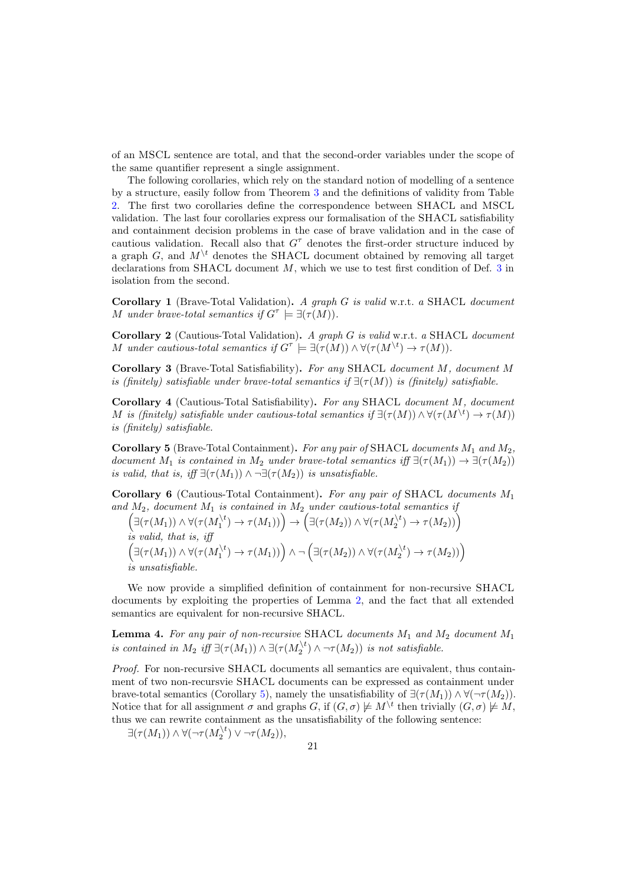of an MSCL sentence are total, and that the second-order variables under the scope of the same quantifier represent a single assignment.

The following corollaries, which rely on the standard notion of modelling of a sentence by a structure, easily follow from Theorem 3 and the definitions of validity from Table 2. The first two corollaries define the correspondence between SHACL and MSCL validation. The last four corollaries express our formalisation of the SHACL satisfiability and containment decision problems in the case of brave validation and in the case of cautious validation. Recall also that $G^{\tau}$ denotes the first-order structure induced by a graph $G$, and $M^{\setminus t}$ denotes the SHACL document obtained by removing all target declarations from SHACL document $M$, which we use to test first condition of Def. 3 in isolation from the second.

**Corollary 1** (Brave-Total Validation)**.** *A graph $G$ is valid* w.r.t. *a* SHACL *document $M$ under brave-total semantics if $G^{\tau} \models \exists(\tau(M))$.*

**Corollary 2** (Cautious-Total Validation)**.** *A graph $G$ is valid* w.r.t. *a* SHACL *document $M$ under cautious-total semantics if $G^{\tau} \models \exists(\tau(M)) \wedge \forall(\tau(M^{\setminus t}) \rightarrow \tau(M))$.*

**Corollary 3** (Brave-Total Satisfiability)**.** *For any* SHACL *document $M$, document $M$ is (finitely) satisfiable under brave-total semantics if $\exists(\tau(M))$ is (finitely) satisfiable.*

**Corollary 4** (Cautious-Total Satisfiability)**.** *For any* SHACL *document $M$, document $M$ is (finitely) satisfiable under cautious-total semantics if $\exists(\tau(M)) \wedge \forall(\tau(M^{\setminus t}) \rightarrow \tau(M))$ is (finitely) satisfiable.*

**Corollary 5** (Brave-Total Containment)**.** *For any pair of* SHACL *documents $M_1$ and $M_2$, document $M_1$ is contained in $M_2$ under brave-total semantics iff $\exists(\tau(M_1)) \rightarrow \exists(\tau(M_2))$ is valid, that is, iff $\exists(\tau(M_1)) \wedge \neg\exists(\tau(M_2))$ is unsatisfiable.*

**Corollary 6** (Cautious-Total Containment)**.** *For any pair of* SHACL *documents $M_1$ and $M_2$, document $M_1$ is contained in $M_2$ under cautious-total semantics if*
$\Big(\exists(\tau(M_1)) \wedge \forall(\tau(M_1^{\setminus t}) \rightarrow \tau(M_1))\Big) \rightarrow \Big(\exists(\tau(M_2)) \wedge \forall(\tau(M_2^{\setminus t}) \rightarrow \tau(M_2))\Big)$
*is valid, that is, iff*
$\Big(\exists(\tau(M_1)) \wedge \forall(\tau(M_1^{\setminus t}) \rightarrow \tau(M_1))\Big) \wedge \neg\Big(\exists(\tau(M_2)) \wedge \forall(\tau(M_2^{\setminus t}) \rightarrow \tau(M_2))\Big)$
*is unsatisfiable.*

We now provide a simplified definition of containment for non-recursive SHACL documents by exploiting the properties of Lemma 2, and the fact that all extended semantics are equivalent for non-recursive SHACL.

**Lemma 4.** *For any pair of non-recursive* SHACL *documents $M_1$ and $M_2$ document $M_1$ is contained in $M_2$ iff $\exists(\tau(M_1)) \wedge \exists(\tau(M_2^{\setminus t}) \wedge \neg\tau(M_2))$ is not satisfiable.*

*Proof.* For non-recursive SHACL documents all semantics are equivalent, thus containment of two non-recursvie SHACL documents can be expressed as containment under brave-total semantics (Corollary 5), namely the unsatisfiability of $\exists(\tau(M_1)) \wedge \forall(\neg\tau(M_2))$. Notice that for all assignment $\sigma$ and graphs $G$, if $(G, \sigma) \not\models M^{\setminus t}$ then trivially $(G, \sigma) \not\models M$, thus we can rewrite containment as the unsatisfiability of the following sentence:
$\exists(\tau(M_1)) \wedge \forall(\neg\tau(M_2^{\setminus t}) \vee \neg\tau(M_2))$,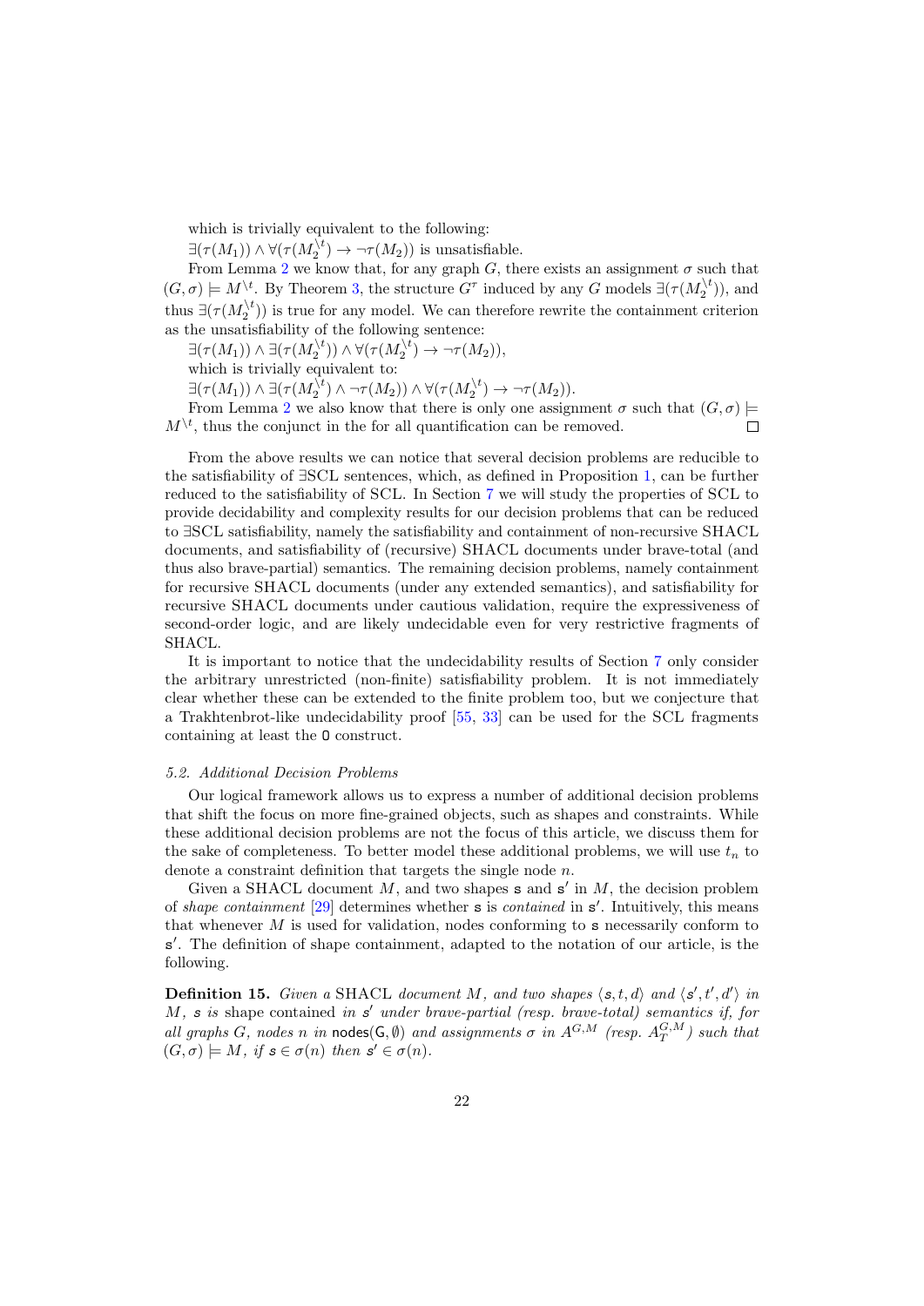which is trivially equivalent to the following:

$\exists(\tau(M_1)) \wedge \forall(\tau(M_2^{\setminus t}) \rightarrow \neg\tau(M_2))$ is unsatisfiable.

From Lemma 2 we know that, for any graph $G$, there exists an assignment $\sigma$ such that $(G, \sigma) \models M^{\setminus t}$. By Theorem 3, the structure $G^\tau$ induced by any $G$ models $\exists(\tau(M_2^{\setminus t}))$, and thus $\exists(\tau(M_2^{\setminus t}))$ is true for any model. We can therefore rewrite the containment criterion as the unsatisfiability of the following sentence:

$\exists(\tau(M_1)) \wedge \exists(\tau(M_2^{\setminus t})) \wedge \forall(\tau(M_2^{\setminus t}) \rightarrow \neg\tau(M_2))$,

which is trivially equivalent to:

$\exists(\tau(M_1)) \wedge \exists(\tau(M_2^{\setminus t}) \wedge \neg\tau(M_2)) \wedge \forall(\tau(M_2^{\setminus t}) \rightarrow \neg\tau(M_2))$.

From Lemma 2 we also know that there is only one assignment $\sigma$ such that $(G, \sigma) \models M^{\setminus t}$, thus the conjunct in the for all quantification can be removed. $\square$

From the above results we can notice that several decision problems are reducible to the satisfiability of ∃SCL sentences, which, as defined in Proposition 1, can be further reduced to the satisfiability of SCL. In Section 7 we will study the properties of SCL to provide decidability and complexity results for our decision problems that can be reduced to ∃SCL satisfiability, namely the satisfiability and containment of non-recursive SHACL documents, and satisfiability of (recursive) SHACL documents under brave-total (and thus also brave-partial) semantics. The remaining decision problems, namely containment for recursive SHACL documents (under any extended semantics), and satisfiability for recursive SHACL documents under cautious validation, require the expressiveness of second-order logic, and are likely undecidable even for very restrictive fragments of SHACL.

It is important to notice that the undecidability results of Section 7 only consider the arbitrary unrestricted (non-finite) satisfiability problem. It is not immediately clear whether these can be extended to the finite problem too, but we conjecture that a Trakhtenbrot-like undecidability proof [55, 33] can be used for the SCL fragments containing at least the O construct.

### 5.2. Additional Decision Problems

Our logical framework allows us to express a number of additional decision problems that shift the focus on more fine-grained objects, such as shapes and constraints. While these additional decision problems are not the focus of this article, we discuss them for the sake of completeness. To better model these additional problems, we will use $t_n$ to denote a constraint definition that targets the single node $n$.

Given a SHACL document $M$, and two shapes $\mathsf{s}$ and $\mathsf{s}'$ in $M$, the decision problem of *shape containment* [29] determines whether $\mathsf{s}$ is *contained* in $\mathsf{s}'$. Intuitively, this means that whenever $M$ is used for validation, nodes conforming to $\mathsf{s}$ necessarily conform to $\mathsf{s}'$. The definition of shape containment, adapted to the notation of our article, is the following.

**Definition 15.** *Given a* SHACL *document $M$, and two shapes $\langle \mathsf{s}, t, d\rangle$ and $\langle \mathsf{s}', t', d'\rangle$ in $M$, $\mathsf{s}$ is* shape contained *in $\mathsf{s}'$ under brave-partial (resp. brave-total) semantics if, for all graphs $G$, nodes $n$ in $\mathsf{nodes}(\mathsf{G}, \emptyset)$ and assignments $\sigma$ in $A^{G,M}$ (resp. $A_T^{G,M}$) such that $(G, \sigma) \models M$, if $\mathsf{s} \in \sigma(n)$ then $\mathsf{s}' \in \sigma(n)$.*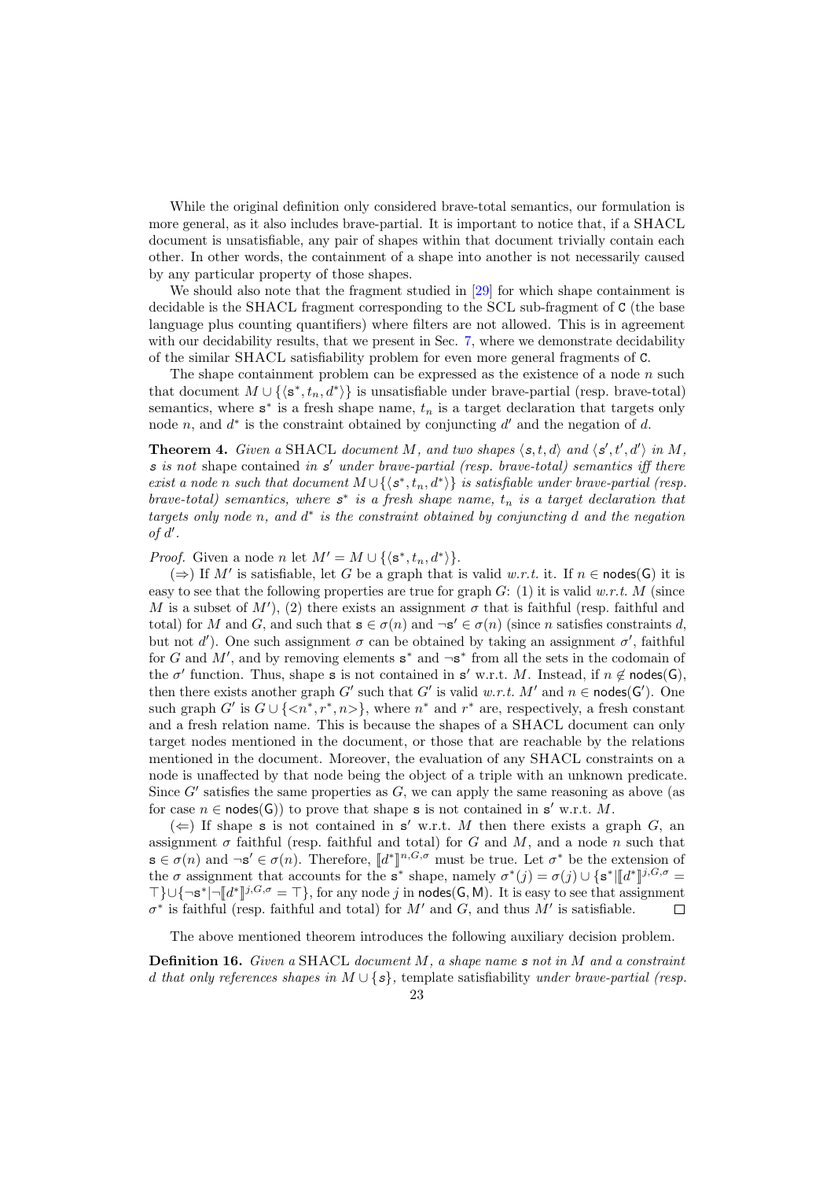While the original definition only considered brave-total semantics, our formulation is more general, as it also includes brave-partial. It is important to notice that, if a SHACL document is unsatisfiable, any pair of shapes within that document trivially contain each other. In other words, the containment of a shape into another is not necessarily caused by any particular property of those shapes.

We should also note that the fragment studied in [29] for which shape containment is decidable is the SHACL fragment corresponding to the SCL sub-fragment of $\mathsf{C}$ (the base language plus counting quantifiers) where filters are not allowed. This is in agreement with our decidability results, that we present in Sec. 7, where we demonstrate decidability of the similar SHACL satisfiability problem for even more general fragments of $\mathsf{C}$.

The shape containment problem can be expressed as the existence of a node $n$ such that document $M \cup \{\langle \mathsf{s}^*, t_n, d^* \rangle\}$ is unsatisfiable under brave-partial (resp. brave-total) semantics, where $\mathsf{s}^*$ is a fresh shape name, $t_n$ is a target declaration that targets only node $n$, and $d^*$ is the constraint obtained by conjuncting $d'$ and the negation of $d$.

**Theorem 4.** *Given a* SHACL *document $M$, and two shapes $\langle \mathsf{s}, t, d \rangle$ and $\langle \mathsf{s}', t', d' \rangle$ in $M$, $\mathsf{s}$ is not* shape contained *in $\mathsf{s}'$ under brave-partial (resp. brave-total) semantics iff there exist a node $n$ such that document $M \cup \{\langle \mathsf{s}^*, t_n, d^* \rangle\}$ is satisfiable under brave-partial (resp. brave-total) semantics, where $\mathsf{s}^*$ is a fresh shape name, $t_n$ is a target declaration that targets only node $n$, and $d^*$ is the constraint obtained by conjuncting $d$ and the negation of $d'$.*

*Proof.* Given a node $n$ let $M' = M \cup \{\langle \mathsf{s}^*, t_n, d^* \rangle\}$.

($\Rightarrow$) If $M'$ is satisfiable, let $G$ be a graph that is valid *w.r.t.* it. If $n \in \mathsf{nodes(G)}$ it is easy to see that the following properties are true for graph $G$: (1) it is valid *w.r.t.* $M$ (since $M$ is a subset of $M'$), (2) there exists an assignment $\sigma$ that is faithful (resp. faithful and total) for $M$ and $G$, and such that $\mathsf{s} \in \sigma(n)$ and $\neg\mathsf{s}' \in \sigma(n)$ (since $n$ satisfies constraints $d$, but not $d'$). One such assignment $\sigma$ can be obtained by taking an assignment $\sigma'$, faithful for $G$ and $M'$, and by removing elements $\mathsf{s}^*$ and $\neg\mathsf{s}^*$ from all the sets in the codomain of the $\sigma'$ function. Thus, shape $\mathsf{s}$ is not contained in $\mathsf{s}'$ w.r.t. $M$. Instead, if $n \notin \mathsf{nodes(G)}$, then there exists another graph $G'$ such that $G'$ is valid *w.r.t.* $M'$ and $n \in \mathsf{nodes(G')}$. One such graph $G'$ is $G \cup \{<n^*, r^*, n>\}$, where $n^*$ and $r^*$ are, respectively, a fresh constant and a fresh relation name. This is because the shapes of a SHACL document can only target nodes mentioned in the document, or those that are reachable by the relations mentioned in the document. Moreover, the evaluation of any SHACL constraints on a node is unaffected by that node being the object of a triple with an unknown predicate. Since $G'$ satisfies the same properties as $G$, we can apply the same reasoning as above (as for case $n \in \mathsf{nodes(G)}$) to prove that shape $\mathsf{s}$ is not contained in $\mathsf{s}'$ w.r.t. $M$.

($\Leftarrow$) If shape $\mathsf{s}$ is not contained in $\mathsf{s}'$ w.r.t. $M$ then there exists a graph $G$, an assignment $\sigma$ faithful (resp. faithful and total) for $G$ and $M$, and a node $n$ such that $\mathsf{s} \in \sigma(n)$ and $\neg\mathsf{s}' \in \sigma(n)$. Therefore, $[\![d^*]\!]^{n,G,\sigma}$ must be true. Let $\sigma^*$ be the extension of the $\sigma$ assignment that accounts for the $\mathsf{s}^*$ shape, namely $\sigma^*(j) = \sigma(j) \cup \{\mathsf{s}^* | [\![d^*]\!]^{j,G,\sigma} = \top\} \cup \{\neg\mathsf{s}^* | \neg[\![d^*]\!]^{j,G,\sigma} = \top\}$, for any node $j$ in $\mathsf{nodes(G, M)}$. It is easy to see that assignment $\sigma^*$ is faithful (resp. faithful and total) for $M'$ and $G$, and thus $M'$ is satisfiable. $\square$

The above mentioned theorem introduces the following auxiliary decision problem.

**Definition 16.** *Given a* SHACL *document $M$, a shape name $\mathsf{s}$ not in $M$ and a constraint $d$ that only references shapes in $M \cup \{\mathsf{s}\}$,* template satisfiability *under brave-partial (resp.*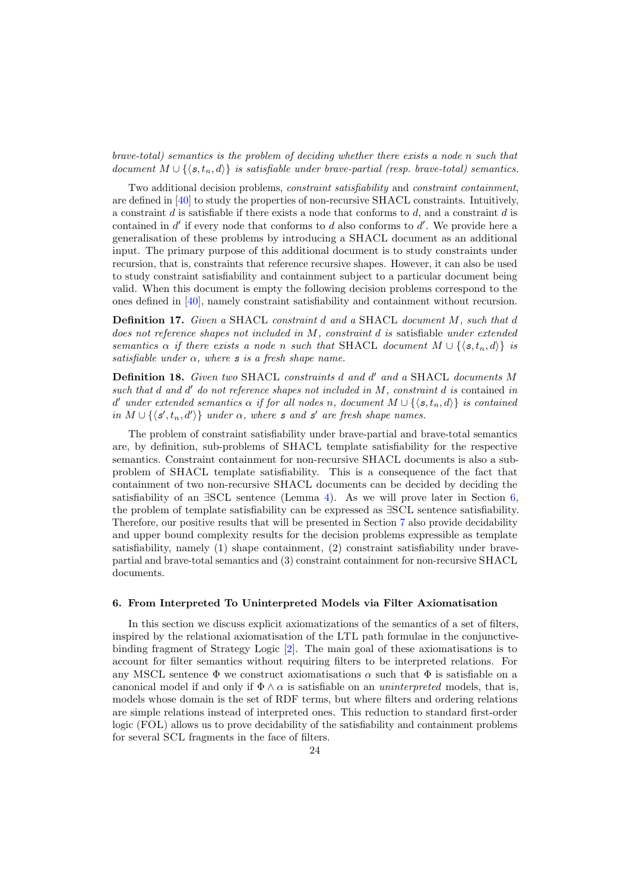*brave-total) semantics is the problem of deciding whether there exists a node $n$ such that document $M \cup \{\langle \mathsf{s}, t_n, d\rangle\}$ is satisfiable under brave-partial (resp. brave-total) semantics.*

Two additional decision problems, *constraint satisfiability* and *constraint containment*, are defined in [40] to study the properties of non-recursive SHACL constraints. Intuitively, a constraint $d$ is satisfiable if there exists a node that conforms to $d$, and a constraint $d$ is contained in $d'$ if every node that conforms to $d$ also conforms to $d'$. We provide here a generalisation of these problems by introducing a SHACL document as an additional input. The primary purpose of this additional document is to study constraints under recursion, that is, constraints that reference recursive shapes. However, it can also be used to study constraint satisfiability and containment subject to a particular document being valid. When this document is empty the following decision problems correspond to the ones defined in [40], namely constraint satisfiability and containment without recursion.

**Definition 17.** *Given a* SHACL *constraint $d$ and a* SHACL *document $M$, such that $d$ does not reference shapes not included in $M$, constraint $d$ is* satisfiable *under extended semantics $\alpha$ if there exists a node $n$ such that* SHACL *document $M \cup \{\langle \mathsf{s}, t_n, d\rangle\}$ is satisfiable under $\alpha$, where $\mathsf{s}$ is a fresh shape name.*

**Definition 18.** *Given two* SHACL *constraints $d$ and $d'$ and a* SHACL *documents $M$ such that $d$ and $d'$ do not reference shapes not included in $M$, constraint $d$ is* contained *in $d'$ under extended semantics $\alpha$ if for all nodes $n$, document $M \cup \{\langle \mathsf{s}, t_n, d\rangle\}$ is contained in $M \cup \{\langle \mathsf{s}', t_n, d'\rangle\}$ under $\alpha$, where $\mathsf{s}$ and $\mathsf{s}'$ are fresh shape names.*

The problem of constraint satisfiability under brave-partial and brave-total semantics are, by definition, sub-problems of SHACL template satisfiability for the respective semantics. Constraint containment for non-recursive SHACL documents is also a sub-problem of SHACL template satisfiability. This is a consequence of the fact that containment of two non-recursive SHACL documents can be decided by deciding the satisfiability of an $\exists$SCL sentence (Lemma 4). As we will prove later in Section 6, the problem of template satisfiability can be expressed as $\exists$SCL sentence satisfiability. Therefore, our positive results that will be presented in Section 7 also provide decidability and upper bound complexity results for the decision problems expressible as template satisfiability, namely (1) shape containment, (2) constraint satisfiability under brave-partial and brave-total semantics and (3) constraint containment for non-recursive SHACL documents.

## 6. From Interpreted To Uninterpreted Models via Filter Axiomatisation

In this section we discuss explicit axiomatizations of the semantics of a set of filters, inspired by the relational axiomatisation of the LTL path formulae in the conjunctive-binding fragment of Strategy Logic [2]. The main goal of these axiomatisations is to account for filter semantics without requiring filters to be interpreted relations. For any MSCL sentence $\Phi$ we construct axiomatisations $\alpha$ such that $\Phi$ is satisfiable on a canonical model if and only if $\Phi \wedge \alpha$ is satisfiable on an *uninterpreted* models, that is, models whose domain is the set of RDF terms, but where filters and ordering relations are simple relations instead of interpreted ones. This reduction to standard first-order logic (FOL) allows us to prove decidability of the satisfiability and containment problems for several SCL fragments in the face of filters.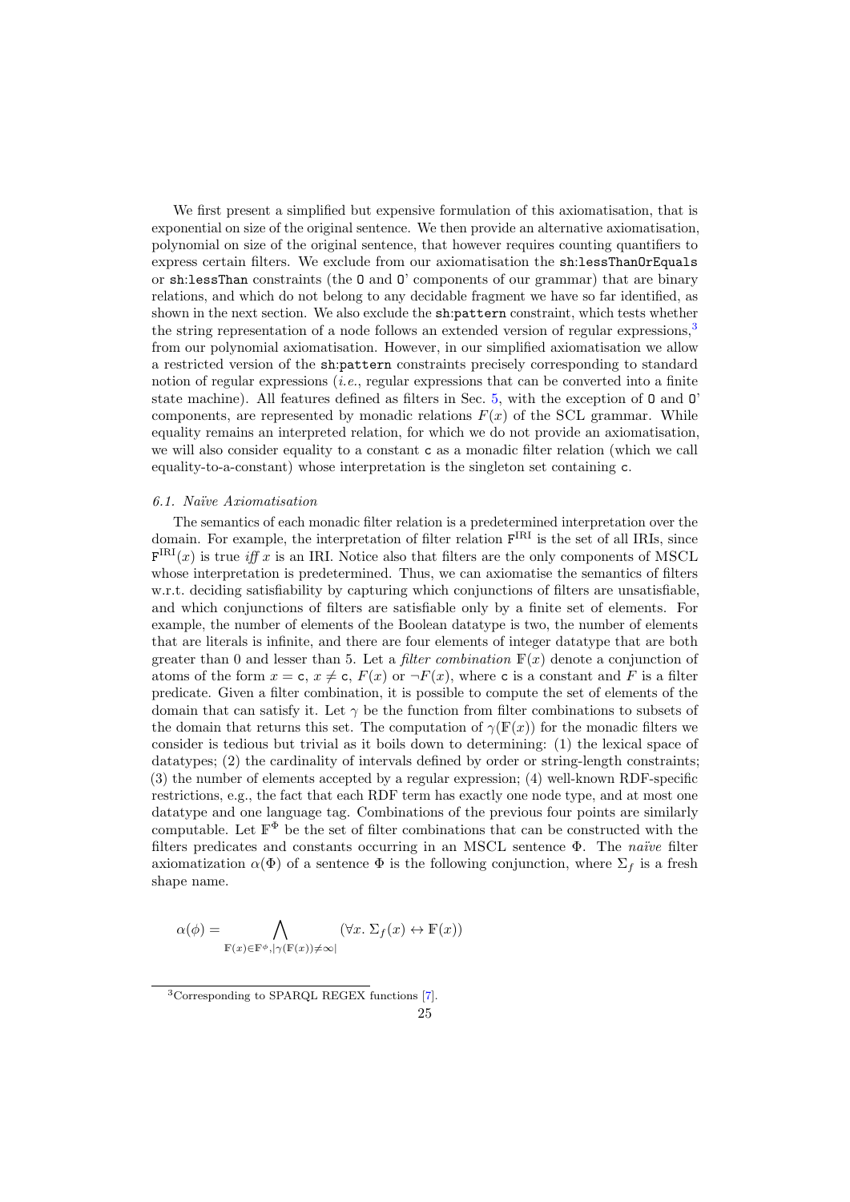We first present a simplified but expensive formulation of this axiomatisation, that is exponential on size of the original sentence. We then provide an alternative axiomatisation, polynomial on size of the original sentence, that however requires counting quantifiers to express certain filters. We exclude from our axiomatisation the `sh:lessThanOrEquals` or `sh:lessThan` constraints (the `O` and `O'` components of our grammar) that are binary relations, and which do not belong to any decidable fragment we have so far identified, as shown in the next section. We also exclude the `sh:pattern` constraint, which tests whether the string representation of a node follows an extended version of regular expressions,[3] from our polynomial axiomatisation. However, in our simplified axiomatisation we allow a restricted version of the `sh:pattern` constraints precisely corresponding to standard notion of regular expressions (*i.e.*, regular expressions that can be converted into a finite state machine). All features defined as filters in Sec. 5, with the exception of `O` and `O'` components, are represented by monadic relations $F(x)$ of the SCL grammar. While equality remains an interpreted relation, for which we do not provide an axiomatisation, we will also consider equality to a constant $\mathtt{c}$ as a monadic filter relation (which we call equality-to-a-constant) whose interpretation is the singleton set containing $\mathtt{c}$.

### 6.1. Naïve Axiomatisation

The semantics of each monadic filter relation is a predetermined interpretation over the domain. For example, the interpretation of filter relation $\mathtt{F}^{\mathrm{IRI}}$ is the set of all IRIs, since $\mathtt{F}^{\mathrm{IRI}}(x)$ is true *iff* $x$ is an IRI. Notice also that filters are the only components of MSCL whose interpretation is predetermined. Thus, we can axiomatise the semantics of filters w.r.t. deciding satisfiability by capturing which conjunctions of filters are unsatisfiable, and which conjunctions of filters are satisfiable only by a finite set of elements. For example, the number of elements of the Boolean datatype is two, the number of elements that are literals is infinite, and there are four elements of integer datatype that are both greater than 0 and lesser than 5. Let a *filter combination* $\mathbb{F}(x)$ denote a conjunction of atoms of the form $x = \mathtt{c}$, $x \neq \mathtt{c}$, $F(x)$ or $\neg F(x)$, where $\mathtt{c}$ is a constant and $F$ is a filter predicate. Given a filter combination, it is possible to compute the set of elements of the domain that can satisfy it. Let $\gamma$ be the function from filter combinations to subsets of the domain that returns this set. The computation of $\gamma(\mathbb{F}(x))$ for the monadic filters we consider is tedious but trivial as it boils down to determining: (1) the lexical space of datatypes; (2) the cardinality of intervals defined by order or string-length constraints; (3) the number of elements accepted by a regular expression; (4) well-known RDF-specific restrictions, e.g., the fact that each RDF term has exactly one node type, and at most one datatype and one language tag. Combinations of the previous four points are similarly computable. Let $\mathbb{F}^{\Phi}$ be the set of filter combinations that can be constructed with the filters predicates and constants occurring in an MSCL sentence $\Phi$. The *naïve* filter axiomatization $\alpha(\Phi)$ of a sentence $\Phi$ is the following conjunction, where $\Sigma_f$ is a fresh shape name.

$$\alpha(\phi) = \bigwedge_{\mathbb{F}(x) \in \mathbb{F}^{\phi}, |\gamma(\mathbb{F}(x)) \neq \infty|} (\forall x.\ \Sigma_f(x) \leftrightarrow \mathbb{F}(x))$$

[3] Corresponding to SPARQL REGEX functions [7].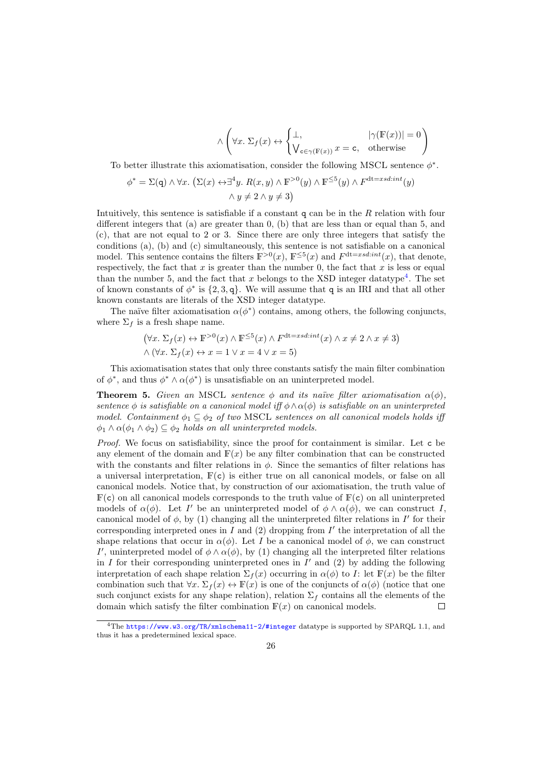$$\wedge \left( \forall x.\ \Sigma_f(x) \leftrightarrow \begin{cases} \bot, & |\gamma(\mathbb{F}(x))| = 0 \\ \bigvee_{\mathsf{c} \in \gamma(\mathbb{F}(x))} x = \mathsf{c}, & \text{otherwise} \end{cases} \right)$$

To better illustrate this axiomatisation, consider the following MSCL sentence $\phi^*$.

$$\phi^* = \Sigma(\mathsf{q}) \wedge \forall x.\ \big(\Sigma(x) \leftrightarrow \exists^4 y.\ R(x,y) \wedge \mathbb{F}^{>0}(y) \wedge \mathbb{F}^{\leq 5}(y) \wedge F^{\text{dt}=xsd:int}(y)$$
$$\wedge\, y \neq 2 \wedge y \neq 3\big)$$

Intuitively, this sentence is satisfiable if a constant $\mathsf{q}$ can be in the $R$ relation with four different integers that (a) are greater than 0, (b) that are less than or equal than 5, and (c), that are not equal to 2 or 3. Since there are only three integers that satisfy the conditions (a), (b) and (c) simultaneously, this sentence is not satisfiable on a canonical model. This sentence contains the filters $\mathbb{F}^{>0}(x)$, $\mathbb{F}^{\leq 5}(x)$ and $F^{\text{dt}=xsd:int}(x)$, that denote, respectively, the fact that $x$ is greater than the number 0, the fact that $x$ is less or equal than the number 5, and the fact that $x$ belongs to the XSD integer datatype[4]. The set of known constants of $\phi^*$ is $\{2, 3, \mathsf{q}\}$. We will assume that $\mathsf{q}$ is an IRI and that all other known constants are literals of the XSD integer datatype.

The naïve filter axiomatisation $\alpha(\phi^*)$ contains, among others, the following conjuncts, where $\Sigma_f$ is a fresh shape name.

$$\big(\forall x.\ \Sigma_f(x) \leftrightarrow \mathbb{F}^{>0}(x) \wedge \mathbb{F}^{\leq 5}(x) \wedge F^{\text{dt}=xsd:int}(x) \wedge x \neq 2 \wedge x \neq 3\big)$$
$$\wedge\, (\forall x.\ \Sigma_f(x) \leftrightarrow x = 1 \vee x = 4 \vee x = 5)$$

This axiomatisation states that only three constants satisfy the main filter combination of $\phi^*$, and thus $\phi^* \wedge \alpha(\phi^*)$ is unsatisfiable on an uninterpreted model.

**Theorem 5.** *Given an* MSCL *sentence $\phi$ and its naïve filter axiomatisation $\alpha(\phi)$, sentence $\phi$ is satisfiable on a canonical model iff $\phi \wedge \alpha(\phi)$ is satisfiable on an uninterpreted model. Containment $\phi_1 \subseteq \phi_2$ of two* MSCL *sentences on all canonical models holds iff $\phi_1 \wedge \alpha(\phi_1 \wedge \phi_2) \subseteq \phi_2$ holds on all uninterpreted models.*

*Proof.* We focus on satisfiability, since the proof for containment is similar. Let $\mathsf{c}$ be any element of the domain and $\mathbb{F}(x)$ be any filter combination that can be constructed with the constants and filter relations in $\phi$. Since the semantics of filter relations has a universal interpretation, $\mathbb{F}(\mathsf{c})$ is either true on all canonical models, or false on all canonical models. Notice that, by construction of our axiomatisation, the truth value of $\mathbb{F}(\mathsf{c})$ on all canonical models corresponds to the truth value of $\mathbb{F}(\mathsf{c})$ on all uninterpreted models of $\alpha(\phi)$. Let $I'$ be an uninterpreted model of $\phi \wedge \alpha(\phi)$, we can construct $I$, canonical model of $\phi$, by (1) changing all the uninterpreted filter relations in $I'$ for their corresponding interpreted ones in $I$ and (2) dropping from $I'$ the interpretation of all the shape relations that occur in $\alpha(\phi)$. Let $I$ be a canonical model of $\phi$, we can construct $I'$, uninterpreted model of $\phi \wedge \alpha(\phi)$, by (1) changing all the interpreted filter relations in $I$ for their corresponding uninterpreted ones in $I'$ and (2) by adding the following interpretation of each shape relation $\Sigma_f(x)$ occurring in $\alpha(\phi)$ to $I$: let $\mathbb{F}(x)$ be the filter combination such that $\forall x.\ \Sigma_f(x) \leftrightarrow \mathbb{F}(x)$ is one of the conjuncts of $\alpha(\phi)$ (notice that one such conjunct exists for any shape relation), relation $\Sigma_f$ contains all the elements of the domain which satisfy the filter combination $\mathbb{F}(x)$ on canonical models. $\square$

[4] The https://www.w3.org/TR/xmlschema11-2/#integer datatype is supported by SPARQL 1.1, and thus it has a predetermined lexical space.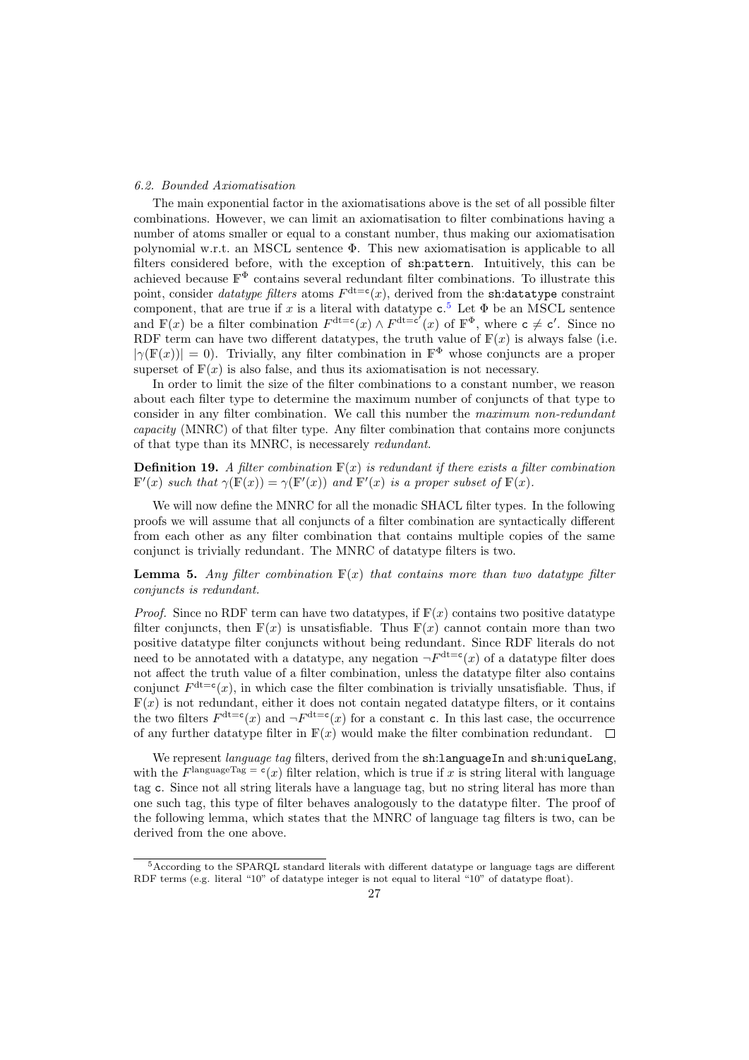### 6.2. Bounded Axiomatisation

The main exponential factor in the axiomatisations above is the set of all possible filter combinations. However, we can limit an axiomatisation to filter combinations having a number of atoms smaller or equal to a constant number, thus making our axiomatisation polynomial w.r.t. an MSCL sentence $\Phi$. This new axiomatisation is applicable to all filters considered before, with the exception of `sh:pattern`. Intuitively, this can be achieved because $\mathbb{F}^{\Phi}$ contains several redundant filter combinations. To illustrate this point, consider *datatype filters* atoms $F^{\mathrm{dt}=\mathtt{c}}(x)$, derived from the `sh:datatype` constraint component, that are true if $x$ is a literal with datatype $\mathtt{c}$.[5] Let $\Phi$ be an MSCL sentence and $\mathbb{F}(x)$ be a filter combination $F^{\mathrm{dt}=\mathtt{c}}(x) \wedge F^{\mathrm{dt}=\mathtt{c}'}(x)$ of $\mathbb{F}^{\Phi}$, where $\mathtt{c} \neq \mathtt{c}'$. Since no RDF term can have two different datatypes, the truth value of $\mathbb{F}(x)$ is always false (i.e. $|\gamma(\mathbb{F}(x))| = 0$). Trivially, any filter combination in $\mathbb{F}^{\Phi}$ whose conjuncts are a proper superset of $\mathbb{F}(x)$ is also false, and thus its axiomatisation is not necessary.

In order to limit the size of the filter combinations to a constant number, we reason about each filter type to determine the maximum number of conjuncts of that type to consider in any filter combination. We call this number the *maximum non-redundant capacity* (MNRC) of that filter type. Any filter combination that contains more conjuncts of that type than its MNRC, is necessarely *redundant*.

**Definition 19.** *A filter combination $\mathbb{F}(x)$ is redundant if there exists a filter combination $\mathbb{F}'(x)$ such that $\gamma(\mathbb{F}(x)) = \gamma(\mathbb{F}'(x))$ and $\mathbb{F}'(x)$ is a proper subset of $\mathbb{F}(x)$.*

We will now define the MNRC for all the monadic SHACL filter types. In the following proofs we will assume that all conjuncts of a filter combination are syntactically different from each other as any filter combination that contains multiple copies of the same conjunct is trivially redundant. The MNRC of datatype filters is two.

**Lemma 5.** *Any filter combination $\mathbb{F}(x)$ that contains more than two datatype filter conjuncts is redundant.*

*Proof.* Since no RDF term can have two datatypes, if $\mathbb{F}(x)$ contains two positive datatype filter conjuncts, then $\mathbb{F}(x)$ is unsatisfiable. Thus $\mathbb{F}(x)$ cannot contain more than two positive datatype filter conjuncts without being redundant. Since RDF literals do not need to be annotated with a datatype, any negation $\neg F^{\mathrm{dt}=\mathtt{c}}(x)$ of a datatype filter does not affect the truth value of a filter combination, unless the datatype filter also contains conjunct $F^{\mathrm{dt}=\mathtt{c}}(x)$, in which case the filter combination is trivially unsatisfiable. Thus, if $\mathbb{F}(x)$ is not redundant, either it does not contain negated datatype filters, or it contains the two filters $F^{\mathrm{dt}=\mathtt{c}}(x)$ and $\neg F^{\mathrm{dt}=\mathtt{c}}(x)$ for a constant $\mathtt{c}$. In this last case, the occurrence of any further datatype filter in $\mathbb{F}(x)$ would make the filter combination redundant. $\square$

We represent *language tag* filters, derived from the `sh:languageIn` and `sh:uniqueLang`, with the $F^{\mathrm{languageTag}\,=\,\mathtt{c}}(x)$ filter relation, which is true if $x$ is string literal with language tag $\mathtt{c}$. Since not all string literals have a language tag, but no string literal has more than one such tag, this type of filter behaves analogously to the datatype filter. The proof of the following lemma, which states that the MNRC of language tag filters is two, can be derived from the one above.

---

[5] According to the SPARQL standard literals with different datatype or language tags are different RDF terms (e.g. literal "10" of datatype integer is not equal to literal "10" of datatype float).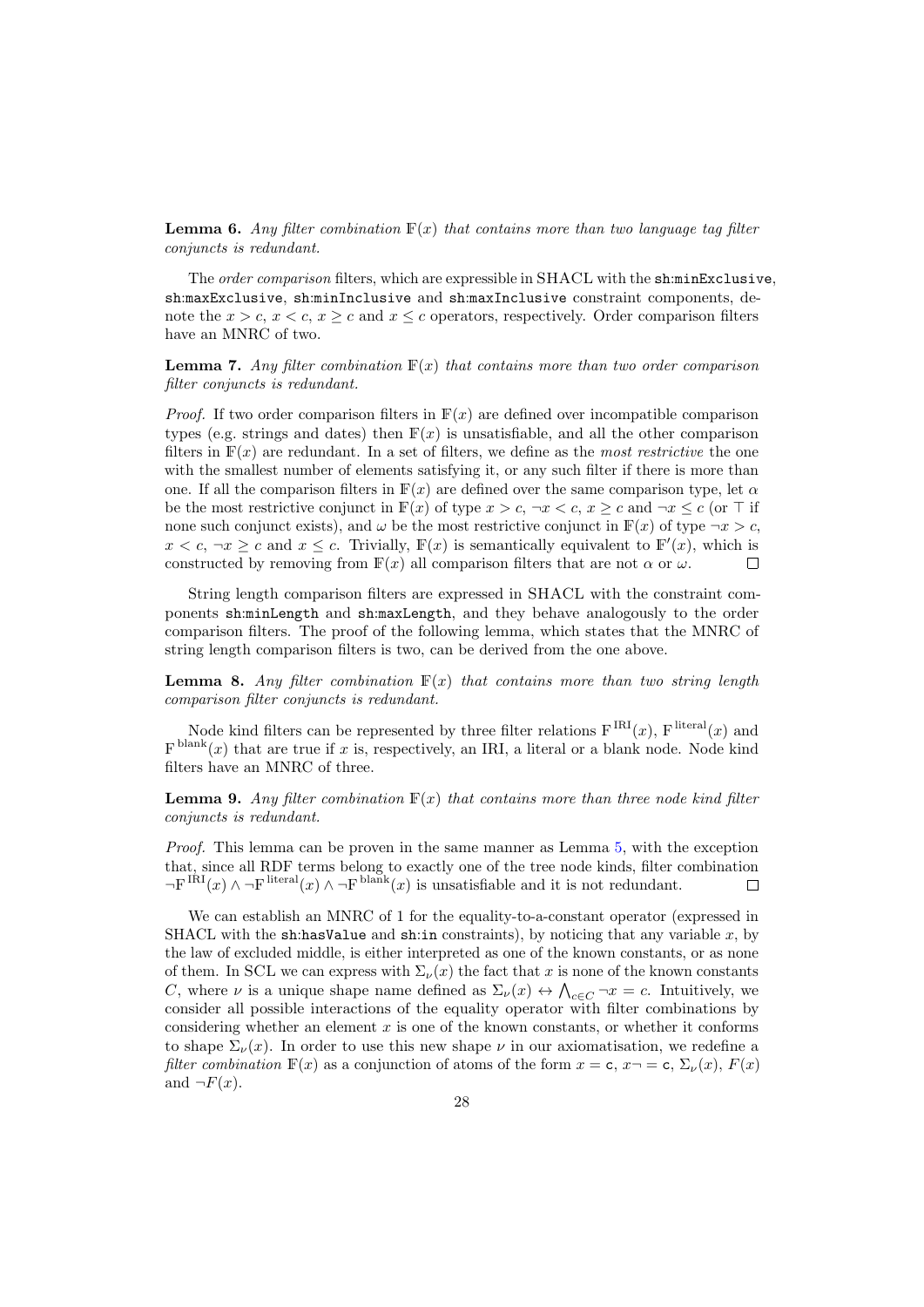**Lemma 6.** *Any filter combination $\mathbb{F}(x)$ that contains more than two language tag filter conjuncts is redundant.*

The *order comparison* filters, which are expressible in SHACL with the `sh:minExclusive`, `sh:maxExclusive`, `sh:minInclusive` and `sh:maxInclusive` constraint components, denote the $x > c$, $x < c$, $x \geq c$ and $x \leq c$ operators, respectively. Order comparison filters have an MNRC of two.

**Lemma 7.** *Any filter combination $\mathbb{F}(x)$ that contains more than two order comparison filter conjuncts is redundant.*

*Proof.* If two order comparison filters in $\mathbb{F}(x)$ are defined over incompatible comparison types (e.g. strings and dates) then $\mathbb{F}(x)$ is unsatisfiable, and all the other comparison filters in $\mathbb{F}(x)$ are redundant. In a set of filters, we define as the *most restrictive* the one with the smallest number of elements satisfying it, or any such filter if there is more than one. If all the comparison filters in $\mathbb{F}(x)$ are defined over the same comparison type, let $\alpha$ be the most restrictive conjunct in $\mathbb{F}(x)$ of type $x > c$, $\neg x < c$, $x \geq c$ and $\neg x \leq c$ (or $\top$ if none such conjunct exists), and $\omega$ be the most restrictive conjunct in $\mathbb{F}(x)$ of type $\neg x > c$, $x < c$, $\neg x \geq c$ and $x \leq c$. Trivially, $\mathbb{F}(x)$ is semantically equivalent to $\mathbb{F}'(x)$, which is constructed by removing from $\mathbb{F}(x)$ all comparison filters that are not $\alpha$ or $\omega$. □

String length comparison filters are expressed in SHACL with the constraint components `sh:minLength` and `sh:maxLength`, and they behave analogously to the order comparison filters. The proof of the following lemma, which states that the MNRC of string length comparison filters is two, can be derived from the one above.

**Lemma 8.** *Any filter combination $\mathbb{F}(x)$ that contains more than two string length comparison filter conjuncts is redundant.*

Node kind filters can be represented by three filter relations $\mathrm{F}^{\mathrm{IRI}}(x)$, $\mathrm{F}^{\mathrm{literal}}(x)$ and $\mathrm{F}^{\mathrm{blank}}(x)$ that are true if $x$ is, respectively, an IRI, a literal or a blank node. Node kind filters have an MNRC of three.

**Lemma 9.** *Any filter combination $\mathbb{F}(x)$ that contains more than three node kind filter conjuncts is redundant.*

*Proof.* This lemma can be proven in the same manner as Lemma 5, with the exception that, since all RDF terms belong to exactly one of the tree node kinds, filter combination $\neg\mathrm{F}^{\mathrm{IRI}}(x) \wedge \neg\mathrm{F}^{\mathrm{literal}}(x) \wedge \neg\mathrm{F}^{\mathrm{blank}}(x)$ is unsatisfiable and it is not redundant. □

We can establish an MNRC of 1 for the equality-to-a-constant operator (expressed in SHACL with the `sh:hasValue` and `sh:in` constraints), by noticing that any variable $x$, by the law of excluded middle, is either interpreted as one of the known constants, or as none of them. In SCL we can express with $\Sigma_\nu(x)$ the fact that $x$ is none of the known constants $C$, where $\nu$ is a unique shape name defined as $\Sigma_\nu(x) \leftrightarrow \bigwedge_{c \in C} \neg x = c$. Intuitively, we consider all possible interactions of the equality operator with filter combinations by considering whether an element $x$ is one of the known constants, or whether it conforms to shape $\Sigma_\nu(x)$. In order to use this new shape $\nu$ in our axiomatisation, we redefine a *filter combination* $\mathbb{F}(x)$ as a conjunction of atoms of the form $x = \mathtt{c}$, $x \neg = \mathtt{c}$, $\Sigma_\nu(x)$, $F(x)$ and $\neg F(x)$.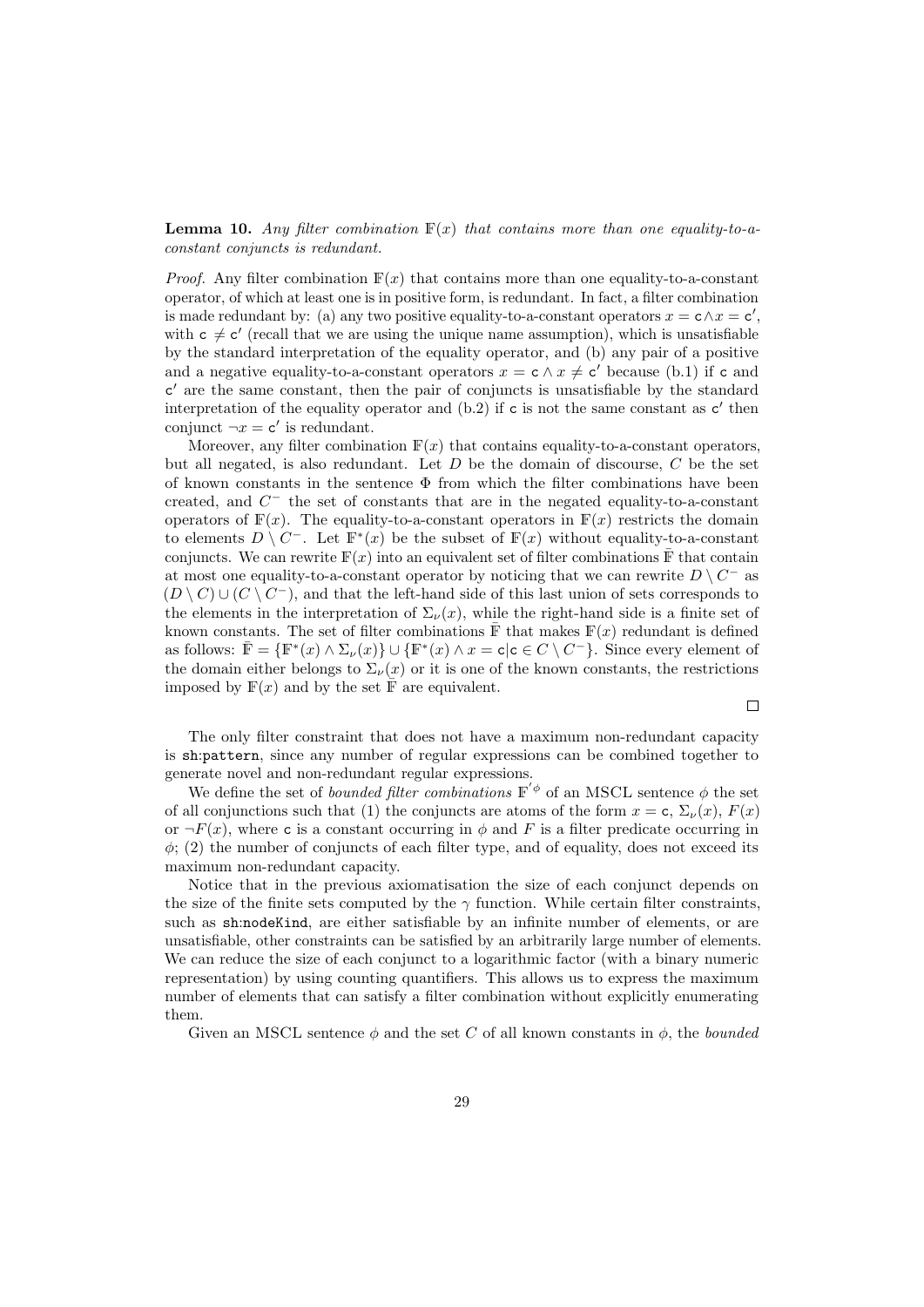**Lemma 10.** *Any filter combination $\mathbb{F}(x)$ that contains more than one equality-to-a-constant conjuncts is redundant.*

*Proof.* Any filter combination $\mathbb{F}(x)$ that contains more than one equality-to-a-constant operator, of which at least one is in positive form, is redundant. In fact, a filter combination is made redundant by: (a) any two positive equality-to-a-constant operators $x = \mathsf{c} \wedge x = \mathsf{c}'$, with $\mathsf{c} \neq \mathsf{c}'$ (recall that we are using the unique name assumption), which is unsatisfiable by the standard interpretation of the equality operator, and (b) any pair of a positive and a negative equality-to-a-constant operators $x = \mathsf{c} \wedge x \neq \mathsf{c}'$ because (b.1) if $\mathsf{c}$ and $\mathsf{c}'$ are the same constant, then the pair of conjuncts is unsatisfiable by the standard interpretation of the equality operator and (b.2) if $\mathsf{c}$ is not the same constant as $\mathsf{c}'$ then conjunct $\neg x = \mathsf{c}'$ is redundant.

Moreover, any filter combination $\mathbb{F}(x)$ that contains equality-to-a-constant operators, but all negated, is also redundant. Let $D$ be the domain of discourse, $C$ be the set of known constants in the sentence $\Phi$ from which the filter combinations have been created, and $C^-$ the set of constants that are in the negated equality-to-a-constant operators of $\mathbb{F}(x)$. The equality-to-a-constant operators in $\mathbb{F}(x)$ restricts the domain to elements $D \setminus C^-$. Let $\mathbb{F}^*(x)$ be the subset of $\mathbb{F}(x)$ without equality-to-a-constant conjuncts. We can rewrite $\mathbb{F}(x)$ into an equivalent set of filter combinations $\bar{\mathbb{F}}$ that contain at most one equality-to-a-constant operator by noticing that we can rewrite $D \setminus C^-$ as $(D \setminus C) \cup (C \setminus C^-)$, and that the left-hand side of this last union of sets corresponds to the elements in the interpretation of $\Sigma_\nu(x)$, while the right-hand side is a finite set of known constants. The set of filter combinations $\bar{\mathbb{F}}$ that makes $\mathbb{F}(x)$ redundant is defined as follows: $\bar{\mathbb{F}} = \{\mathbb{F}^*(x) \wedge \Sigma_\nu(x)\} \cup \{\mathbb{F}^*(x) \wedge x = \mathsf{c} | \mathsf{c} \in C \setminus C^-\}$. Since every element of the domain either belongs to $\Sigma_\nu(x)$ or it is one of the known constants, the restrictions imposed by $\mathbb{F}(x)$ and by the set $\bar{\mathbb{F}}$ are equivalent.

□

The only filter constraint that does not have a maximum non-redundant capacity is `sh:pattern`, since any number of regular expressions can be combined together to generate novel and non-redundant regular expressions.

We define the set of *bounded filter combinations* $\mathbb{F}^{'\phi}$ of an MSCL sentence $\phi$ the set of all conjunctions such that (1) the conjuncts are atoms of the form $x = \mathsf{c}$, $\Sigma_\nu(x)$, $F(x)$ or $\neg F(x)$, where $\mathsf{c}$ is a constant occurring in $\phi$ and $F$ is a filter predicate occurring in $\phi$; (2) the number of conjuncts of each filter type, and of equality, does not exceed its maximum non-redundant capacity.

Notice that in the previous axiomatisation the size of each conjunct depends on the size of the finite sets computed by the $\gamma$ function. While certain filter constraints, such as `sh:nodeKind`, are either satisfiable by an infinite number of elements, or are unsatisfiable, other constraints can be satisfied by an arbitrarily large number of elements. We can reduce the size of each conjunct to a logarithmic factor (with a binary numeric representation) by using counting quantifiers. This allows us to express the maximum number of elements that can satisfy a filter combination without explicitly enumerating them.

Given an MSCL sentence $\phi$ and the set $C$ of all known constants in $\phi$, the *bounded*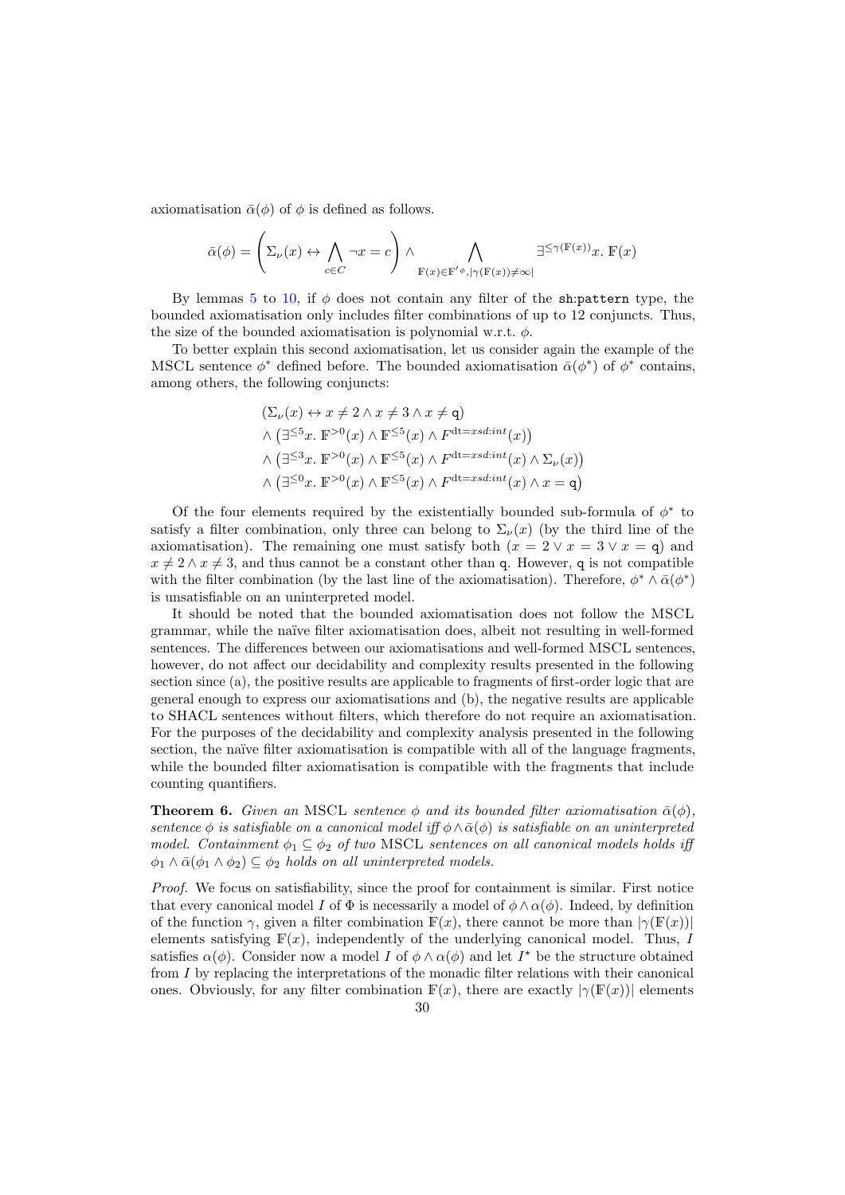axiomatisation $\bar{\alpha}(\phi)$ of $\phi$ is defined as follows.

$$\bar{\alpha}(\phi) = \left( \Sigma_\nu(x) \leftrightarrow \bigwedge_{c \in C} \neg x = c \right) \wedge \bigwedge_{\mathbb{F}(x) \in \mathbb{F}'^{\phi}, |\gamma(\mathbb{F}(x)) \neq \infty|} \exists^{\leq \gamma(\mathbb{F}(x))} x.\ \mathbb{F}(x)$$

By lemmas 5 to 10, if $\phi$ does not contain any filter of the sh:pattern type, the bounded axiomatisation only includes filter combinations of up to 12 conjuncts. Thus, the size of the bounded axiomatisation is polynomial w.r.t. $\phi$.

To better explain this second axiomatisation, let us consider again the example of the MSCL sentence $\phi^*$ defined before. The bounded axiomatisation $\bar{\alpha}(\phi^*)$ of $\phi^*$ contains, among others, the following conjuncts:

$$\begin{aligned}
&(\Sigma_\nu(x) \leftrightarrow x \neq 2 \wedge x \neq 3 \wedge x \neq \mathsf{q}) \\
&\wedge \left(\exists^{\leq 5} x.\ \mathbb{F}^{>0}(x) \wedge \mathbb{F}^{\leq 5}(x) \wedge F^{\text{dt}=xsd:int}(x)\right) \\
&\wedge \left(\exists^{\leq 3} x.\ \mathbb{F}^{>0}(x) \wedge \mathbb{F}^{\leq 5}(x) \wedge F^{\text{dt}=xsd:int}(x) \wedge \Sigma_\nu(x)\right) \\
&\wedge \left(\exists^{\leq 0} x.\ \mathbb{F}^{>0}(x) \wedge \mathbb{F}^{\leq 5}(x) \wedge F^{\text{dt}=xsd:int}(x) \wedge x = \mathsf{q}\right)
\end{aligned}$$

Of the four elements required by the existentially bounded sub-formula of $\phi^*$ to satisfy a filter combination, only three can belong to $\Sigma_\nu(x)$ (by the third line of the axiomatisation). The remaining one must satisfy both $(x = 2 \vee x = 3 \vee x = \mathsf{q})$ and $x \neq 2 \wedge x \neq 3$, and thus cannot be a constant other than $\mathsf{q}$. However, $\mathsf{q}$ is not compatible with the filter combination (by the last line of the axiomatisation). Therefore, $\phi^* \wedge \bar{\alpha}(\phi^*)$ is unsatisfiable on an uninterpreted model.

It should be noted that the bounded axiomatisation does not follow the MSCL grammar, while the naïve filter axiomatisation does, albeit not resulting in well-formed sentences. The differences between our axiomatisations and well-formed MSCL sentences, however, do not affect our decidability and complexity results presented in the following section since (a), the positive results are applicable to fragments of first-order logic that are general enough to express our axiomatisations and (b), the negative results are applicable to SHACL sentences without filters, which therefore do not require an axiomatisation. For the purposes of the decidability and complexity analysis presented in the following section, the naïve filter axiomatisation is compatible with all of the language fragments, while the bounded filter axiomatisation is compatible with the fragments that include counting quantifiers.

**Theorem 6.** *Given an* MSCL *sentence $\phi$ and its bounded filter axiomatisation $\bar{\alpha}(\phi)$, sentence $\phi$ is satisfiable on a canonical model iff $\phi \wedge \bar{\alpha}(\phi)$ is satisfiable on an uninterpreted model. Containment $\phi_1 \subseteq \phi_2$ of two* MSCL *sentences on all canonical models holds iff $\phi_1 \wedge \bar{\alpha}(\phi_1 \wedge \phi_2) \subseteq \phi_2$ holds on all uninterpreted models.*

*Proof.* We focus on satisfiability, since the proof for containment is similar. First notice that every canonical model $I$ of $\Phi$ is necessarily a model of $\phi \wedge \alpha(\phi)$. Indeed, by definition of the function $\gamma$, given a filter combination $\mathbb{F}(x)$, there cannot be more than $|\gamma(\mathbb{F}(x))|$ elements satisfying $\mathbb{F}(x)$, independently of the underlying canonical model. Thus, $I$ satisfies $\alpha(\phi)$. Consider now a model $I$ of $\phi \wedge \alpha(\phi)$ and let $I^\star$ be the structure obtained from $I$ by replacing the interpretations of the monadic filter relations with their canonical ones. Obviously, for any filter combination $\mathbb{F}(x)$, there are exactly $|\gamma(\mathbb{F}(x))|$ elements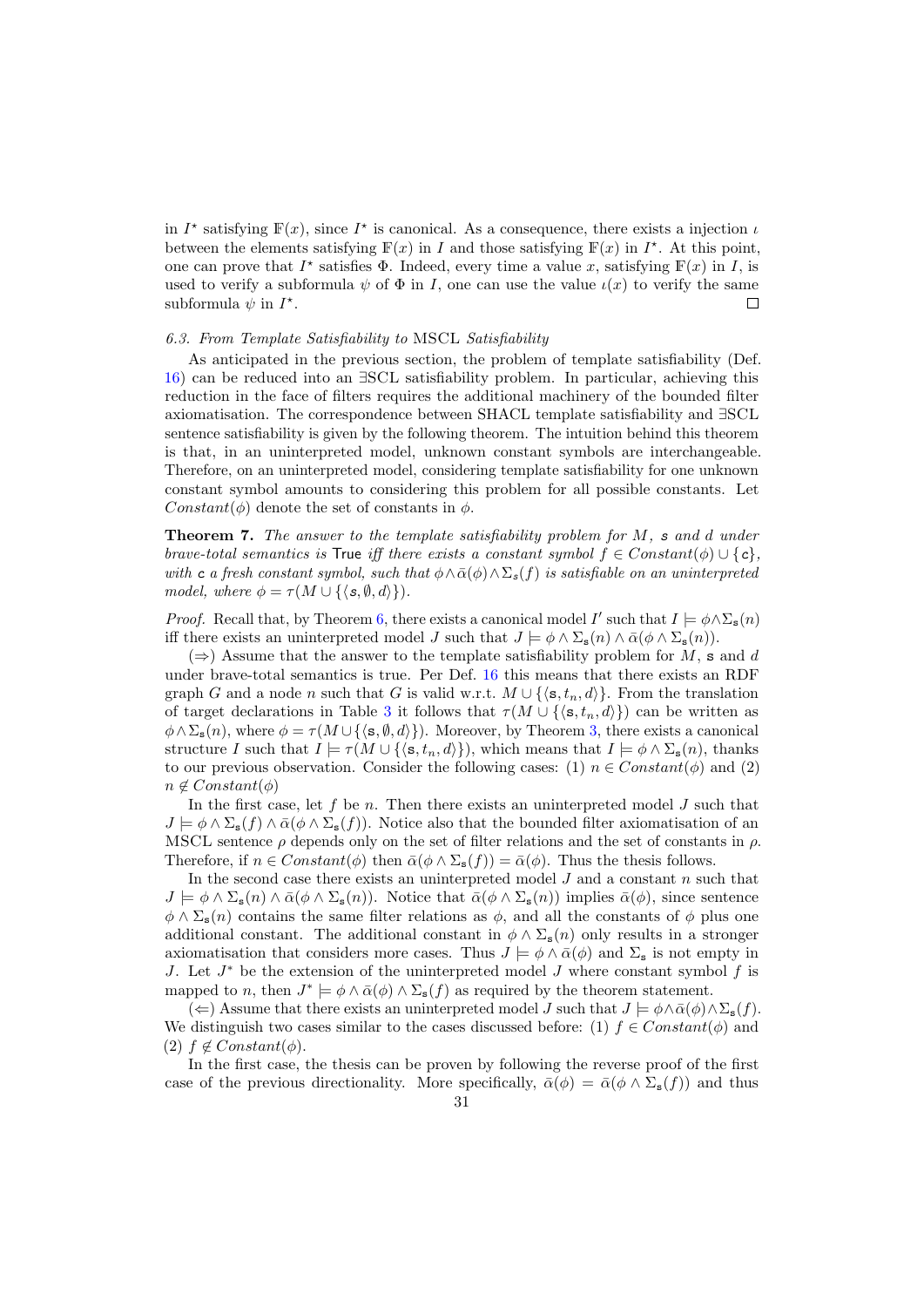in $I^\star$ satisfying $\mathbb{F}(x)$, since $I^\star$ is canonical. As a consequence, there exists a injection $\iota$ between the elements satisfying $\mathbb{F}(x)$ in $I$ and those satisfying $\mathbb{F}(x)$ in $I^\star$. At this point, one can prove that $I^\star$ satisfies $\Phi$. Indeed, every time a value $x$, satisfying $\mathbb{F}(x)$ in $I$, is used to verify a subformula $\psi$ of $\Phi$ in $I$, one can use the value $\iota(x)$ to verify the same subformula $\psi$ in $I^\star$. $\square$

### 6.3. From Template Satisfiability to MSCL Satisfiability

As anticipated in the previous section, the problem of template satisfiability (Def. 16) can be reduced into an ∃SCL satisfiability problem. In particular, achieving this reduction in the face of filters requires the additional machinery of the bounded filter axiomatisation. The correspondence between SHACL template satisfiability and ∃SCL sentence satisfiability is given by the following theorem. The intuition behind this theorem is that, in an uninterpreted model, unknown constant symbols are interchangeable. Therefore, on an uninterpreted model, considering template satisfiability for one unknown constant symbol amounts to considering this problem for all possible constants. Let $Constant(\phi)$ denote the set of constants in $\phi$.

**Theorem 7.** *The answer to the template satisfiability problem for $M$, $\mathtt{s}$ and $d$ under brave-total semantics is* True *iff there exists a constant symbol $f \in Constant(\phi) \cup \{\mathtt{c}\}$, with $\mathtt{c}$ a fresh constant symbol, such that $\phi \wedge \bar{\alpha}(\phi) \wedge \Sigma_s(f)$ is satisfiable on an uninterpreted model, where $\phi = \tau(M \cup \{\langle s, \emptyset, d\rangle\})$.*

*Proof.* Recall that, by Theorem 6, there exists a canonical model $I'$ such that $I \models \phi \wedge \Sigma_{\mathtt{s}}(n)$ iff there exists an uninterpreted model $J$ such that $J \models \phi \wedge \Sigma_{\mathtt{s}}(n) \wedge \bar{\alpha}(\phi \wedge \Sigma_{\mathtt{s}}(n))$.

($\Rightarrow$) Assume that the answer to the template satisfiability problem for $M$, $\mathtt{s}$ and $d$ under brave-total semantics is true. Per Def. 16 this means that there exists an RDF graph $G$ and a node $n$ such that $G$ is valid w.r.t. $M \cup \{\langle \mathtt{s}, t_n, d\rangle\}$. From the translation of target declarations in Table 3 it follows that $\tau(M \cup \{\langle \mathtt{s}, t_n, d\rangle\})$ can be written as $\phi \wedge \Sigma_{\mathtt{s}}(n)$, where $\phi = \tau(M \cup \{\langle \mathtt{s}, \emptyset, d\rangle\})$. Moreover, by Theorem 3, there exists a canonical structure $I$ such that $I \models \tau(M \cup \{\langle \mathtt{s}, t_n, d\rangle\})$, which means that $I \models \phi \wedge \Sigma_{\mathtt{s}}(n)$, thanks to our previous observation. Consider the following cases: (1) $n \in Constant(\phi)$ and (2) $n \notin Constant(\phi)$

In the first case, let $f$ be $n$. Then there exists an uninterpreted model $J$ such that $J \models \phi \wedge \Sigma_{\mathtt{s}}(f) \wedge \bar{\alpha}(\phi \wedge \Sigma_{\mathtt{s}}(f))$. Notice also that the bounded filter axiomatisation of an MSCL sentence $\rho$ depends only on the set of filter relations and the set of constants in $\rho$. Therefore, if $n \in Constant(\phi)$ then $\bar{\alpha}(\phi \wedge \Sigma_{\mathtt{s}}(f)) = \bar{\alpha}(\phi)$. Thus the thesis follows.

In the second case there exists an uninterpreted model $J$ and a constant $n$ such that $J \models \phi \wedge \Sigma_{\mathtt{s}}(n) \wedge \bar{\alpha}(\phi \wedge \Sigma_{\mathtt{s}}(n))$. Notice that $\bar{\alpha}(\phi \wedge \Sigma_{\mathtt{s}}(n))$ implies $\bar{\alpha}(\phi)$, since sentence $\phi \wedge \Sigma_{\mathtt{s}}(n)$ contains the same filter relations as $\phi$, and all the constants of $\phi$ plus one additional constant. The additional constant in $\phi \wedge \Sigma_{\mathtt{s}}(n)$ only results in a stronger axiomatisation that considers more cases. Thus $J \models \phi \wedge \bar{\alpha}(\phi)$ and $\Sigma_{\mathtt{s}}$ is not empty in $J$. Let $J^*$ be the extension of the uninterpreted model $J$ where constant symbol $f$ is mapped to $n$, then $J^* \models \phi \wedge \bar{\alpha}(\phi) \wedge \Sigma_{\mathtt{s}}(f)$ as required by the theorem statement.

($\Leftarrow$) Assume that there exists an uninterpreted model $J$ such that $J \models \phi \wedge \bar{\alpha}(\phi) \wedge \Sigma_{\mathtt{s}}(f)$. We distinguish two cases similar to the cases discussed before: (1) $f \in Constant(\phi)$ and (2) $f \notin Constant(\phi)$.

In the first case, the thesis can be proven by following the reverse proof of the first case of the previous directionality. More specifically, $\bar{\alpha}(\phi) = \bar{\alpha}(\phi \wedge \Sigma_{\mathtt{s}}(f))$ and thus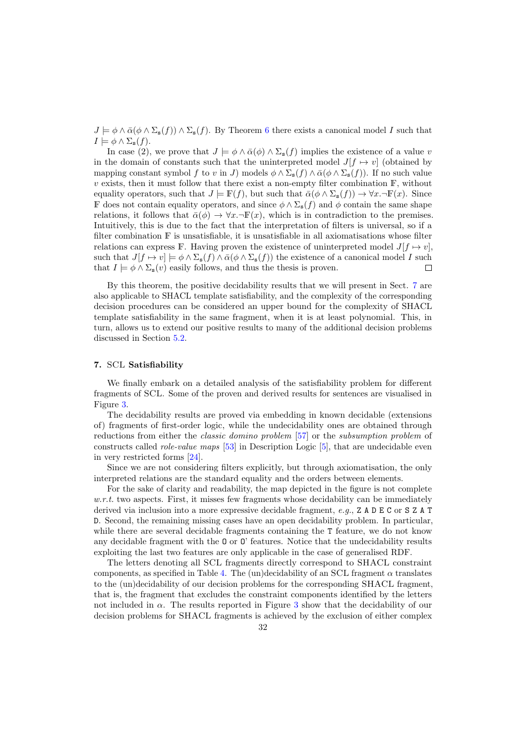$J \models \phi \wedge \bar{\alpha}(\phi \wedge \Sigma_{\mathtt{s}}(f)) \wedge \Sigma_{\mathtt{s}}(f)$. By Theorem 6 there exists a canonical model $I$ such that $I \models \phi \wedge \Sigma_{\mathtt{s}}(f)$.

In case (2), we prove that $J \models \phi \wedge \bar{\alpha}(\phi) \wedge \Sigma_{\mathtt{s}}(f)$ implies the existence of a value $v$ in the domain of constants such that the uninterpreted model $J[f \mapsto v]$ (obtained by mapping constant symbol $f$ to $v$ in $J$) models $\phi \wedge \Sigma_{\mathtt{s}}(f) \wedge \bar{\alpha}(\phi \wedge \Sigma_{\mathtt{s}}(f))$. If no such value $v$ exists, then it must follow that there exist a non-empty filter combination $\mathbb{F}$, without equality operators, such that $J \models \mathbb{F}(f)$, but such that $\bar{\alpha}(\phi \wedge \Sigma_{\mathtt{s}}(f)) \rightarrow \forall x.\neg\mathbb{F}(x)$. Since $\mathbb{F}$ does not contain equality operators, and since $\phi \wedge \Sigma_{\mathtt{s}}(f)$ and $\phi$ contain the same shape relations, it follows that $\bar{\alpha}(\phi) \rightarrow \forall x.\neg\mathbb{F}(x)$, which is in contradiction to the premises. Intuitively, this is due to the fact that the interpretation of filters is universal, so if a filter combination $\mathbb{F}$ is unsatisfiable, it is unsatisfiable in all axiomatisations whose filter relations can express $\mathbb{F}$. Having proven the existence of uninterpreted model $J[f \mapsto v]$, such that $J[f \mapsto v] \models \phi \wedge \Sigma_{\mathtt{s}}(f) \wedge \bar{\alpha}(\phi \wedge \Sigma_{\mathtt{s}}(f))$ the existence of a canonical model $I$ such that $I \models \phi \wedge \Sigma_{\mathtt{s}}(v)$ easily follows, and thus the thesis is proven. □

By this theorem, the positive decidability results that we will present in Sect. 7 are also applicable to SHACL template satisfiability, and the complexity of the corresponding decision procedures can be considered an upper bound for the complexity of SHACL template satisfiability in the same fragment, when it is at least polynomial. This, in turn, allows us to extend our positive results to many of the additional decision problems discussed in Section 5.2.

## 7. SCL **Satisfiability**

We finally embark on a detailed analysis of the satisfiability problem for different fragments of SCL. Some of the proven and derived results for sentences are visualised in Figure 3.

The decidability results are proved via embedding in known decidable (extensions of) fragments of first-order logic, while the undecidability ones are obtained through reductions from either the *classic domino problem* [57] or the *subsumption problem* of constructs called *role-value maps* [53] in Description Logic [5], that are undecidable even in very restricted forms [24].

Since we are not considering filters explicitly, but through axiomatisation, the only interpreted relations are the standard equality and the orders between elements.

For the sake of clarity and readability, the map depicted in the figure is not complete *w.r.t.* two aspects. First, it misses few fragments whose decidability can be immediately derived via inclusion into a more expressive decidable fragment, *e.g.*, `Z A D E C` or `S Z A T D`. Second, the remaining missing cases have an open decidability problem. In particular, while there are several decidable fragments containing the `T` feature, we do not know any decidable fragment with the `O` or `O'` features. Notice that the undecidability results exploiting the last two features are only applicable in the case of generalised RDF.

The letters denoting all SCL fragments directly correspond to SHACL constraint components, as specified in Table 4. The (un)decidability of an SCL fragment $\alpha$ translates to the (un)decidability of our decision problems for the corresponding SHACL fragment, that is, the fragment that excludes the constraint components identified by the letters not included in $\alpha$. The results reported in Figure 3 show that the decidability of our decision problems for SHACL fragments is achieved by the exclusion of either complex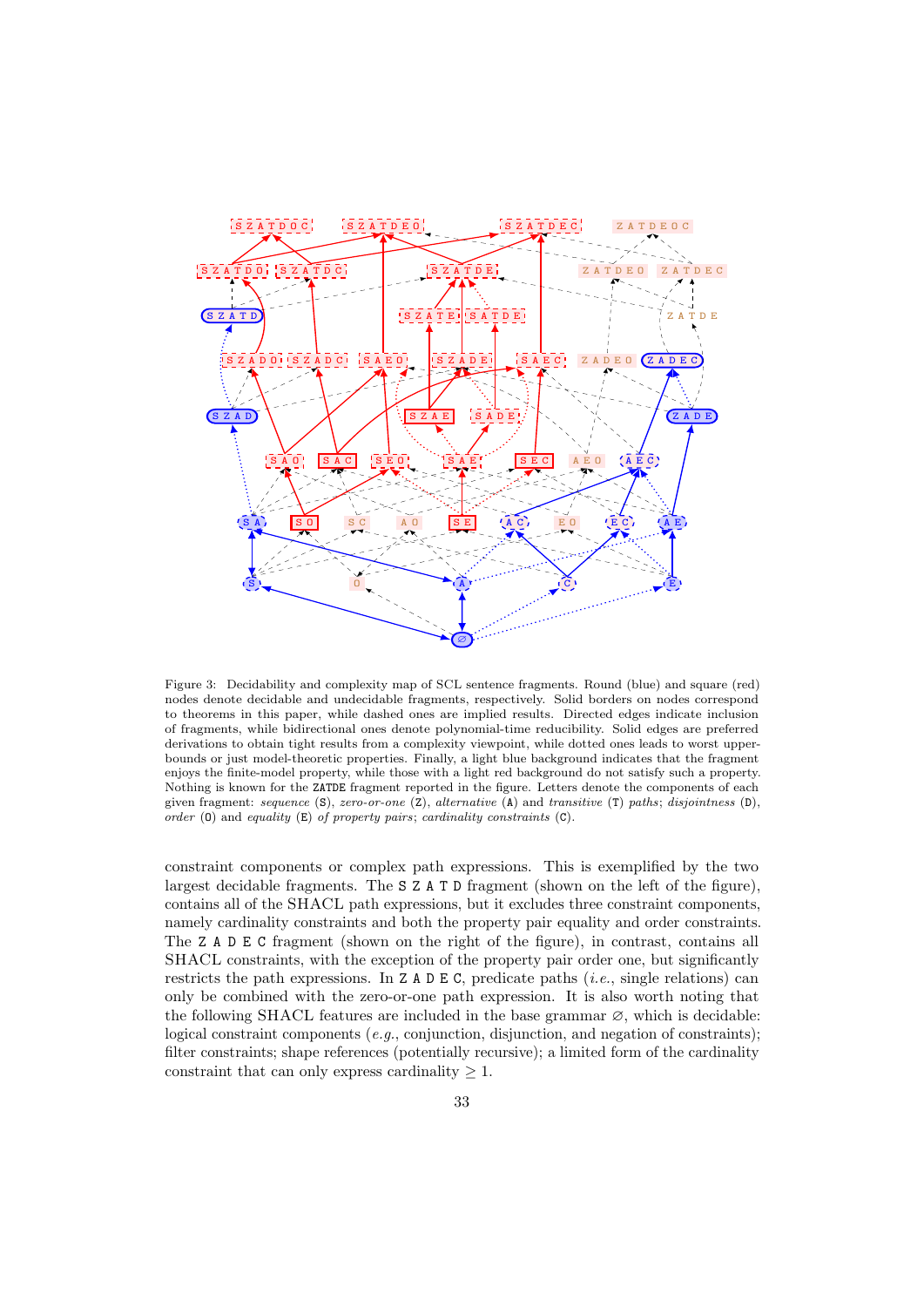Figure 3: Decidability and complexity map of SCL sentence fragments. Round (blue) and square (red) nodes denote decidable and undecidable fragments, respectively. Solid borders on nodes correspond to theorems in this paper, while dashed ones are implied results. Directed edges indicate inclusion of fragments, while bidirectional ones denote polynomial-time reducibility. Solid edges are preferred derivations to obtain tight results from a complexity viewpoint, while dotted ones leads to worst upper-bounds or just model-theoretic properties. Finally, a light blue background indicates that the fragment enjoys the finite-model property, while those with a light red background do not satisfy such a property. Nothing is known for the ZATDE fragment reported in the figure. Letters denote the components of each given fragment: *sequence* (S), *zero-or-one* (Z), *alternative* (A) and *transitive* (T) *paths*; *disjointness* (D), *order* (O) and *equality* (E) *of property pairs*; *cardinality constraints* (C).

constraint components or complex path expressions. This is exemplified by the two largest decidable fragments. The S Z A T D fragment (shown on the left of the figure), contains all of the SHACL path expressions, but it excludes three constraint components, namely cardinality constraints and both the property pair equality and order constraints. The Z A D E C fragment (shown on the right of the figure), in contrast, contains all SHACL constraints, with the exception of the property pair order one, but significantly restricts the path expressions. In Z A D E C, predicate paths (*i.e.*, single relations) can only be combined with the zero-or-one path expression. It is also worth noting that the following SHACL features are included in the base grammar $\varnothing$, which is decidable: logical constraint components (*e.g.*, conjunction, disjunction, and negation of constraints); filter constraints; shape references (potentially recursive); a limited form of the cardinality constraint that can only express cardinality $\geq 1$.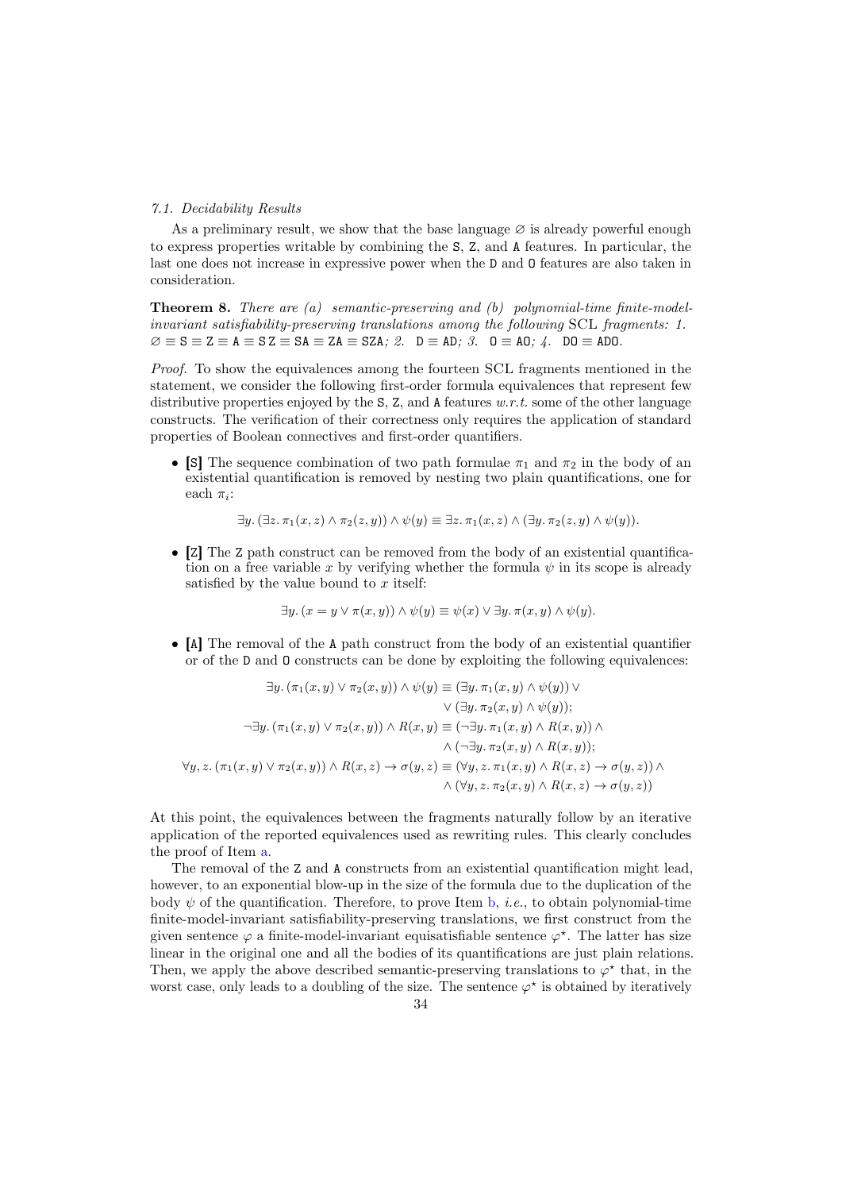### 7.1. Decidability Results

As a preliminary result, we show that the base language $\varnothing$ is already powerful enough to express properties writable by combining the S, Z, and A features. In particular, the last one does not increase in expressive power when the D and O features are also taken in consideration.

**Theorem 8.** *There are (a) semantic-preserving and (b) polynomial-time finite-model-invariant satisfiability-preserving translations among the following* SCL *fragments: 1.* $\varnothing \equiv \mathtt{S} \equiv \mathtt{Z} \equiv \mathtt{A} \equiv \mathtt{SZ} \equiv \mathtt{SA} \equiv \mathtt{ZA} \equiv \mathtt{SZA}$*; 2.* $\mathtt{D} \equiv \mathtt{AD}$*; 3.* $\mathtt{O} \equiv \mathtt{AO}$*; 4.* $\mathtt{DO} \equiv \mathtt{ADO}$*.*

*Proof.* To show the equivalences among the fourteen SCL fragments mentioned in the statement, we consider the following first-order formula equivalences that represent few distributive properties enjoyed by the S, Z, and A features *w.r.t.* some of the other language constructs. The verification of their correctness only requires the application of standard properties of Boolean connectives and first-order quantifiers.

- **[S]** The sequence combination of two path formulae $\pi_1$ and $\pi_2$ in the body of an existential quantification is removed by nesting two plain quantifications, one for each $\pi_i$:

$$\exists y. (\exists z. \pi_1(x, z) \land \pi_2(z, y)) \land \psi(y) \equiv \exists z. \pi_1(x, z) \land (\exists y. \pi_2(z, y) \land \psi(y)).$$

- **[Z]** The Z path construct can be removed from the body of an existential quantification on a free variable $x$ by verifying whether the formula $\psi$ in its scope is already satisfied by the value bound to $x$ itself:

$$\exists y. (x = y \lor \pi(x, y)) \land \psi(y) \equiv \psi(x) \lor \exists y. \pi(x, y) \land \psi(y).$$

- **[A]** The removal of the A path construct from the body of an existential quantifier or of the D and O constructs can be done by exploiting the following equivalences:

$$\begin{aligned}
\exists y. (\pi_1(x, y) \lor \pi_2(x, y)) \land \psi(y) &\equiv (\exists y. \pi_1(x, y) \land \psi(y)) \lor \\
&\quad \lor (\exists y. \pi_2(x, y) \land \psi(y)); \\
\neg\exists y. (\pi_1(x, y) \lor \pi_2(x, y)) \land R(x, y) &\equiv (\neg\exists y. \pi_1(x, y) \land R(x, y)) \land \\
&\quad \land (\neg\exists y. \pi_2(x, y) \land R(x, y)); \\
\forall y, z. (\pi_1(x, y) \lor \pi_2(x, y)) \land R(x, z) \rightarrow \sigma(y, z) &\equiv (\forall y, z. \pi_1(x, y) \land R(x, z) \rightarrow \sigma(y, z)) \land \\
&\quad \land (\forall y, z. \pi_2(x, y) \land R(x, z) \rightarrow \sigma(y, z))
\end{aligned}$$

At this point, the equivalences between the fragments naturally follow by an iterative application of the reported equivalences used as rewriting rules. This clearly concludes the proof of Item a.

The removal of the Z and A constructs from an existential quantification might lead, however, to an exponential blow-up in the size of the formula due to the duplication of the body $\psi$ of the quantification. Therefore, to prove Item b, *i.e.*, to obtain polynomial-time finite-model-invariant satisfiability-preserving translations, we first construct from the given sentence $\varphi$ a finite-model-invariant equisatisfiable sentence $\varphi^\star$. The latter has size linear in the original one and all the bodies of its quantifications are just plain relations. Then, we apply the above described semantic-preserving translations to $\varphi^\star$ that, in the worst case, only leads to a doubling of the size. The sentence $\varphi^\star$ is obtained by iteratively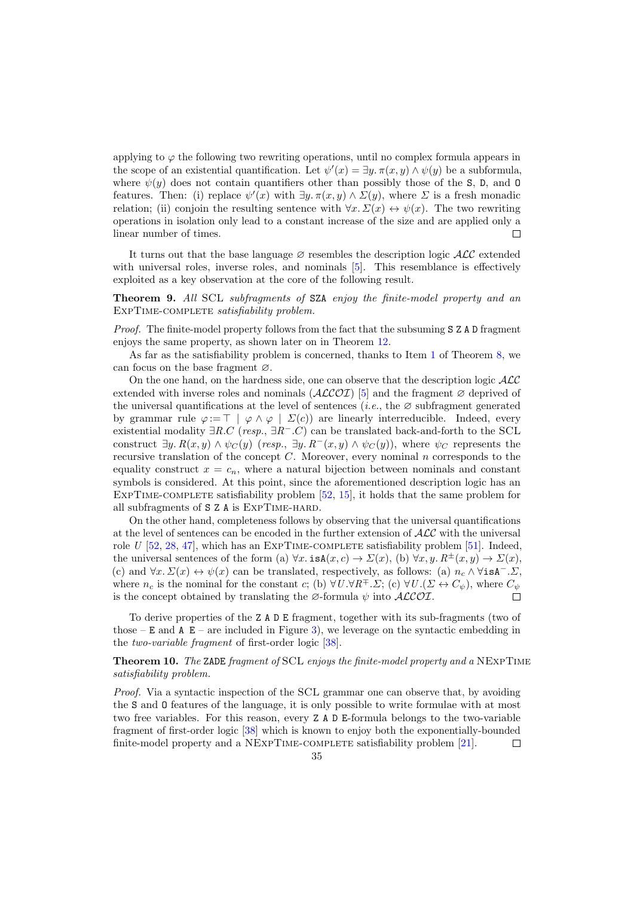applying to $\varphi$ the following two rewriting operations, until no complex formula appears in the scope of an existential quantification. Let $\psi'(x) = \exists y.\, \pi(x, y) \wedge \psi(y)$ be a subformula, where $\psi(y)$ does not contain quantifiers other than possibly those of the S, D, and O features. Then: (i) replace $\psi'(x)$ with $\exists y.\, \pi(x, y) \wedge \Sigma(y)$, where $\Sigma$ is a fresh monadic relation; (ii) conjoin the resulting sentence with $\forall x.\, \Sigma(x) \leftrightarrow \psi(x)$. The two rewriting operations in isolation only lead to a constant increase of the size and are applied only a linear number of times. $\square$

It turns out that the base language $\varnothing$ resembles the description logic $\mathcal{ALC}$ extended with universal roles, inverse roles, and nominals [5]. This resemblance is effectively exploited as a key observation at the core of the following result.

**Theorem 9.** *All* SCL *subfragments of* SZA *enjoy the finite-model property and an* ExpTime-complete *satisfiability problem.*

*Proof.* The finite-model property follows from the fact that the subsuming S Z A D fragment enjoys the same property, as shown later on in Theorem 12.

As far as the satisfiability problem is concerned, thanks to Item 1 of Theorem 8, we can focus on the base fragment $\varnothing$.

On the one hand, on the hardness side, one can observe that the description logic $\mathcal{ALC}$ extended with inverse roles and nominals ($\mathcal{ALCOI}$) [5] and the fragment $\varnothing$ deprived of the universal quantifications at the level of sentences (*i.e.*, the $\varnothing$ subfragment generated by grammar rule $\varphi := \top \mid \varphi \wedge \varphi \mid \Sigma(c)$) are linearly interreducible. Indeed, every existential modality $\exists R.C$ (*resp.*, $\exists R^{-}.C$) can be translated back-and-forth to the SCL construct $\exists y.\, R(x, y) \wedge \psi_C(y)$ (*resp.*, $\exists y.\, R^{-}(x, y) \wedge \psi_C(y)$), where $\psi_C$ represents the recursive translation of the concept $C$. Moreover, every nominal $n$ corresponds to the equality construct $x = c_n$, where a natural bijection between nominals and constant symbols is considered. At this point, since the aforementioned description logic has an ExpTime-complete satisfiability problem [52, 15], it holds that the same problem for all subfragments of S Z A is ExpTime-hard.

On the other hand, completeness follows by observing that the universal quantifications at the level of sentences can be encoded in the further extension of $\mathcal{ALC}$ with the universal role $U$ [52, 28, 47], which has an ExpTime-complete satisfiability problem [51]. Indeed, the universal sentences of the form (a) $\forall x.\, \mathtt{isA}(x, c) \rightarrow \Sigma(x)$, (b) $\forall x, y.\, R^{\pm}(x, y) \rightarrow \Sigma(x)$, (c) and $\forall x.\, \Sigma(x) \leftrightarrow \psi(x)$ can be translated, respectively, as follows: (a) $n_c \wedge \forall \mathtt{isA}^{-}.\Sigma$, where $n_c$ is the nominal for the constant $c$; (b) $\forall U.\forall R^{\mp}.\Sigma$; (c) $\forall U.(\Sigma \leftrightarrow C_\psi)$, where $C_\psi$ is the concept obtained by translating the $\varnothing$-formula $\psi$ into $\mathcal{ALCOI}$. $\square$

To derive properties of the Z A D E fragment, together with its sub-fragments (two of those – E and A E – are included in Figure 3), we leverage on the syntactic embedding in the *two-variable fragment* of first-order logic [38].

**Theorem 10.** *The* ZADE *fragment of* SCL *enjoys the finite-model property and a* NExpTime *satisfiability problem.*

*Proof.* Via a syntactic inspection of the SCL grammar one can observe that, by avoiding the S and O features of the language, it is only possible to write formulae with at most two free variables. For this reason, every Z A D E-formula belongs to the two-variable fragment of first-order logic [38] which is known to enjoy both the exponentially-bounded finite-model property and a NExpTime-complete satisfiability problem [21]. $\square$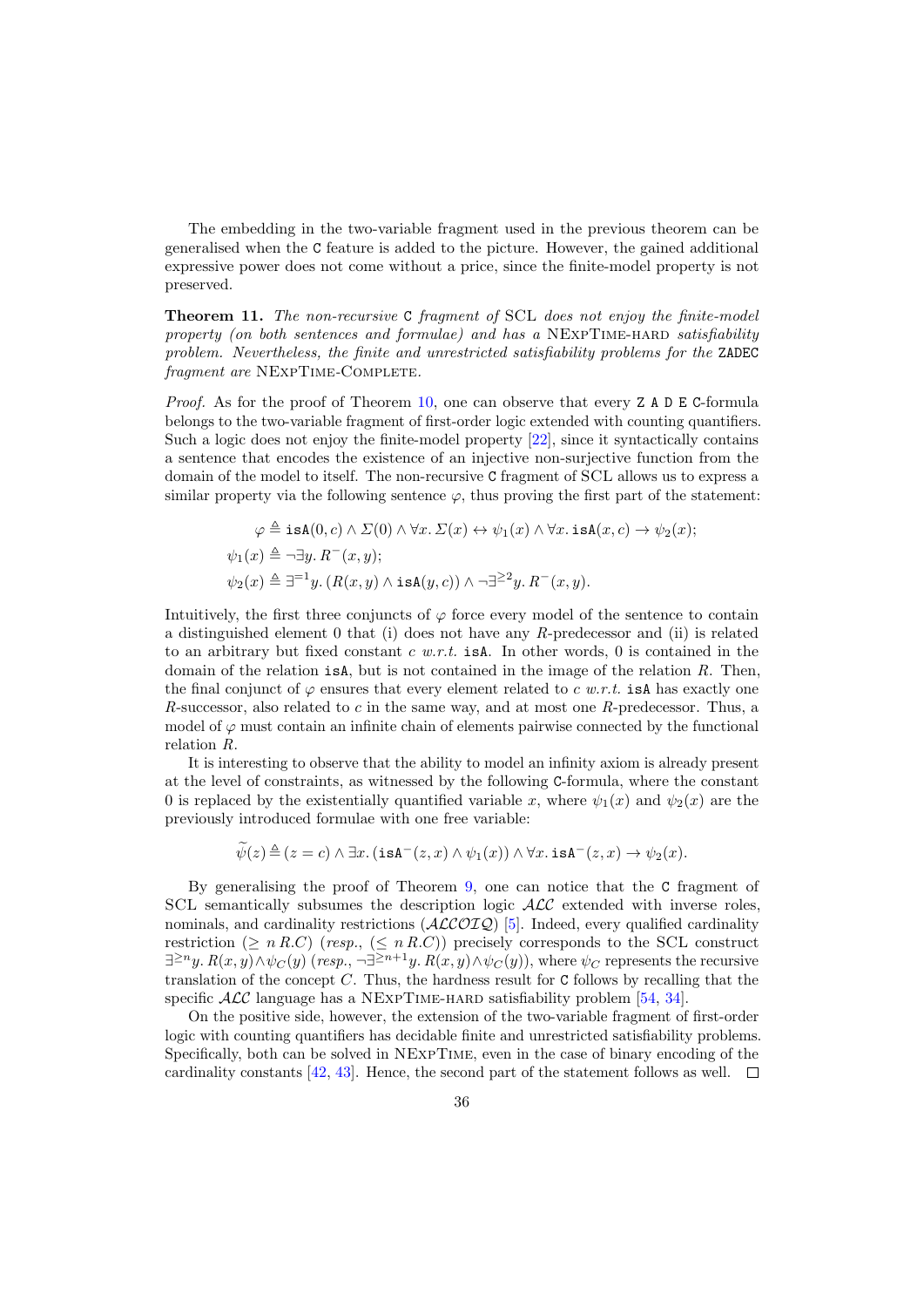The embedding in the two-variable fragment used in the previous theorem can be generalised when the C feature is added to the picture. However, the gained additional expressive power does not come without a price, since the finite-model property is not preserved.

**Theorem 11.** *The non-recursive* C *fragment of* SCL *does not enjoy the finite-model property (on both sentences and formulae) and has a* NExpTime-hard *satisfiability problem. Nevertheless, the finite and unrestricted satisfiability problems for the* ZADEC *fragment are* NExpTime-Complete.

*Proof.* As for the proof of Theorem 10, one can observe that every Z A D E C-formula belongs to the two-variable fragment of first-order logic extended with counting quantifiers. Such a logic does not enjoy the finite-model property [22], since it syntactically contains a sentence that encodes the existence of an injective non-surjective function from the domain of the model to itself. The non-recursive C fragment of SCL allows us to express a similar property via the following sentence $\varphi$, thus proving the first part of the statement:

$$\varphi \triangleq \mathtt{isA}(0, c) \land \Sigma(0) \land \forall x. \, \Sigma(x) \leftrightarrow \psi_1(x) \land \forall x. \, \mathtt{isA}(x, c) \rightarrow \psi_2(x);$$

$$\psi_1(x) \triangleq \neg\exists y. \, R^-(x, y);$$

$$\psi_2(x) \triangleq \exists^{=1} y. \, (R(x, y) \land \mathtt{isA}(y, c)) \land \neg\exists^{\geq 2} y. \, R^-(x, y).$$

Intuitively, the first three conjuncts of $\varphi$ force every model of the sentence to contain a distinguished element 0 that (i) does not have any $R$-predecessor and (ii) is related to an arbitrary but fixed constant $c$ *w.r.t.* isA. In other words, 0 is contained in the domain of the relation isA, but is not contained in the image of the relation $R$. Then, the final conjunct of $\varphi$ ensures that every element related to $c$ *w.r.t.* isA has exactly one $R$-successor, also related to $c$ in the same way, and at most one $R$-predecessor. Thus, a model of $\varphi$ must contain an infinite chain of elements pairwise connected by the functional relation $R$.

It is interesting to observe that the ability to model an infinity axiom is already present at the level of constraints, as witnessed by the following C-formula, where the constant 0 is replaced by the existentially quantified variable $x$, where $\psi_1(x)$ and $\psi_2(x)$ are the previously introduced formulae with one free variable:

$$\widetilde{\psi}(z) \triangleq (z = c) \land \exists x. \, (\mathtt{isA}^-(z, x) \land \psi_1(x)) \land \forall x. \, \mathtt{isA}^-(z, x) \rightarrow \psi_2(x).$$

By generalising the proof of Theorem 9, one can notice that the C fragment of SCL semantically subsumes the description logic $\mathcal{ALC}$ extended with inverse roles, nominals, and cardinality restrictions ($\mathcal{ALCOIQ}$) [5]. Indeed, every qualified cardinality restriction $(\geq n \, R.C)$ (*resp.*, $(\leq n \, R.C)$) precisely corresponds to the SCL construct $\exists^{\geq n} y. \, R(x, y) \land \psi_C(y)$ (*resp.*, $\neg\exists^{\geq n+1} y. \, R(x, y) \land \psi_C(y)$), where $\psi_C$ represents the recursive translation of the concept $C$. Thus, the hardness result for C follows by recalling that the specific $\mathcal{ALC}$ language has a NExpTime-hard satisfiability problem [54, 34].

On the positive side, however, the extension of the two-variable fragment of first-order logic with counting quantifiers has decidable finite and unrestricted satisfiability problems. Specifically, both can be solved in NExpTime, even in the case of binary encoding of the cardinality constants [42, 43]. Hence, the second part of the statement follows as well. ☐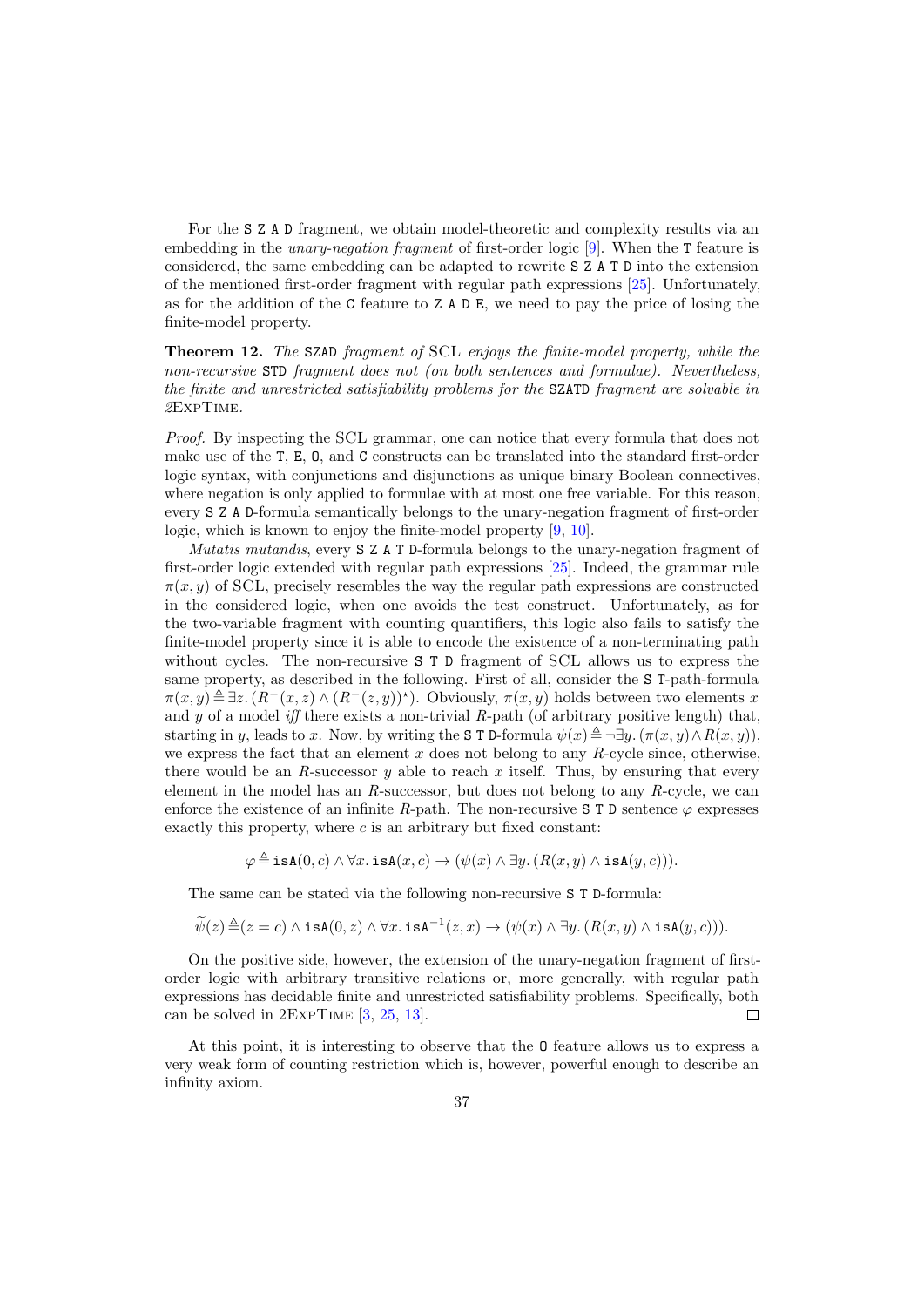For the `S Z A D` fragment, we obtain model-theoretic and complexity results via an embedding in the *unary-negation fragment* of first-order logic [9]. When the `T` feature is considered, the same embedding can be adapted to rewrite `S Z A T D` into the extension of the mentioned first-order fragment with regular path expressions [25]. Unfortunately, as for the addition of the `C` feature to `Z A D E`, we need to pay the price of losing the finite-model property.

**Theorem 12.** *The* `SZAD` *fragment of* SCL *enjoys the finite-model property, while the non-recursive* `STD` *fragment does not (on both sentences and formulae). Nevertheless, the finite and unrestricted satisfiability problems for the* `SZATD` *fragment are solvable in* 2ExpTime.

*Proof.* By inspecting the SCL grammar, one can notice that every formula that does not make use of the `T`, `E`, `O`, and `C` constructs can be translated into the standard first-order logic syntax, with conjunctions and disjunctions as unique binary Boolean connectives, where negation is only applied to formulae with at most one free variable. For this reason, every `S Z A D`-formula semantically belongs to the unary-negation fragment of first-order logic, which is known to enjoy the finite-model property [9, 10].

*Mutatis mutandis*, every `S Z A T D`-formula belongs to the unary-negation fragment of first-order logic extended with regular path expressions [25]. Indeed, the grammar rule $\pi(x, y)$ of SCL, precisely resembles the way the regular path expressions are constructed in the considered logic, when one avoids the test construct. Unfortunately, as for the two-variable fragment with counting quantifiers, this logic also fails to satisfy the finite-model property since it is able to encode the existence of a non-terminating path without cycles. The non-recursive `S T D` fragment of SCL allows us to express the same property, as described in the following. First of all, consider the `S T`-path-formula $\pi(x, y) \triangleq \exists z. (R^{-}(x, z) \wedge (R^{-}(z, y))^{\star})$. Obviously, $\pi(x, y)$ holds between two elements $x$ and $y$ of a model *iff* there exists a non-trivial $R$-path (of arbitrary positive length) that, starting in $y$, leads to $x$. Now, by writing the `S T D`-formula $\psi(x) \triangleq \neg\exists y. (\pi(x, y) \wedge R(x, y))$, we express the fact that an element $x$ does not belong to any $R$-cycle since, otherwise, there would be an $R$-successor $y$ able to reach $x$ itself. Thus, by ensuring that every element in the model has an $R$-successor, but does not belong to any $R$-cycle, we can enforce the existence of an infinite $R$-path. The non-recursive `S T D` sentence $\varphi$ expresses exactly this property, where $c$ is an arbitrary but fixed constant:

$$\varphi \triangleq \texttt{isA}(0, c) \wedge \forall x. \texttt{isA}(x, c) \rightarrow (\psi(x) \wedge \exists y. (R(x, y) \wedge \texttt{isA}(y, c))).$$

The same can be stated via the following non-recursive `S T D`-formula:

$$\widetilde{\psi}(z) \triangleq (z = c) \wedge \texttt{isA}(0, z) \wedge \forall x. \texttt{isA}^{-1}(z, x) \rightarrow (\psi(x) \wedge \exists y. (R(x, y) \wedge \texttt{isA}(y, c))).$$

On the positive side, however, the extension of the unary-negation fragment of first-order logic with arbitrary transitive relations or, more generally, with regular path expressions has decidable finite and unrestricted satisfiability problems. Specifically, both can be solved in 2ExpTime [3, 25, 13]. ◻

At this point, it is interesting to observe that the `O` feature allows us to express a very weak form of counting restriction which is, however, powerful enough to describe an infinity axiom.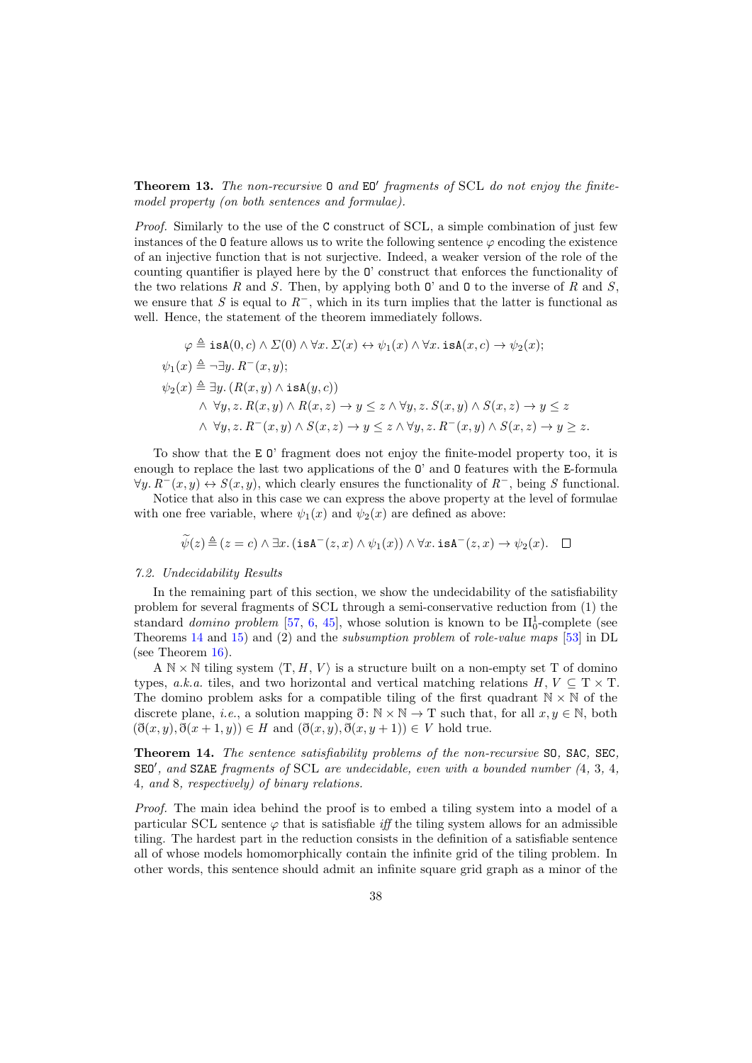**Theorem 13.** *The non-recursive* O *and* EO′ *fragments of* SCL *do not enjoy the finite-model property (on both sentences and formulae).*

*Proof.* Similarly to the use of the C construct of SCL, a simple combination of just few instances of the O feature allows us to write the following sentence $\varphi$ encoding the existence of an injective function that is not surjective. Indeed, a weaker version of the role of the counting quantifier is played here by the O' construct that enforces the functionality of the two relations $R$ and $S$. Then, by applying both O' and O to the inverse of $R$ and $S$, we ensure that $S$ is equal to $R^{-}$, which in its turn implies that the latter is functional as well. Hence, the statement of the theorem immediately follows.

$$
\begin{aligned}
\varphi &\triangleq \mathtt{isA}(0, c) \wedge \Sigma(0) \wedge \forall x.\, \Sigma(x) \leftrightarrow \psi_1(x) \wedge \forall x.\, \mathtt{isA}(x, c) \rightarrow \psi_2(x);\\
\psi_1(x) &\triangleq \neg \exists y.\, R^{-}(x, y);\\
\psi_2(x) &\triangleq \exists y.\, (R(x, y) \wedge \mathtt{isA}(y, c))\\
&\quad \wedge\ \forall y, z.\, R(x, y) \wedge R(x, z) \rightarrow y \leq z \wedge \forall y, z.\, S(x, y) \wedge S(x, z) \rightarrow y \leq z\\
&\quad \wedge\ \forall y, z.\, R^{-}(x, y) \wedge S(x, z) \rightarrow y \leq z \wedge \forall y, z.\, R^{-}(x, y) \wedge S(x, z) \rightarrow y \geq z.
\end{aligned}
$$

To show that the E O' fragment does not enjoy the finite-model property too, it is enough to replace the last two applications of the O' and O features with the E-formula $\forall y.\, R^{-}(x, y) \leftrightarrow S(x, y)$, which clearly ensures the functionality of $R^{-}$, being $S$ functional.

Notice that also in this case we can express the above property at the level of formulae with one free variable, where $\psi_1(x)$ and $\psi_2(x)$ are defined as above:

$$
\widetilde{\psi}(z) \triangleq (z = c) \wedge \exists x.\, (\mathtt{isA}^{-}(z, x) \wedge \psi_1(x)) \wedge \forall x.\, \mathtt{isA}^{-}(z, x) \rightarrow \psi_2(x). \quad \square
$$

### *7.2. Undecidability Results*

In the remaining part of this section, we show the undecidability of the satisfiability problem for several fragments of SCL through a semi-conservative reduction from (1) the standard *domino problem* [57, 6, 45], whose solution is known to be $\Pi^1_0$-complete (see Theorems 14 and 15) and (2) and the *subsumption problem* of *role-value maps* [53] in DL (see Theorem 16).

A $\mathbb{N} \times \mathbb{N}$ tiling system $\langle \mathrm{T}, H, V \rangle$ is a structure built on a non-empty set T of domino types, *a.k.a.* tiles, and two horizontal and vertical matching relations $H, V \subseteq \mathrm{T} \times \mathrm{T}$. The domino problem asks for a compatible tiling of the first quadrant $\mathbb{N} \times \mathbb{N}$ of the discrete plane, *i.e.*, a solution mapping $\eth \colon \mathbb{N} \times \mathbb{N} \to \mathrm{T}$ such that, for all $x, y \in \mathbb{N}$, both $(\eth(x, y), \eth(x + 1, y)) \in H$ and $(\eth(x, y), \eth(x, y + 1)) \in V$ hold true.

**Theorem 14.** *The sentence satisfiability problems of the non-recursive* SO, SAC, SEC, SEO′, *and* SZAE *fragments of* SCL *are undecidable, even with a bounded number (*4, 3, 4, 4, *and* 8*, respectively) of binary relations.*

*Proof.* The main idea behind the proof is to embed a tiling system into a model of a particular SCL sentence $\varphi$ that is satisfiable *iff* the tiling system allows for an admissible tiling. The hardest part in the reduction consists in the definition of a satisfiable sentence all of whose models homomorphically contain the infinite grid of the tiling problem. In other words, this sentence should admit an infinite square grid graph as a minor of the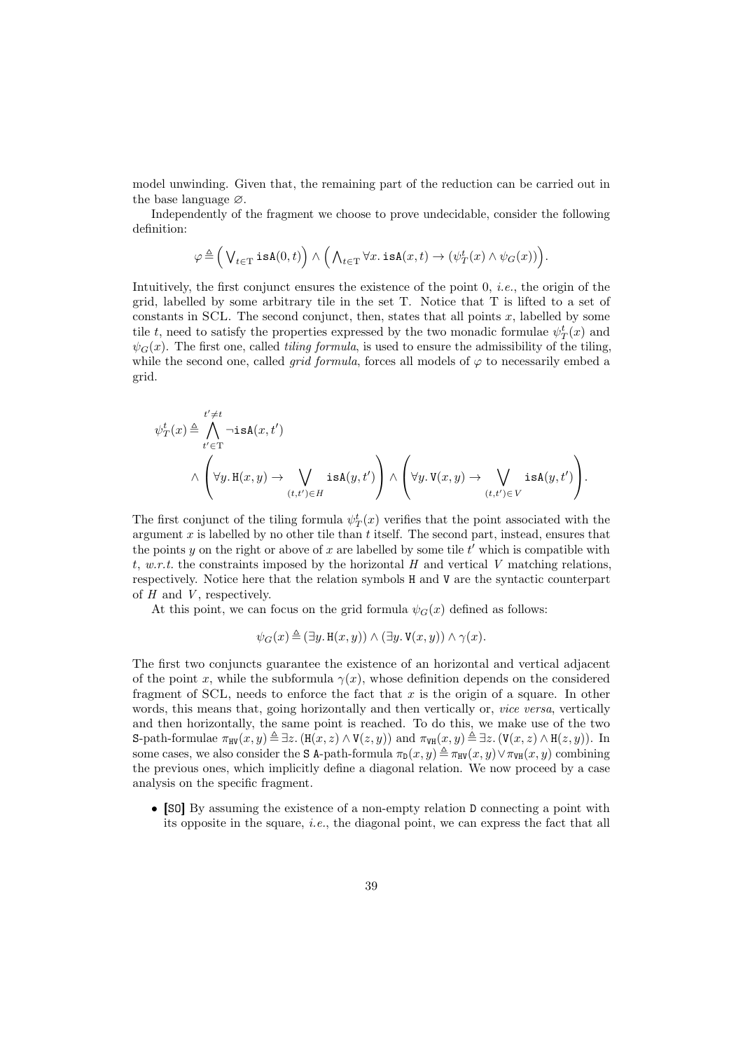model unwinding. Given that, the remaining part of the reduction can be carried out in the base language $\varnothing$.

Independently of the fragment we choose to prove undecidable, consider the following definition:

$$\varphi \triangleq \Big( \bigvee_{t \in \mathrm{T}} \mathtt{isA}(0, t) \Big) \wedge \Big( \bigwedge_{t \in \mathrm{T}} \forall x.\, \mathtt{isA}(x, t) \rightarrow (\psi_T^t(x) \wedge \psi_G(x)) \Big).$$

Intuitively, the first conjunct ensures the existence of the point 0, *i.e.*, the origin of the grid, labelled by some arbitrary tile in the set T. Notice that T is lifted to a set of constants in SCL. The second conjunct, then, states that all points $x$, labelled by some tile $t$, need to satisfy the properties expressed by the two monadic formulae $\psi_T^t(x)$ and $\psi_G(x)$. The first one, called *tiling formula*, is used to ensure the admissibility of the tiling, while the second one, called *grid formula*, forces all models of $\varphi$ to necessarily embed a grid.

$$\psi_T^t(x) \triangleq \bigwedge_{t' \in \mathrm{T}}^{t' \neq t} \neg \mathtt{isA}(x, t') \\ \wedge \left( \forall y.\, \mathtt{H}(x, y) \rightarrow \bigvee_{(t,t') \in H} \mathtt{isA}(y, t') \right) \wedge \left( \forall y.\, \mathtt{V}(x, y) \rightarrow \bigvee_{(t,t') \in V} \mathtt{isA}(y, t') \right).$$

The first conjunct of the tiling formula $\psi_T^t(x)$ verifies that the point associated with the argument $x$ is labelled by no other tile than $t$ itself. The second part, instead, ensures that the points $y$ on the right or above of $x$ are labelled by some tile $t'$ which is compatible with $t$, *w.r.t.* the constraints imposed by the horizontal $H$ and vertical $V$ matching relations, respectively. Notice here that the relation symbols H and V are the syntactic counterpart of $H$ and $V$, respectively.

At this point, we can focus on the grid formula $\psi_G(x)$ defined as follows:

$$\psi_G(x) \triangleq (\exists y.\, \mathtt{H}(x, y)) \wedge (\exists y.\, \mathtt{V}(x, y)) \wedge \gamma(x).$$

The first two conjuncts guarantee the existence of an horizontal and vertical adjacent of the point $x$, while the subformula $\gamma(x)$, whose definition depends on the considered fragment of SCL, needs to enforce the fact that $x$ is the origin of a square. In other words, this means that, going horizontally and then vertically or, *vice versa*, vertically and then horizontally, the same point is reached. To do this, we make use of the two S-path-formulae $\pi_{\mathtt{HV}}(x, y) \triangleq \exists z.\, (\mathtt{H}(x, z) \wedge \mathtt{V}(z, y))$ and $\pi_{\mathtt{VH}}(x, y) \triangleq \exists z.\, (\mathtt{V}(x, z) \wedge \mathtt{H}(z, y))$. In some cases, we also consider the S A-path-formula $\pi_{\mathtt{D}}(x, y) \triangleq \pi_{\mathtt{HV}}(x, y) \vee \pi_{\mathtt{VH}}(x, y)$ combining the previous ones, which implicitly define a diagonal relation. We now proceed by a case analysis on the specific fragment.

- **[SO]** By assuming the existence of a non-empty relation D connecting a point with its opposite in the square, *i.e.*, the diagonal point, we can express the fact that all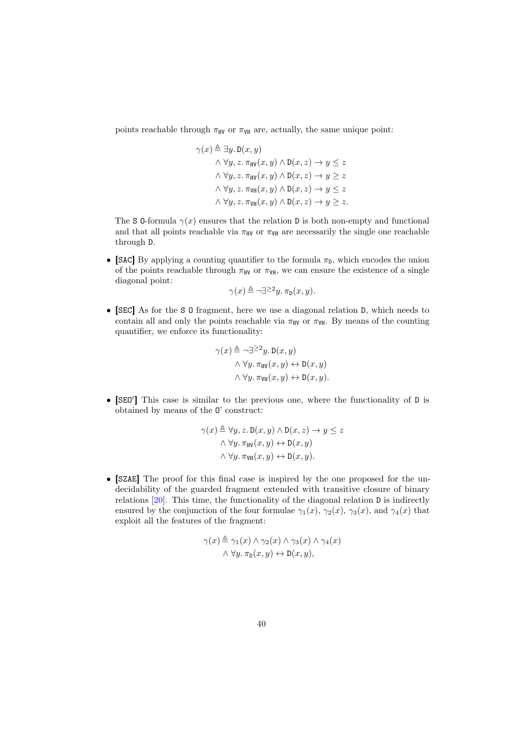points reachable through $\pi_{\mathtt{HV}}$ or $\pi_{\mathtt{VH}}$ are, actually, the same unique point:

$$
\begin{aligned}
\gamma(x) \triangleq\ & \exists y.\, \mathtt{D}(x, y) \\
& \wedge \forall y, z.\, \pi_{\mathtt{HV}}(x, y) \wedge \mathtt{D}(x, z) \rightarrow y \leq z \\
& \wedge \forall y, z.\, \pi_{\mathtt{HV}}(x, y) \wedge \mathtt{D}(x, z) \rightarrow y \geq z \\
& \wedge \forall y, z.\, \pi_{\mathtt{VH}}(x, y) \wedge \mathtt{D}(x, z) \rightarrow y \leq z \\
& \wedge \forall y, z.\, \pi_{\mathtt{VH}}(x, y) \wedge \mathtt{D}(x, z) \rightarrow y \geq z.
\end{aligned}
$$

The S O-formula $\gamma(x)$ ensures that the relation D is both non-empty and functional and that all points reachable via $\pi_{\mathtt{HV}}$ or $\pi_{\mathtt{VH}}$ are necessarily the single one reachable through D.

- **[SAC]** By applying a counting quantifier to the formula $\pi_{\mathtt{D}}$, which encodes the union of the points reachable through $\pi_{\mathtt{HV}}$ or $\pi_{\mathtt{VH}}$, we can ensure the existence of a single diagonal point:

$$\gamma(x) \triangleq \neg \exists^{\geq 2} y.\, \pi_{\mathtt{D}}(x, y).$$

- **[SEC]** As for the S O fragment, here we use a diagonal relation D, which needs to contain all and only the points reachable via $\pi_{\mathtt{HV}}$ or $\pi_{\mathtt{VH}}$. By means of the counting quantifier, we enforce its functionality:

$$
\begin{aligned}
\gamma(x) \triangleq\ & \neg \exists^{\geq 2} y.\, \mathtt{D}(x, y) \\
& \wedge \forall y.\, \pi_{\mathtt{HV}}(x, y) \leftrightarrow \mathtt{D}(x, y) \\
& \wedge \forall y.\, \pi_{\mathtt{VH}}(x, y) \leftrightarrow \mathtt{D}(x, y).
\end{aligned}
$$

- **[SEO′]** This case is similar to the previous one, where the functionality of D is obtained by means of the O' construct:

$$
\begin{aligned}
\gamma(x) \triangleq\ & \forall y, z.\, \mathtt{D}(x, y) \wedge \mathtt{D}(x, z) \rightarrow y \leq z \\
& \wedge \forall y.\, \pi_{\mathtt{HV}}(x, y) \leftrightarrow \mathtt{D}(x, y) \\
& \wedge \forall y.\, \pi_{\mathtt{VH}}(x, y) \leftrightarrow \mathtt{D}(x, y).
\end{aligned}
$$

- **[SZAE]** The proof for this final case is inspired by the one proposed for the undecidability of the guarded fragment extended with transitive closure of binary relations [20]. This time, the functionality of the diagonal relation D is indirectly ensured by the conjunction of the four formulae $\gamma_1(x)$, $\gamma_2(x)$, $\gamma_3(x)$, and $\gamma_4(x)$ that exploit all the features of the fragment:

$$
\begin{aligned}
\gamma(x) \triangleq\ & \gamma_1(x) \wedge \gamma_2(x) \wedge \gamma_3(x) \wedge \gamma_4(x) \\
& \wedge \forall y.\, \pi_{\mathtt{D}}(x, y) \leftrightarrow \mathtt{D}(x, y),
\end{aligned}
$$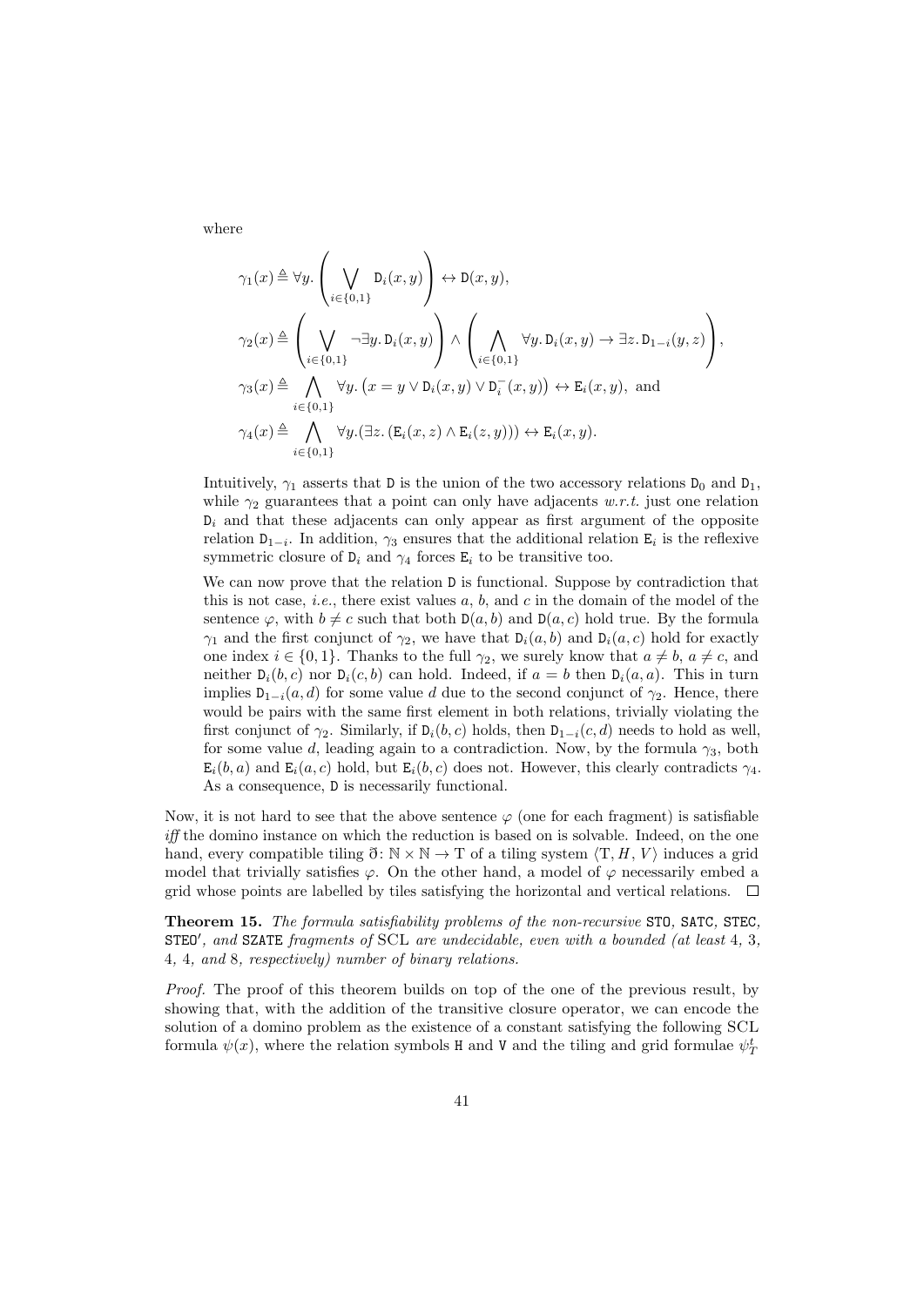where

$$\gamma_1(x) \triangleq \forall y. \left( \bigvee_{i \in \{0,1\}} \mathtt{D}_i(x, y) \right) \leftrightarrow \mathtt{D}(x, y),$$

$$\gamma_2(x) \triangleq \left( \bigvee_{i \in \{0,1\}} \neg \exists y. \mathtt{D}_i(x, y) \right) \wedge \left( \bigwedge_{i \in \{0,1\}} \forall y. \mathtt{D}_i(x, y) \rightarrow \exists z. \mathtt{D}_{1-i}(y, z) \right),$$

$$\gamma_3(x) \triangleq \bigwedge_{i \in \{0,1\}} \forall y. \left( x = y \vee \mathtt{D}_i(x, y) \vee \mathtt{D}_i^{-}(x, y) \right) \leftrightarrow \mathtt{E}_i(x, y), \text{ and}$$

$$\gamma_4(x) \triangleq \bigwedge_{i \in \{0,1\}} \forall y. (\exists z. (\mathtt{E}_i(x, z) \wedge \mathtt{E}_i(z, y))) \leftrightarrow \mathtt{E}_i(x, y).$$

Intuitively, $\gamma_1$ asserts that $\mathtt{D}$ is the union of the two accessory relations $\mathtt{D}_0$ and $\mathtt{D}_1$, while $\gamma_2$ guarantees that a point can only have adjacents *w.r.t.* just one relation $\mathtt{D}_i$ and that these adjacents can only appear as first argument of the opposite relation $\mathtt{D}_{1-i}$. In addition, $\gamma_3$ ensures that the additional relation $\mathtt{E}_i$ is the reflexive symmetric closure of $\mathtt{D}_i$ and $\gamma_4$ forces $\mathtt{E}_i$ to be transitive too.

We can now prove that the relation $\mathtt{D}$ is functional. Suppose by contradiction that this is not case, *i.e.*, there exist values $a$, $b$, and $c$ in the domain of the model of the sentence $\varphi$, with $b \neq c$ such that both $\mathtt{D}(a, b)$ and $\mathtt{D}(a, c)$ hold true. By the formula $\gamma_1$ and the first conjunct of $\gamma_2$, we have that $\mathtt{D}_i(a, b)$ and $\mathtt{D}_i(a, c)$ hold for exactly one index $i \in \{0, 1\}$. Thanks to the full $\gamma_2$, we surely know that $a \neq b$, $a \neq c$, and neither $\mathtt{D}_i(b, c)$ nor $\mathtt{D}_i(c, b)$ can hold. Indeed, if $a = b$ then $\mathtt{D}_i(a, a)$. This in turn implies $\mathtt{D}_{1-i}(a, d)$ for some value $d$ due to the second conjunct of $\gamma_2$. Hence, there would be pairs with the same first element in both relations, trivially violating the first conjunct of $\gamma_2$. Similarly, if $\mathtt{D}_i(b, c)$ holds, then $\mathtt{D}_{1-i}(c, d)$ needs to hold as well, for some value $d$, leading again to a contradiction. Now, by the formula $\gamma_3$, both $\mathtt{E}_i(b, a)$ and $\mathtt{E}_i(a, c)$ hold, but $\mathtt{E}_i(b, c)$ does not. However, this clearly contradicts $\gamma_4$. As a consequence, $\mathtt{D}$ is necessarily functional.

Now, it is not hard to see that the above sentence $\varphi$ (one for each fragment) is satisfiable *iff* the domino instance on which the reduction is based on is solvable. Indeed, on the one hand, every compatible tiling $\eth\colon \mathbb{N} \times \mathbb{N} \to \mathrm{T}$ of a tiling system $\langle \mathrm{T}, H, V \rangle$ induces a grid model that trivially satisfies $\varphi$. On the other hand, a model of $\varphi$ necessarily embed a grid whose points are labelled by tiles satisfying the horizontal and vertical relations. □

**Theorem 15.** *The formula satisfiability problems of the non-recursive* STO*,* SATC*,* STEC*,* STEO′*, and* SZATE *fragments of* SCL *are undecidable, even with a bounded (at least* 4*,* 3*,* 4*,* 4*, and* 8*, respectively) number of binary relations.*

*Proof.* The proof of this theorem builds on top of the one of the previous result, by showing that, with the addition of the transitive closure operator, we can encode the solution of a domino problem as the existence of a constant satisfying the following SCL formula $\psi(x)$, where the relation symbols $\mathtt{H}$ and $\mathtt{V}$ and the tiling and grid formulae $\psi_T^t$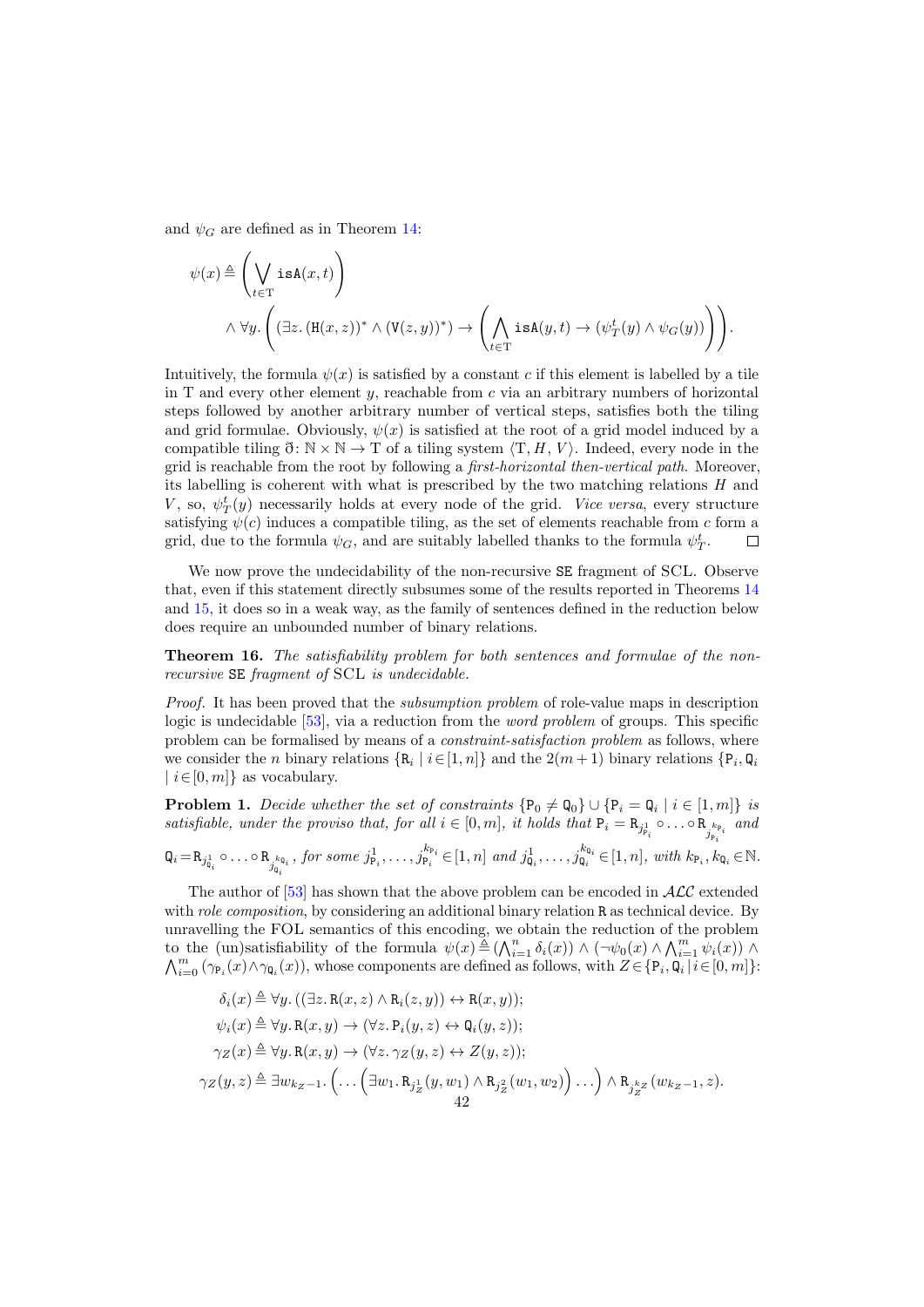and $\psi_G$ are defined as in Theorem 14:

$$\psi(x) \triangleq \left( \bigvee_{t \in \mathrm{T}} \mathtt{isA}(x,t) \right)$$
$$\wedge\ \forall y. \left( (\exists z. (\mathtt{H}(x,z))^* \wedge (\mathtt{V}(z,y))^*) \rightarrow \left( \bigwedge_{t \in \mathrm{T}} \mathtt{isA}(y,t) \rightarrow (\psi_T^t(y) \wedge \psi_G(y)) \right) \right).$$

Intuitively, the formula $\psi(x)$ is satisfied by a constant $c$ if this element is labelled by a tile in T and every other element $y$, reachable from $c$ via an arbitrary numbers of horizontal steps followed by another arbitrary number of vertical steps, satisfies both the tiling and grid formulae. Obviously, $\psi(x)$ is satisfied at the root of a grid model induced by a compatible tiling $\eth\colon \mathbb{N} \times \mathbb{N} \to \mathrm{T}$ of a tiling system $\langle \mathrm{T}, H, V \rangle$. Indeed, every node in the grid is reachable from the root by following a *first-horizontal then-vertical path*. Moreover, its labelling is coherent with what is prescribed by the two matching relations $H$ and $V$, so, $\psi_T^t(y)$ necessarily holds at every node of the grid. *Vice versa*, every structure satisfying $\psi(c)$ induces a compatible tiling, as the set of elements reachable from $c$ form a grid, due to the formula $\psi_G$, and are suitably labelled thanks to the formula $\psi_T^t$. □

We now prove the undecidability of the non-recursive SE fragment of SCL. Observe that, even if this statement directly subsumes some of the results reported in Theorems 14 and 15, it does so in a weak way, as the family of sentences defined in the reduction below does require an unbounded number of binary relations.

**Theorem 16.** *The satisfiability problem for both sentences and formulae of the non-recursive* SE *fragment of* SCL *is undecidable.*

*Proof.* It has been proved that the *subsumption problem* of role-value maps in description logic is undecidable [53], via a reduction from the *word problem* of groups. This specific problem can be formalised by means of a *constraint-satisfaction problem* as follows, where we consider the $n$ binary relations $\{\mathtt{R}_i \mid i \in [1,n]\}$ and the $2(m+1)$ binary relations $\{\mathtt{P}_i, \mathtt{Q}_i \mid i \in [0,m]\}$ as vocabulary.

**Problem 1.** *Decide whether the set of constraints $\{\mathtt{P}_0 \neq \mathtt{Q}_0\} \cup \{\mathtt{P}_i = \mathtt{Q}_i \mid i \in [1,m]\}$ is satisfiable, under the proviso that, for all $i \in [0,m]$, it holds that $\mathtt{P}_i = \mathtt{R}_{j^1_{\mathtt{P}_i}} \circ \ldots \circ \mathtt{R}_{j^{k_{\mathtt{P}_i}}_{\mathtt{P}_i}}$ and $\mathtt{Q}_i = \mathtt{R}_{j^1_{\mathtt{Q}_i}} \circ \ldots \circ \mathtt{R}_{j^{k_{\mathtt{Q}_i}}_{\mathtt{Q}_i}}$, for some $j^1_{\mathtt{P}_i}, \ldots, j^{k_{\mathtt{P}_i}}_{\mathtt{P}_i} \in [1,n]$ and $j^1_{\mathtt{Q}_i}, \ldots, j^{k_{\mathtt{Q}_i}}_{\mathtt{Q}_i} \in [1,n]$, with $k_{\mathtt{P}_i}, k_{\mathtt{Q}_i} \in \mathbb{N}$.*

The author of [53] has shown that the above problem can be encoded in $\mathcal{ALC}$ extended with *role composition*, by considering an additional binary relation R as technical device. By unravelling the FOL semantics of this encoding, we obtain the reduction of the problem to the (un)satisfiability of the formula $\psi(x) \triangleq (\bigwedge_{i=1}^n \delta_i(x)) \wedge (\neg\psi_0(x) \wedge \bigwedge_{i=1}^m \psi_i(x)) \wedge \bigwedge_{i=0}^m (\gamma_{\mathtt{P}_i}(x) \wedge \gamma_{\mathtt{Q}_i}(x))$, whose components are defined as follows, with $Z \in \{\mathtt{P}_i, \mathtt{Q}_i \mid i \in [0,m]\}$:

$$\delta_i(x) \triangleq \forall y. ((\exists z. \mathtt{R}(x,z) \wedge \mathtt{R}_i(z,y)) \leftrightarrow \mathtt{R}(x,y));$$
$$\psi_i(x) \triangleq \forall y. \mathtt{R}(x,y) \rightarrow (\forall z. \mathtt{P}_i(y,z) \leftrightarrow \mathtt{Q}_i(y,z));$$
$$\gamma_Z(x) \triangleq \forall y. \mathtt{R}(x,y) \rightarrow (\forall z. \gamma_Z(y,z) \leftrightarrow Z(y,z));$$
$$\gamma_Z(y,z) \triangleq \exists w_{k_Z - 1}. \left( \ldots \left( \exists w_1. \mathtt{R}_{j^1_Z}(y,w_1) \wedge \mathtt{R}_{j^2_Z}(w_1,w_2) \right) \ldots \right) \wedge \mathtt{R}_{j^{k_Z}_Z}(w_{k_Z-1},z).$$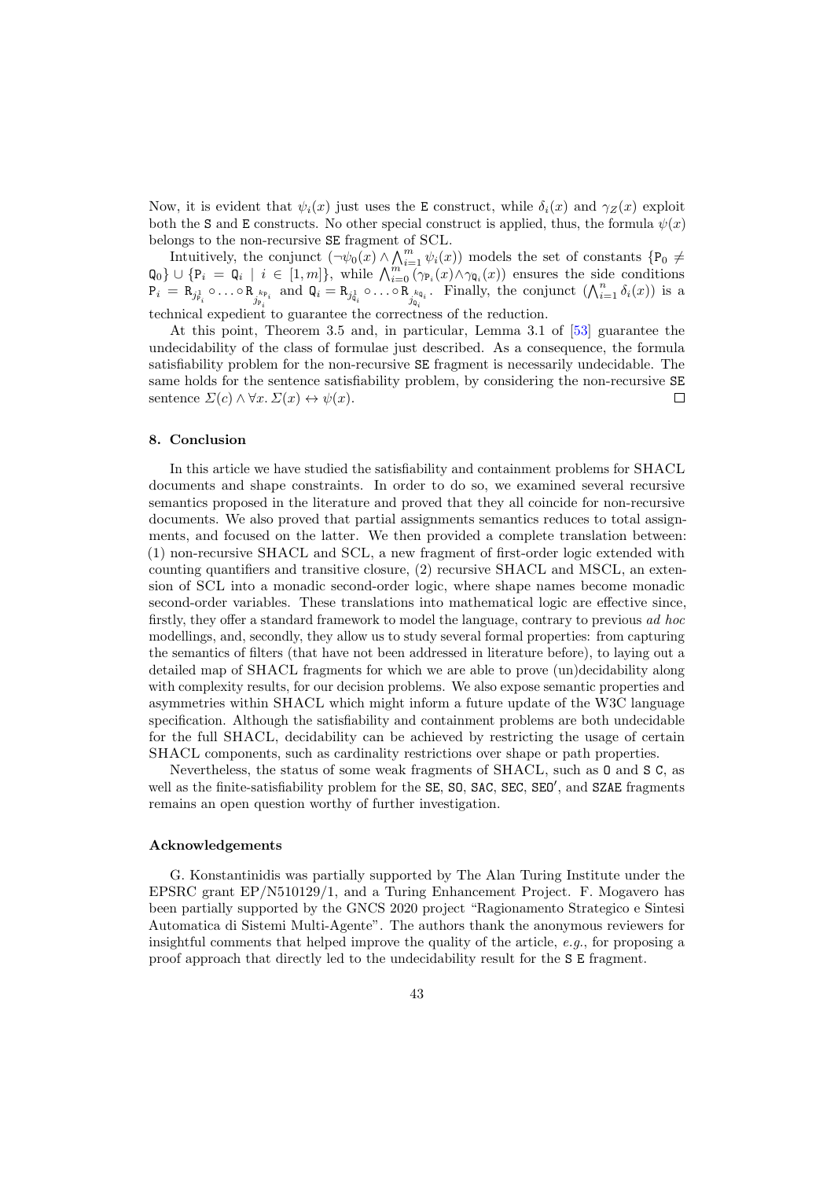Now, it is evident that $\psi_i(x)$ just uses the E construct, while $\delta_i(x)$ and $\gamma_Z(x)$ exploit both the S and E constructs. No other special construct is applied, thus, the formula $\psi(x)$ belongs to the non-recursive SE fragment of SCL.

Intuitively, the conjunct $(\neg\psi_0(x) \wedge \bigwedge_{i=1}^{m} \psi_i(x))$ models the set of constants $\{\mathtt{P}_0 \neq \mathtt{Q}_0\} \cup \{\mathtt{P}_i = \mathtt{Q}_i \mid i \in [1, m]\}$, while $\bigwedge_{i=0}^{m} (\gamma_{\mathtt{P}_i}(x) \wedge \gamma_{\mathtt{Q}_i}(x))$ ensures the side conditions $\mathtt{P}_i = \mathtt{R}_{j^1_{\mathtt{P}_i}} \circ \ldots \circ \mathtt{R}_{j^{k_{\mathtt{P}_i}}_{\mathtt{P}_i}}$ and $\mathtt{Q}_i = \mathtt{R}_{j^1_{\mathtt{Q}_i}} \circ \ldots \circ \mathtt{R}_{j^{k_{\mathtt{Q}_i}}_{\mathtt{Q}_i}}$. Finally, the conjunct $(\bigwedge_{i=1}^{n} \delta_i(x))$ is a technical expedient to guarantee the correctness of the reduction.

At this point, Theorem 3.5 and, in particular, Lemma 3.1 of [53] guarantee the undecidability of the class of formulae just described. As a consequence, the formula satisfiability problem for the non-recursive SE fragment is necessarily undecidable. The same holds for the sentence satisfiability problem, by considering the non-recursive SE sentence $\Sigma(c) \wedge \forall x. \Sigma(x) \leftrightarrow \psi(x)$. $\square$

## 8. Conclusion

In this article we have studied the satisfiability and containment problems for SHACL documents and shape constraints. In order to do so, we examined several recursive semantics proposed in the literature and proved that they all coincide for non-recursive documents. We also proved that partial assignments semantics reduces to total assignments, and focused on the latter. We then provided a complete translation between: (1) non-recursive SHACL and SCL, a new fragment of first-order logic extended with counting quantifiers and transitive closure, (2) recursive SHACL and MSCL, an extension of SCL into a monadic second-order logic, where shape names become monadic second-order variables. These translations into mathematical logic are effective since, firstly, they offer a standard framework to model the language, contrary to previous *ad hoc* modellings, and, secondly, they allow us to study several formal properties: from capturing the semantics of filters (that have not been addressed in literature before), to laying out a detailed map of SHACL fragments for which we are able to prove (un)decidability along with complexity results, for our decision problems. We also expose semantic properties and asymmetries within SHACL which might inform a future update of the W3C language specification. Although the satisfiability and containment problems are both undecidable for the full SHACL, decidability can be achieved by restricting the usage of certain SHACL components, such as cardinality restrictions over shape or path properties.

Nevertheless, the status of some weak fragments of SHACL, such as O and S C, as well as the finite-satisfiability problem for the SE, SO, SAC, SEC, SEO′, and SZAE fragments remains an open question worthy of further investigation.

### Acknowledgements

G. Konstantinidis was partially supported by The Alan Turing Institute under the EPSRC grant EP/N510129/1, and a Turing Enhancement Project. F. Mogavero has been partially supported by the GNCS 2020 project "Ragionamento Strategico e Sintesi Automatica di Sistemi Multi-Agente". The authors thank the anonymous reviewers for insightful comments that helped improve the quality of the article, *e.g.*, for proposing a proof approach that directly led to the undecidability result for the S E fragment.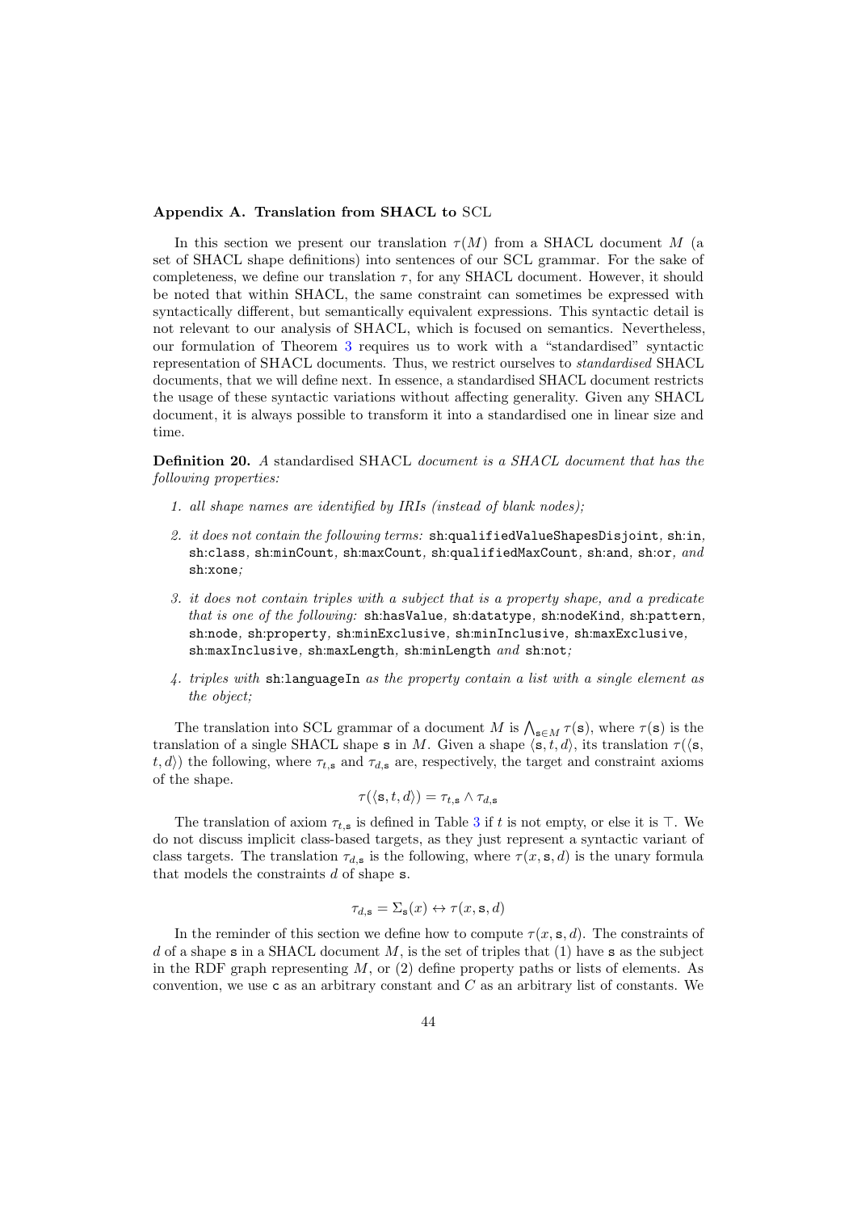### Appendix A. Translation from SHACL to SCL

In this section we present our translation $\tau(M)$ from a SHACL document $M$ (a set of SHACL shape definitions) into sentences of our SCL grammar. For the sake of completeness, we define our translation $\tau$, for any SHACL document. However, it should be noted that within SHACL, the same constraint can sometimes be expressed with syntactically different, but semantically equivalent expressions. This syntactic detail is not relevant to our analysis of SHACL, which is focused on semantics. Nevertheless, our formulation of Theorem 3 requires us to work with a "standardised" syntactic representation of SHACL documents. Thus, we restrict ourselves to *standardised* SHACL documents, that we will define next. In essence, a standardised SHACL document restricts the usage of these syntactic variations without affecting generality. Given any SHACL document, it is always possible to transform it into a standardised one in linear size and time.

**Definition 20.** *A* standardised SHACL *document is a SHACL document that has the following properties:*

1. *all shape names are identified by IRIs (instead of blank nodes);*
2. *it does not contain the following terms:* `sh:qualifiedValueShapesDisjoint`*,* `sh:in`*,* `sh:class`*,* `sh:minCount`*,* `sh:maxCount`*,* `sh:qualifiedMaxCount`*,* `sh:and`*,* `sh:or`*, and* `sh:xone`*;*
3. *it does not contain triples with a subject that is a property shape, and a predicate that is one of the following:* `sh:hasValue`*,* `sh:datatype`*,* `sh:nodeKind`*,* `sh:pattern`*,* `sh:node`*,* `sh:property`*,* `sh:minExclusive`*,* `sh:minInclusive`*,* `sh:maxExclusive`*,* `sh:maxInclusive`*,* `sh:maxLength`*,* `sh:minLength` *and* `sh:not`*;*
4. *triples with* `sh:languageIn` *as the property contain a list with a single element as the object;*

The translation into SCL grammar of a document $M$ is $\bigwedge_{\mathtt{s} \in M} \tau(\mathtt{s})$, where $\tau(\mathtt{s})$ is the translation of a single SHACL shape $\mathtt{s}$ in $M$. Given a shape $\langle \mathtt{s}, t, d \rangle$, its translation $\tau(\langle \mathtt{s}, t, d \rangle)$ the following, where $\tau_{t,\mathtt{s}}$ and $\tau_{d,\mathtt{s}}$ are, respectively, the target and constraint axioms of the shape.

$$\tau(\langle \mathtt{s}, t, d \rangle) = \tau_{t,\mathtt{s}} \wedge \tau_{d,\mathtt{s}}$$

The translation of axiom $\tau_{t,\mathtt{s}}$ is defined in Table 3 if $t$ is not empty, or else it is $\top$. We do not discuss implicit class-based targets, as they just represent a syntactic variant of class targets. The translation $\tau_{d,\mathtt{s}}$ is the following, where $\tau(x, \mathtt{s}, d)$ is the unary formula that models the constraints $d$ of shape $\mathtt{s}$.

$$\tau_{d,\mathtt{s}} = \Sigma_{\mathtt{s}}(x) \leftrightarrow \tau(x, \mathtt{s}, d)$$

In the reminder of this section we define how to compute $\tau(x, \mathtt{s}, d)$. The constraints of $d$ of a shape $\mathtt{s}$ in a SHACL document $M$, is the set of triples that (1) have $\mathtt{s}$ as the subject in the RDF graph representing $M$, or (2) define property paths or lists of elements. As convention, we use $\mathtt{c}$ as an arbitrary constant and $C$ as an arbitrary list of constants. We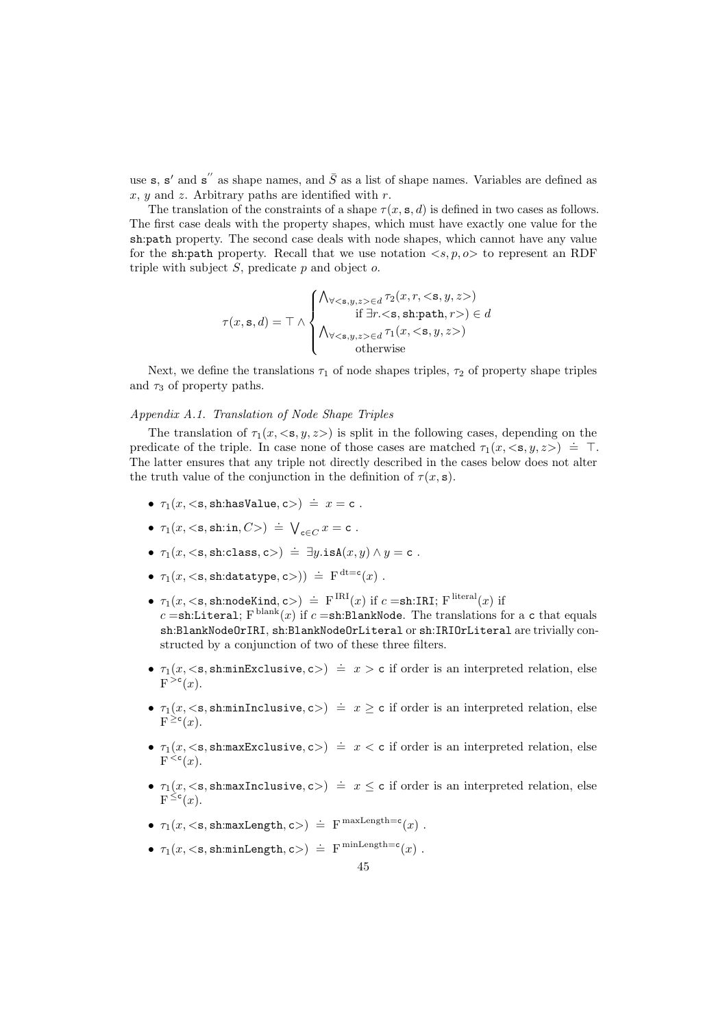use $\mathtt{s}$, $\mathtt{s}'$ and $\mathtt{s}''$ as shape names, and $\bar{S}$ as a list of shape names. Variables are defined as $x$, $y$ and $z$. Arbitrary paths are identified with $r$.

The translation of the constraints of a shape $\tau(x, \mathtt{s}, d)$ is defined in two cases as follows. The first case deals with the property shapes, which must have exactly one value for the sh:path property. The second case deals with node shapes, which cannot have any value for the sh:path property. Recall that we use notation $<s, p, o>$ to represent an RDF triple with subject $S$, predicate $p$ and object $o$.

$$\tau(x, \mathtt{s}, d) = \top \wedge \begin{cases} \bigwedge_{\forall <\mathtt{s}, y, z> \in d} \tau_2(x, r, <\mathtt{s}, y, z>) \\ \qquad \text{if } \exists r. <\mathtt{s}, \mathtt{sh{:}path}, r>) \in d \\ \bigwedge_{\forall <\mathtt{s}, y, z> \in d} \tau_1(x, <\mathtt{s}, y, z>) \\ \qquad \text{otherwise} \end{cases}$$

Next, we define the translations $\tau_1$ of node shapes triples, $\tau_2$ of property shape triples and $\tau_3$ of property paths.

*Appendix A.1. Translation of Node Shape Triples*

The translation of $\tau_1(x, <\mathtt{s}, y, z>)$ is split in the following cases, depending on the predicate of the triple. In case none of those cases are matched $\tau_1(x, <\mathtt{s}, y, z>) \doteq \top$. The latter ensures that any triple not directly described in the cases below does not alter the truth value of the conjunction in the definition of $\tau(x, \mathtt{s})$.

- $\tau_1(x, <\mathtt{s}, \mathtt{sh{:}hasValue}, \mathtt{c}>) \doteq x = \mathtt{c}$ .
- $\tau_1(x, <\mathtt{s}, \mathtt{sh{:}in}, C>) \doteq \bigvee_{\mathtt{c} \in C} x = \mathtt{c}$ .
- $\tau_1(x, <\mathtt{s}, \mathtt{sh{:}class}, \mathtt{c}>) \doteq \exists y. \mathtt{isA}(x, y) \wedge y = \mathtt{c}$ .
- $\tau_1(x, <\mathtt{s}, \mathtt{sh{:}datatype}, \mathtt{c}>)) \doteq \mathrm{F}^{\,\mathrm{dt}=\mathtt{c}}(x)$ .
- $\tau_1(x, <\mathtt{s}, \mathtt{sh{:}nodeKind}, \mathtt{c}>) \doteq \mathrm{F}^{\,\mathrm{IRI}}(x)$ if $c =$sh:IRI; $\mathrm{F}^{\,\mathrm{literal}}(x)$ if $c =$sh:Literal; $\mathrm{F}^{\,\mathrm{blank}}(x)$ if $c =$sh:BlankNode. The translations for a c that equals sh:BlankNodeOrIRI, sh:BlankNodeOrLiteral or sh:IRIOrLiteral are trivially constructed by a conjunction of two of these three filters.
- $\tau_1(x, <\mathtt{s}, \mathtt{sh{:}minExclusive}, \mathtt{c}>) \doteq x > \mathtt{c}$ if order is an interpreted relation, else $\mathrm{F}^{\,>\mathtt{c}}(x)$.
- $\tau_1(x, <\mathtt{s}, \mathtt{sh{:}minInclusive}, \mathtt{c}>) \doteq x \geq \mathtt{c}$ if order is an interpreted relation, else $\mathrm{F}^{\,\geq\mathtt{c}}(x)$.
- $\tau_1(x, <\mathtt{s}, \mathtt{sh{:}maxExclusive}, \mathtt{c}>) \doteq x < \mathtt{c}$ if order is an interpreted relation, else $\mathrm{F}^{\,<\mathtt{c}}(x)$.
- $\tau_1(x, <\mathtt{s}, \mathtt{sh{:}maxInclusive}, \mathtt{c}>) \doteq x \leq \mathtt{c}$ if order is an interpreted relation, else $\mathrm{F}^{\,\leq\mathtt{c}}(x)$.
- $\tau_1(x, <\mathtt{s}, \mathtt{sh{:}maxLength}, \mathtt{c}>) \doteq \mathrm{F}^{\,\mathrm{maxLength}=\mathtt{c}}(x)$ .
- $\tau_1(x, <\mathtt{s}, \mathtt{sh{:}minLength}, \mathtt{c}>) \doteq \mathrm{F}^{\,\mathrm{minLength}=\mathtt{c}}(x)$ .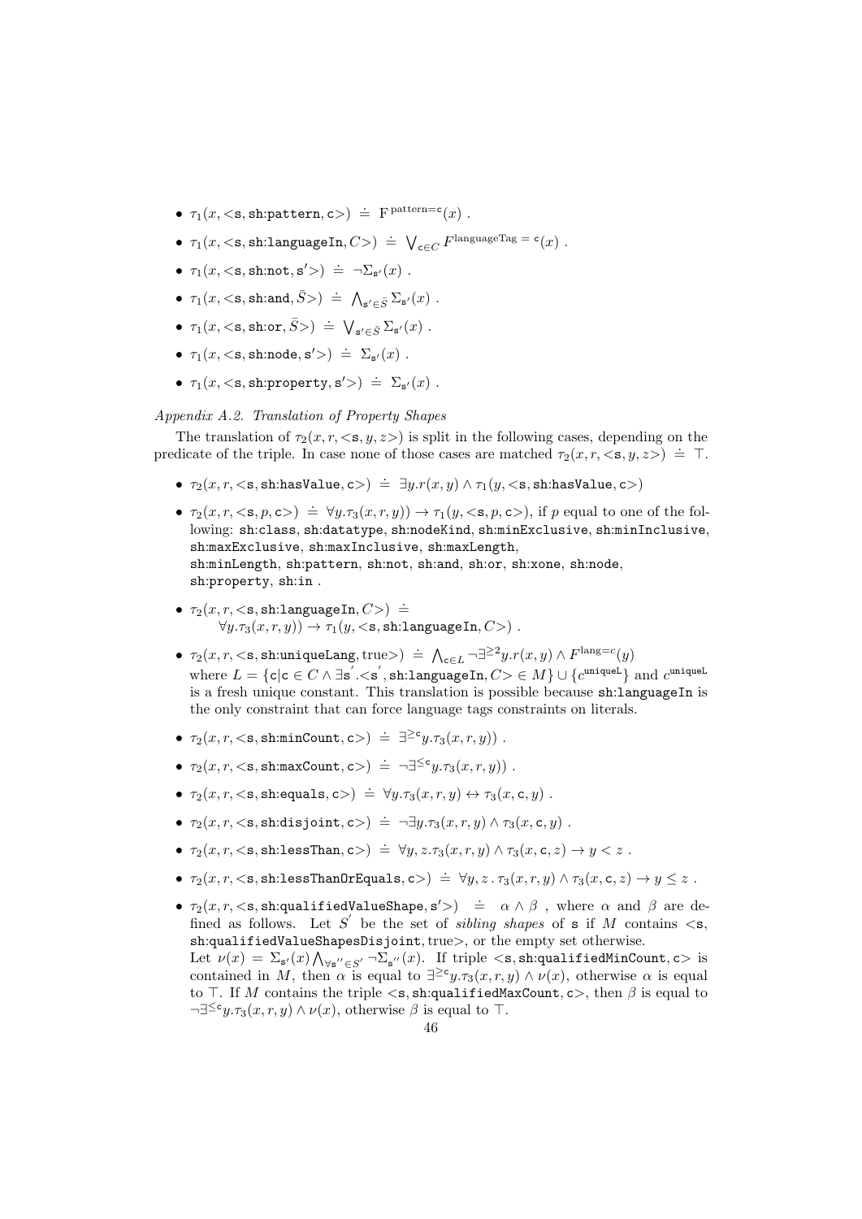- $\tau_1(x, \texttt{<s, sh:pattern, c>}) \doteq \mathrm{F}^{\,\text{pattern=c}}(x)$ .
- $\tau_1(x, \texttt{<s, sh:languageIn}, C\texttt{>}) \doteq \bigvee_{\texttt{c} \in C} F^{\text{languageTag = c}}(x)$ .
- $\tau_1(x, \texttt{<s, sh:not, s}'\texttt{>}) \doteq \neg\Sigma_{\texttt{s}'}(x)$ .
- $\tau_1(x, \texttt{<s, sh:and}, \bar{S}\texttt{>}) \doteq \bigwedge_{\texttt{s}' \in \bar{S}} \Sigma_{\texttt{s}'}(x)$ .
- $\tau_1(x, \texttt{<s, sh:or}, \bar{S}\texttt{>}) \doteq \bigvee_{\texttt{s}' \in \bar{S}} \Sigma_{\texttt{s}'}(x)$ .
- $\tau_1(x, \texttt{<s, sh:node, s}'\texttt{>}) \doteq \Sigma_{\texttt{s}'}(x)$ .
- $\tau_1(x, \texttt{<s, sh:property, s}'\texttt{>}) \doteq \Sigma_{\texttt{s}'}(x)$ .

*Appendix A.2. Translation of Property Shapes*

The translation of $\tau_2(x, r, \texttt{<s}, y, z\texttt{>})$ is split in the following cases, depending on the predicate of the triple. In case none of those cases are matched $\tau_2(x, r, \texttt{<s}, y, z\texttt{>}) \doteq \top$.

- $\tau_2(x, r, \texttt{<s, sh:hasValue, c>}) \doteq \exists y. r(x, y) \wedge \tau_1(y, \texttt{<s, sh:hasValue, c>})$
- $\tau_2(x, r, \texttt{<s}, p, \texttt{c>}) \doteq \forall y. \tau_3(x, r, y)) \rightarrow \tau_1(y, \texttt{<s}, p, \texttt{c>})$, if $p$ equal to one of the following: sh:class, sh:datatype, sh:nodeKind, sh:minExclusive, sh:minInclusive, sh:maxExclusive, sh:maxInclusive, sh:maxLength, sh:minLength, sh:pattern, sh:not, sh:and, sh:or, sh:xone, sh:node, sh:property, sh:in .
- $\tau_2(x, r, \texttt{<s, sh:languageIn}, C\texttt{>}) \doteq$
  $\forall y. \tau_3(x, r, y)) \rightarrow \tau_1(y, \texttt{<s, sh:languageIn}, C\texttt{>})$ .
- $\tau_2(x, r, \texttt{<s, sh:uniqueLang, true>}) \doteq \bigwedge_{\texttt{c} \in L} \neg\exists^{\geq 2} y. r(x, y) \wedge F^{\text{lang=}c}(y)$ where $L = \{\texttt{c} | \texttt{c} \in C \wedge \exists \texttt{s}'. \texttt{<s}', \texttt{sh:languageIn}, C\texttt{>} \in M\} \cup \{c^{\texttt{uniqueL}}\}$ and $c^{\texttt{uniqueL}}$ is a fresh unique constant. This translation is possible because sh:languageIn is the only constraint that can force language tags constraints on literals.
- $\tau_2(x, r, \texttt{<s, sh:minCount, c>}) \doteq \exists^{\geq \texttt{c}} y. \tau_3(x, r, y))$ .
- $\tau_2(x, r, \texttt{<s, sh:maxCount, c>}) \doteq \neg\exists^{\leq \texttt{c}} y. \tau_3(x, r, y))$ .
- $\tau_2(x, r, \texttt{<s, sh:equals, c>}) \doteq \forall y. \tau_3(x, r, y) \leftrightarrow \tau_3(x, \texttt{c}, y)$ .
- $\tau_2(x, r, \texttt{<s, sh:disjoint, c>}) \doteq \neg\exists y. \tau_3(x, r, y) \wedge \tau_3(x, \texttt{c}, y)$ .
- $\tau_2(x, r, \texttt{<s, sh:lessThan, c>}) \doteq \forall y, z. \tau_3(x, r, y) \wedge \tau_3(x, \texttt{c}, z) \rightarrow y < z$ .
- $\tau_2(x, r, \texttt{<s, sh:lessThanOrEquals, c>}) \doteq \forall y, z\,.\, \tau_3(x, r, y) \wedge \tau_3(x, \texttt{c}, z) \rightarrow y \leq z$ .
- $\tau_2(x, r, \texttt{<s, sh:qualifiedValueShape, s}'\texttt{>}) \doteq \alpha \wedge \beta$ , where $\alpha$ and $\beta$ are defined as follows. Let $S'$ be the set of *sibling shapes* of s if $M$ contains <s, sh:qualifiedValueShapesDisjoint, true>, or the empty set otherwise.
  Let $\nu(x) = \Sigma_{\texttt{s}'}(x) \bigwedge_{\forall \texttt{s}'' \in S'} \neg\Sigma_{\texttt{s}''}(x)$. If triple <s, sh:qualifiedMinCount, c> is contained in $M$, then $\alpha$ is equal to $\exists^{\geq \texttt{c}} y. \tau_3(x, r, y) \wedge \nu(x)$, otherwise $\alpha$ is equal to $\top$. If $M$ contains the triple <s, sh:qualifiedMaxCount, c>, then $\beta$ is equal to $\neg\exists^{\leq \texttt{c}} y. \tau_3(x, r, y) \wedge \nu(x)$, otherwise $\beta$ is equal to $\top$.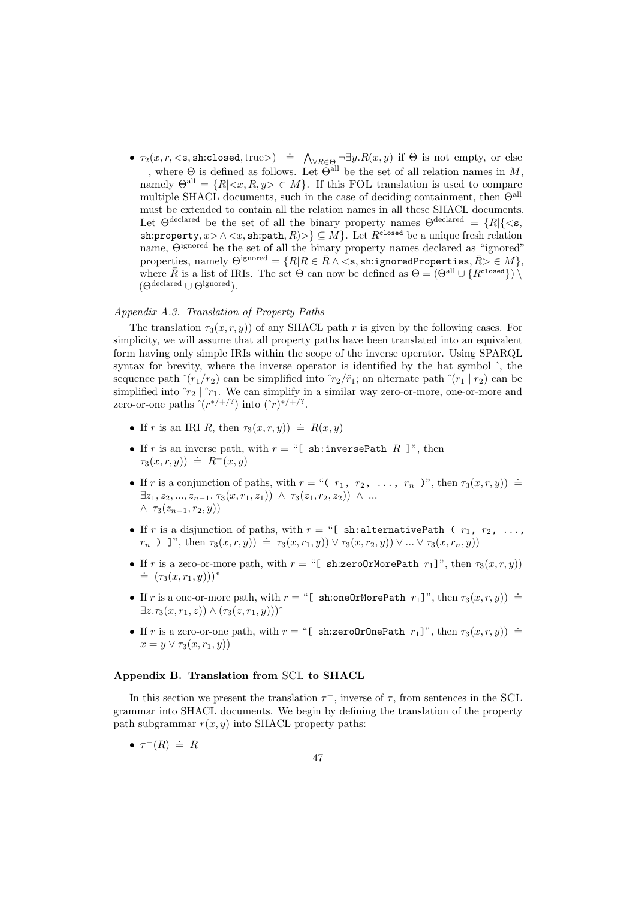- $\tau_2(x, r, \texttt{<s, sh:closed, true>}) \doteq \bigwedge_{\forall R \in \Theta} \neg \exists y. R(x, y)$ if $\Theta$ is not empty, or else $\top$, where $\Theta$ is defined as follows. Let $\Theta^{\text{all}}$ be the set of all relation names in $M$, namely $\Theta^{\text{all}} = \{R | \texttt{<}x, R, y\texttt{>} \in M\}$. If this FOL translation is used to compare multiple SHACL documents, such in the case of deciding containment, then $\Theta^{\text{all}}$ must be extended to contain all the relation names in all these SHACL documents. Let $\Theta^{\text{declared}}$ be the set of all the binary property names $\Theta^{\text{declared}} = \{R | \{\texttt{<s, sh:property}, x\texttt{>} \wedge \texttt{<}x, \texttt{sh:path}, R\texttt{>}\} \subseteq M\}$. Let $R^{\texttt{closed}}$ be a unique fresh relation name, $\Theta^{\text{ignored}}$ be the set of all the binary property names declared as "ignored" properties, namely $\Theta^{\text{ignored}} = \{R | R \in \bar{R} \wedge \texttt{<s, sh:ignoredProperties}, \bar{R}\texttt{>} \in M\}$, where $\bar{R}$ is a list of IRIs. The set $\Theta$ can now be defined as $\Theta = (\Theta^{\text{all}} \cup \{R^{\texttt{closed}}\}) \setminus (\Theta^{\text{declared}} \cup \Theta^{\text{ignored}})$.

*Appendix A.3. Translation of Property Paths*

The translation $\tau_3(x, r, y))$ of any SHACL path $r$ is given by the following cases. For simplicity, we will assume that all property paths have been translated into an equivalent form having only simple IRIs within the scope of the inverse operator. Using SPARQL syntax for brevity, where the inverse operator is identified by the hat symbol ˆ, the sequence path $\hat{}(r_1/r_2)$ can be simplified into $\hat{}r_2/\hat{r}_1$; an alternate path $\hat{}(r_1 \mid r_2)$ can be simplified into $\hat{}r_2 \mid \hat{}r_1$. We can simplify in a similar way zero-or-more, one-or-more and zero-or-one paths $\hat{}(r^{*/+/?})$ into $(\hat{}r)^{*/+/?}$.

- If $r$ is an IRI $R$, then $\tau_3(x, r, y)) \doteq R(x, y)$
- If $r$ is an inverse path, with $r =$ "`[ sh:inversePath` $R$ `]`", then $\tau_3(x, r, y)) \doteq R^{-}(x, y)$
- If $r$ is a conjunction of paths, with $r =$ "`(` $r_1$`,` $r_2$`, ...,` $r_n$ `)`", then $\tau_3(x, r, y)) \doteq \exists z_1, z_2, ..., z_{n-1}.\ \tau_3(x, r_1, z_1))\ \wedge\ \tau_3(z_1, r_2, z_2))\ \wedge\ ...$ $\wedge\ \tau_3(z_{n-1}, r_2, y))$
- If $r$ is a disjunction of paths, with $r =$ "`[ sh:alternativePath (` $r_1$`,` $r_2$`, ...,` $r_n$ `) ]`", then $\tau_3(x, r, y)) \doteq \tau_3(x, r_1, y)) \vee \tau_3(x, r_2, y)) \vee ... \vee \tau_3(x, r_n, y))$
- If $r$ is a zero-or-more path, with $r =$ "`[ sh:zeroOrMorePath` $r_1$`]`", then $\tau_3(x, r, y)) \doteq (\tau_3(x, r_1, y)))^{*}$
- If $r$ is a one-or-more path, with $r =$ "`[ sh:oneOrMorePath` $r_1$`]`", then $\tau_3(x, r, y)) \doteq \exists z. \tau_3(x, r_1, z)) \wedge (\tau_3(z, r_1, y)))^{*}$
- If $r$ is a zero-or-one path, with $r =$ "`[ sh:zeroOrOnePath` $r_1$`]`", then $\tau_3(x, r, y)) \doteq x = y \vee \tau_3(x, r_1, y))$

## Appendix B. Translation from SCL to SHACL

In this section we present the translation $\tau^{-}$, inverse of $\tau$, from sentences in the SCL grammar into SHACL documents. We begin by defining the translation of the property path subgrammar $r(x, y)$ into SHACL property paths:

- $\tau^{-}(R) \doteq R$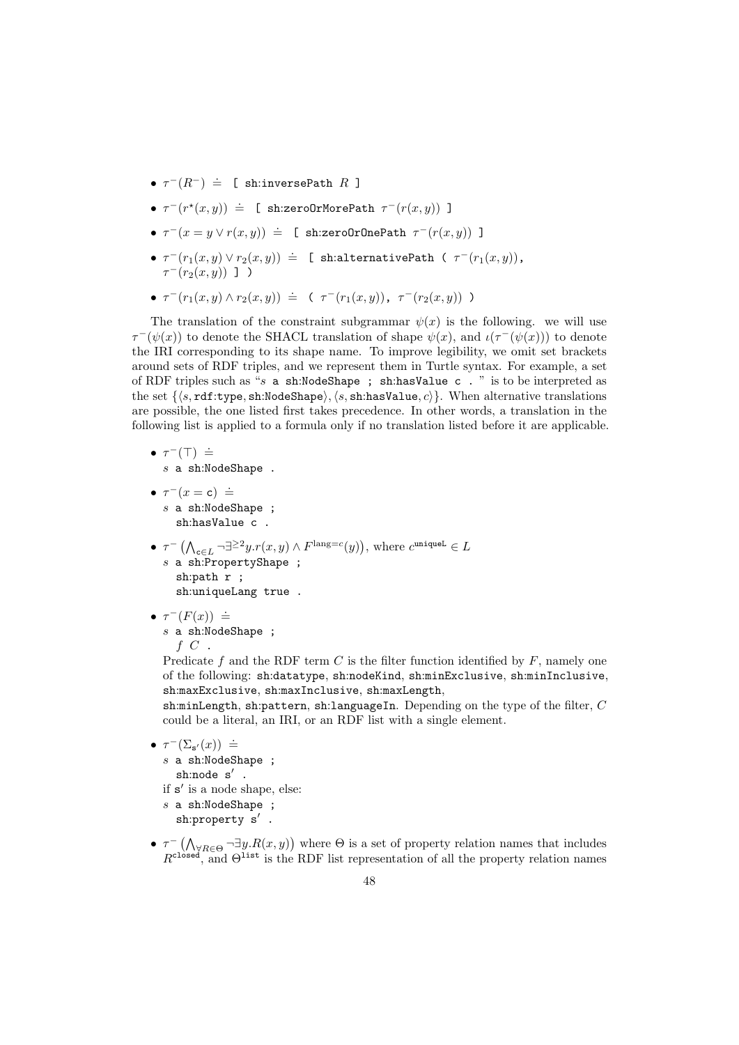- $\tau^-(R^-) \doteq$ `[ sh:inversePath` $R$ `]`
- $\tau^-(r^\star(x, y)) \doteq$ `[ sh:zeroOrMorePath` $\tau^-(r(x, y))$ `]`
- $\tau^-(x = y \vee r(x, y)) \doteq$ `[ sh:zeroOrOnePath` $\tau^-(r(x, y))$ `]`
- $\tau^-(r_1(x, y) \vee r_2(x, y)) \doteq$ `[ sh:alternativePath (` $\tau^-(r_1(x, y))$`,` $\tau^-(r_2(x, y))$ `] )`
- $\tau^-(r_1(x, y) \wedge r_2(x, y)) \doteq$ `(` $\tau^-(r_1(x, y))$`,` $\tau^-(r_2(x, y))$ `)`

The translation of the constraint subgrammar $\psi(x)$ is the following. we will use $\tau^-(\psi(x))$ to denote the SHACL translation of shape $\psi(x)$, and $\iota(\tau^-(\psi(x)))$ to denote the IRI corresponding to its shape name. To improve legibility, we omit set brackets around sets of RDF triples, and we represent them in Turtle syntax. For example, a set of RDF triples such as "$s$ `a sh:NodeShape ; sh:hasValue c .` " is to be interpreted as the set $\{\langle s, \texttt{rdf:type}, \texttt{sh:NodeShape}\rangle, \langle s, \texttt{sh:hasValue}, c\rangle\}$. When alternative translations are possible, the one listed first takes precedence. In other words, a translation in the following list is applied to a formula only if no translation listed before it are applicable.

- $\tau^-(\top) \doteq$
  $s$ `a sh:NodeShape .`
- $\tau^-(x = \mathtt{c}) \doteq$
  $s$ `a sh:NodeShape ;`
  `sh:hasValue c .`
- $\tau^-\left(\bigwedge_{\mathtt{c} \in L} \neg\exists^{\geq 2} y.r(x, y) \wedge F^{\text{lang}=c}(y)\right)$, where $c^{\mathtt{uniqueL}} \in L$
  $s$ `a sh:PropertyShape ;`
  `sh:path r ;`
  `sh:uniqueLang true .`
- $\tau^-(F(x)) \doteq$
  $s$ `a sh:NodeShape ;`
  $f$ $C$ `.`

  Predicate $f$ and the RDF term $C$ is the filter function identified by $F$, namely one of the following: sh:datatype, sh:nodeKind, sh:minExclusive, sh:minInclusive, sh:maxExclusive, sh:maxInclusive, sh:maxLength, sh:minLength, sh:pattern, sh:languageIn. Depending on the type of the filter, $C$ could be a literal, an IRI, or an RDF list with a single element.
- $\tau^-(\Sigma_{\mathtt{s}'}(x)) \doteq$
  $s$ `a sh:NodeShape ;`
  `sh:node s' .`
  if $\mathtt{s}'$ is a node shape, else:
  $s$ `a sh:NodeShape ;`
  `sh:property s' .`
- $\tau^-\left(\bigwedge_{\forall R \in \Theta} \neg\exists y.R(x, y)\right)$ where $\Theta$ is a set of property relation names that includes $R^{\mathtt{closed}}$, and $\Theta^{\mathtt{list}}$ is the RDF list representation of all the property relation names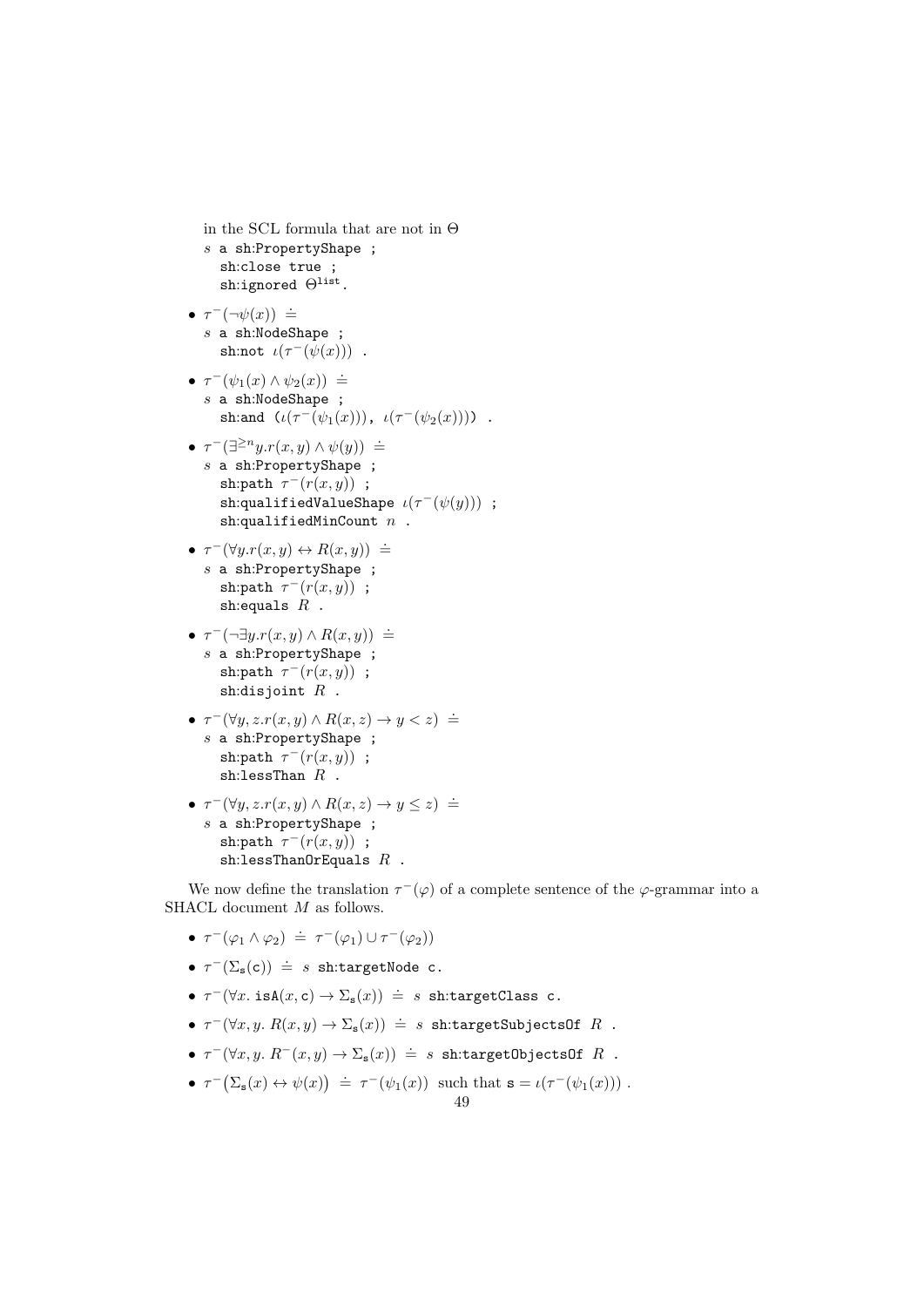in the SCL formula that are not in $\Theta$

$s$ a sh:PropertyShape ;
  sh:close true ;
  sh:ignored $\Theta^{\text{list}}$.

- $\tau^{-}(\neg\psi(x)) \doteq$
  $s$ a sh:NodeShape ;
  sh:not $\iota(\tau^{-}(\psi(x)))$ .

- $\tau^{-}(\psi_1(x) \wedge \psi_2(x)) \doteq$
  $s$ a sh:NodeShape ;
  sh:and $(\iota(\tau^{-}(\psi_1(x))),\ \iota(\tau^{-}(\psi_2(x))))$ .

- $\tau^{-}(\exists^{\geq n} y.r(x,y) \wedge \psi(y)) \doteq$
  $s$ a sh:PropertyShape ;
  sh:path $\tau^{-}(r(x,y))$ ;
  sh:qualifiedValueShape $\iota(\tau^{-}(\psi(y)))$ ;
  sh:qualifiedMinCount $n$ .

- $\tau^{-}(\forall y.r(x,y) \leftrightarrow R(x,y)) \doteq$
  $s$ a sh:PropertyShape ;
  sh:path $\tau^{-}(r(x,y))$ ;
  sh:equals $R$ .

- $\tau^{-}(\neg\exists y.r(x,y) \wedge R(x,y)) \doteq$
  $s$ a sh:PropertyShape ;
  sh:path $\tau^{-}(r(x,y))$ ;
  sh:disjoint $R$ .

- $\tau^{-}(\forall y,z.r(x,y) \wedge R(x,z) \rightarrow y < z) \doteq$
  $s$ a sh:PropertyShape ;
  sh:path $\tau^{-}(r(x,y))$ ;
  sh:lessThan $R$ .

- $\tau^{-}(\forall y,z.r(x,y) \wedge R(x,z) \rightarrow y \leq z) \doteq$
  $s$ a sh:PropertyShape ;
  sh:path $\tau^{-}(r(x,y))$ ;
  sh:lessThanOrEquals $R$ .

We now define the translation $\tau^{-}(\varphi)$ of a complete sentence of the $\varphi$-grammar into a SHACL document $M$ as follows.

- $\tau^{-}(\varphi_1 \wedge \varphi_2) \doteq \tau^{-}(\varphi_1) \cup \tau^{-}(\varphi_2))$
- $\tau^{-}(\Sigma_{\mathtt{s}}(\mathtt{c})) \doteq s$ sh:targetNode c.
- $\tau^{-}(\forall x.\ \mathtt{isA}(x,\mathtt{c}) \rightarrow \Sigma_{\mathtt{s}}(x)) \doteq s$ sh:targetClass c.
- $\tau^{-}(\forall x,y.\ R(x,y) \rightarrow \Sigma_{\mathtt{s}}(x)) \doteq s$ sh:targetSubjectsOf $R$ .
- $\tau^{-}(\forall x,y.\ R^{-}(x,y) \rightarrow \Sigma_{\mathtt{s}}(x)) \doteq s$ sh:targetObjectsOf $R$ .
- $\tau^{-}\big(\Sigma_{\mathtt{s}}(x) \leftrightarrow \psi(x)\big) \doteq \tau^{-}(\psi_1(x))$ such that $\mathtt{s} = \iota(\tau^{-}(\psi_1(x)))$ .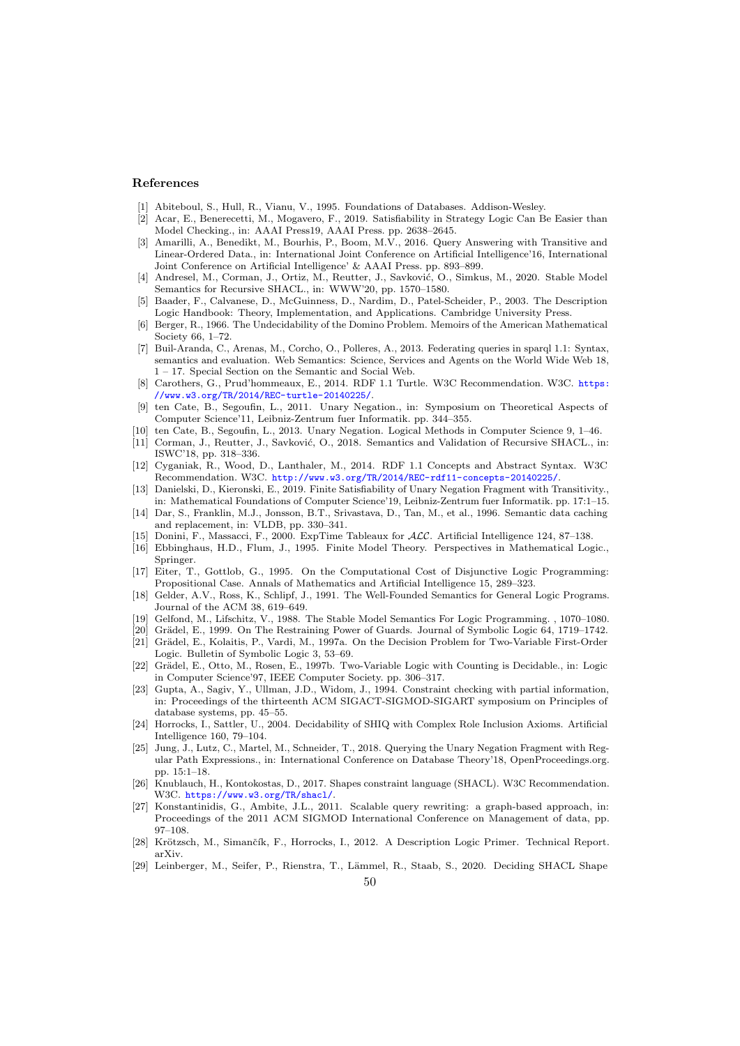## References

[1] Abiteboul, S., Hull, R., Vianu, V., 1995. Foundations of Databases. Addison-Wesley.

[2] Acar, E., Benerecetti, M., Mogavero, F., 2019. Satisfiability in Strategy Logic Can Be Easier than Model Checking., in: AAAI Press19, AAAI Press. pp. 2638–2645.

[3] Amarilli, A., Benedikt, M., Bourhis, P., Boom, M.V., 2016. Query Answering with Transitive and Linear-Ordered Data., in: International Joint Conference on Artificial Intelligence'16, International Joint Conference on Artificial Intelligence' & AAAI Press. pp. 893–899.

[4] Andresel, M., Corman, J., Ortiz, M., Reutter, J., Savković, O., Simkus, M., 2020. Stable Model Semantics for Recursive SHACL., in: WWW'20, pp. 1570–1580.

[5] Baader, F., Calvanese, D., McGuinness, D., Nardim, D., Patel-Scheider, P., 2003. The Description Logic Handbook: Theory, Implementation, and Applications. Cambridge University Press.

[6] Berger, R., 1966. The Undecidability of the Domino Problem. Memoirs of the American Mathematical Society 66, 1–72.

[7] Buil-Aranda, C., Arenas, M., Corcho, O., Polleres, A., 2013. Federating queries in sparql 1.1: Syntax, semantics and evaluation. Web Semantics: Science, Services and Agents on the World Wide Web 18, 1 – 17. Special Section on the Semantic and Social Web.

[8] Carothers, G., Prud'hommeaux, E., 2014. RDF 1.1 Turtle. W3C Recommendation. W3C. https://www.w3.org/TR/2014/REC-turtle-20140225/.

[9] ten Cate, B., Segoufin, L., 2011. Unary Negation., in: Symposium on Theoretical Aspects of Computer Science'11, Leibniz-Zentrum fuer Informatik. pp. 344–355.

[10] ten Cate, B., Segoufin, L., 2013. Unary Negation. Logical Methods in Computer Science 9, 1–46.

[11] Corman, J., Reutter, J., Savković, O., 2018. Semantics and Validation of Recursive SHACL., in: ISWC'18, pp. 318–336.

[12] Cyganiak, R., Wood, D., Lanthaler, M., 2014. RDF 1.1 Concepts and Abstract Syntax. W3C Recommendation. W3C. http://www.w3.org/TR/2014/REC-rdf11-concepts-20140225/.

[13] Danielski, D., Kieronski, E., 2019. Finite Satisfiability of Unary Negation Fragment with Transitivity., in: Mathematical Foundations of Computer Science'19, Leibniz-Zentrum fuer Informatik. pp. 17:1–15.

[14] Dar, S., Franklin, M.J., Jonsson, B.T., Srivastava, D., Tan, M., et al., 1996. Semantic data caching and replacement, in: VLDB, pp. 330–341.

[15] Donini, F., Massacci, F., 2000. ExpTime Tableaux for $\mathcal{ALC}$. Artificial Intelligence 124, 87–138.

[16] Ebbinghaus, H.D., Flum, J., 1995. Finite Model Theory. Perspectives in Mathematical Logic., Springer.

[17] Eiter, T., Gottlob, G., 1995. On the Computational Cost of Disjunctive Logic Programming: Propositional Case. Annals of Mathematics and Artificial Intelligence 15, 289–323.

[18] Gelder, A.V., Ross, K., Schlipf, J., 1991. The Well-Founded Semantics for General Logic Programs. Journal of the ACM 38, 619–649.

[19] Gelfond, M., Lifschitz, V., 1988. The Stable Model Semantics For Logic Programming. , 1070–1080.

[20] Grädel, E., 1999. On The Restraining Power of Guards. Journal of Symbolic Logic 64, 1719–1742.

[21] Grädel, E., Kolaitis, P., Vardi, M., 1997a. On the Decision Problem for Two-Variable First-Order Logic. Bulletin of Symbolic Logic 3, 53–69.

[22] Grädel, E., Otto, M., Rosen, E., 1997b. Two-Variable Logic with Counting is Decidable., in: Logic in Computer Science'97, IEEE Computer Society. pp. 306–317.

[23] Gupta, A., Sagiv, Y., Ullman, J.D., Widom, J., 1994. Constraint checking with partial information, in: Proceedings of the thirteenth ACM SIGACT-SIGMOD-SIGART symposium on Principles of database systems, pp. 45–55.

[24] Horrocks, I., Sattler, U., 2004. Decidability of SHIQ with Complex Role Inclusion Axioms. Artificial Intelligence 160, 79–104.

[25] Jung, J., Lutz, C., Martel, M., Schneider, T., 2018. Querying the Unary Negation Fragment with Regular Path Expressions., in: International Conference on Database Theory'18, OpenProceedings.org. pp. 15:1–18.

[26] Knublauch, H., Kontokostas, D., 2017. Shapes constraint language (SHACL). W3C Recommendation. W3C. https://www.w3.org/TR/shacl/.

[27] Konstantinidis, G., Ambite, J.L., 2011. Scalable query rewriting: a graph-based approach, in: Proceedings of the 2011 ACM SIGMOD International Conference on Management of data, pp. 97–108.

[28] Krötzsch, M., Simančík, F., Horrocks, I., 2012. A Description Logic Primer. Technical Report. arXiv.

[29] Leinberger, M., Seifer, P., Rienstra, T., Lämmel, R., Staab, S., 2020. Deciding SHACL Shape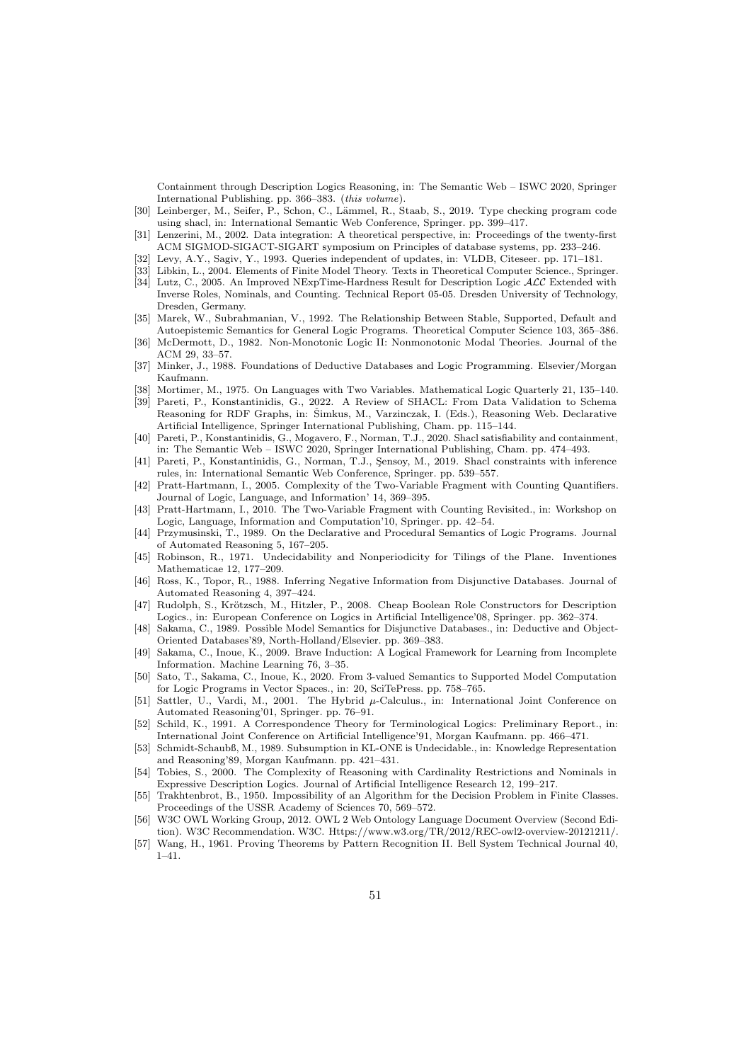Containment through Description Logics Reasoning, in: The Semantic Web – ISWC 2020, Springer International Publishing. pp. 366–383. (*this volume*).

[30] Leinberger, M., Seifer, P., Schon, C., Lämmel, R., Staab, S., 2019. Type checking program code using shacl, in: International Semantic Web Conference, Springer. pp. 399–417.

[31] Lenzerini, M., 2002. Data integration: A theoretical perspective, in: Proceedings of the twenty-first ACM SIGMOD-SIGACT-SIGART symposium on Principles of database systems, pp. 233–246.

[32] Levy, A.Y., Sagiv, Y., 1993. Queries independent of updates, in: VLDB, Citeseer. pp. 171–181.

[33] Libkin, L., 2004. Elements of Finite Model Theory. Texts in Theoretical Computer Science., Springer.

[34] Lutz, C., 2005. An Improved NExpTime-Hardness Result for Description Logic $\mathcal{ALC}$ Extended with Inverse Roles, Nominals, and Counting. Technical Report 05-05. Dresden University of Technology, Dresden, Germany.

[35] Marek, W., Subrahmanian, V., 1992. The Relationship Between Stable, Supported, Default and Autoepistemic Semantics for General Logic Programs. Theoretical Computer Science 103, 365–386.

[36] McDermott, D., 1982. Non-Monotonic Logic II: Nonmonotonic Modal Theories. Journal of the ACM 29, 33–57.

[37] Minker, J., 1988. Foundations of Deductive Databases and Logic Programming. Elsevier/Morgan Kaufmann.

[38] Mortimer, M., 1975. On Languages with Two Variables. Mathematical Logic Quarterly 21, 135–140.

[39] Pareti, P., Konstantinidis, G., 2022. A Review of SHACL: From Data Validation to Schema Reasoning for RDF Graphs, in: Šimkus, M., Varzinczak, I. (Eds.), Reasoning Web. Declarative Artificial Intelligence, Springer International Publishing, Cham. pp. 115–144.

[40] Pareti, P., Konstantinidis, G., Mogavero, F., Norman, T.J., 2020. Shacl satisfiability and containment, in: The Semantic Web – ISWC 2020, Springer International Publishing, Cham. pp. 474–493.

[41] Pareti, P., Konstantinidis, G., Norman, T.J., Şensoy, M., 2019. Shacl constraints with inference rules, in: International Semantic Web Conference, Springer. pp. 539–557.

[42] Pratt-Hartmann, I., 2005. Complexity of the Two-Variable Fragment with Counting Quantifiers. Journal of Logic, Language, and Information' 14, 369–395.

[43] Pratt-Hartmann, I., 2010. The Two-Variable Fragment with Counting Revisited., in: Workshop on Logic, Language, Information and Computation'10, Springer. pp. 42–54.

[44] Przymusinski, T., 1989. On the Declarative and Procedural Semantics of Logic Programs. Journal of Automated Reasoning 5, 167–205.

[45] Robinson, R., 1971. Undecidability and Nonperiodicity for Tilings of the Plane. Inventiones Mathematicae 12, 177–209.

[46] Ross, K., Topor, R., 1988. Inferring Negative Information from Disjunctive Databases. Journal of Automated Reasoning 4, 397–424.

[47] Rudolph, S., Krötzsch, M., Hitzler, P., 2008. Cheap Boolean Role Constructors for Description Logics., in: European Conference on Logics in Artificial Intelligence'08, Springer. pp. 362–374.

[48] Sakama, C., 1989. Possible Model Semantics for Disjunctive Databases., in: Deductive and Object-Oriented Databases'89, North-Holland/Elsevier. pp. 369–383.

[49] Sakama, C., Inoue, K., 2009. Brave Induction: A Logical Framework for Learning from Incomplete Information. Machine Learning 76, 3–35.

[50] Sato, T., Sakama, C., Inoue, K., 2020. From 3-valued Semantics to Supported Model Computation for Logic Programs in Vector Spaces., in: 20, SciTePress. pp. 758–765.

[51] Sattler, U., Vardi, M., 2001. The Hybrid $\mu$-Calculus., in: International Joint Conference on Automated Reasoning'01, Springer. pp. 76–91.

[52] Schild, K., 1991. A Correspondence Theory for Terminological Logics: Preliminary Report., in: International Joint Conference on Artificial Intelligence'91, Morgan Kaufmann. pp. 466–471.

[53] Schmidt-Schaubß, M., 1989. Subsumption in KL-ONE is Undecidable., in: Knowledge Representation and Reasoning'89, Morgan Kaufmann. pp. 421–431.

[54] Tobies, S., 2000. The Complexity of Reasoning with Cardinality Restrictions and Nominals in Expressive Description Logics. Journal of Artificial Intelligence Research 12, 199–217.

[55] Trakhtenbrot, B., 1950. Impossibility of an Algorithm for the Decision Problem in Finite Classes. Proceedings of the USSR Academy of Sciences 70, 569–572.

[56] W3C OWL Working Group, 2012. OWL 2 Web Ontology Language Document Overview (Second Edition). W3C Recommendation. W3C. Https://www.w3.org/TR/2012/REC-owl2-overview-20121211/.

[57] Wang, H., 1961. Proving Theorems by Pattern Recognition II. Bell System Technical Journal 40, 1–41.